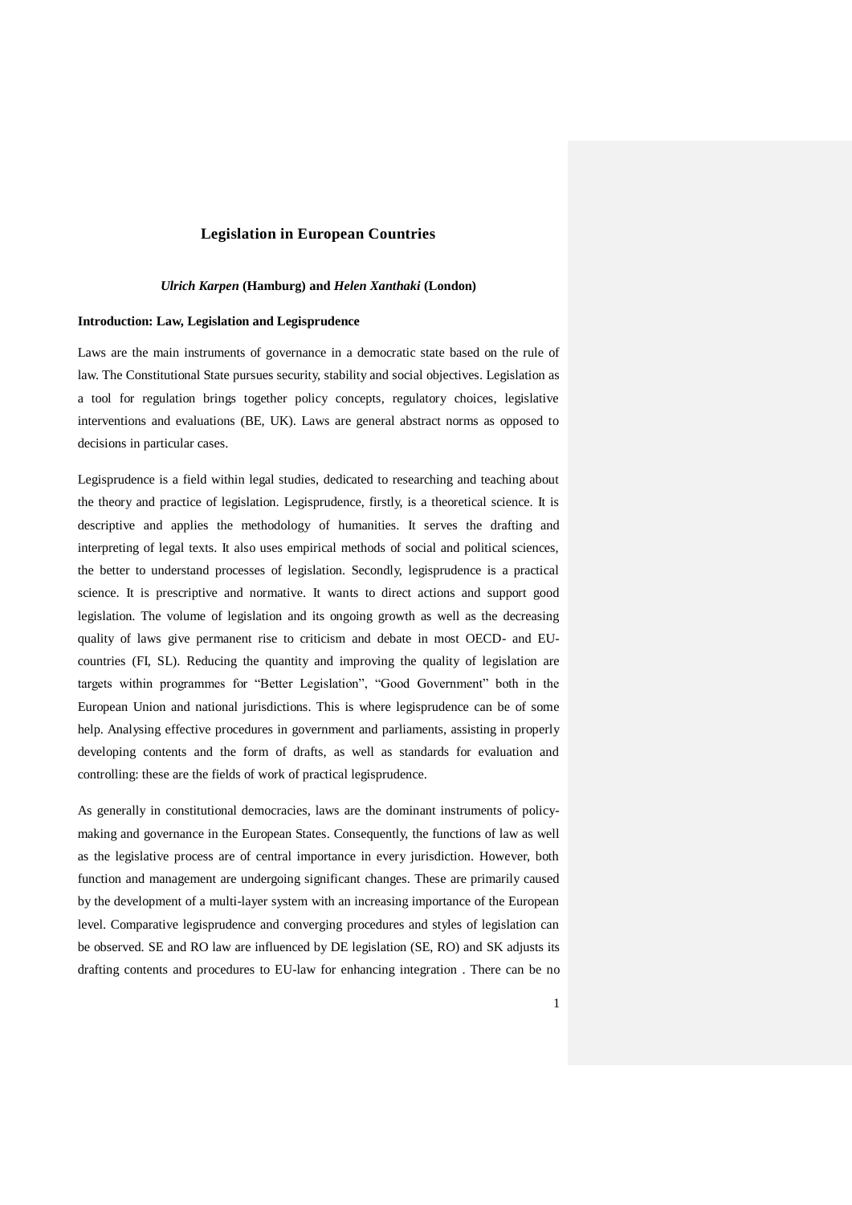# Legislation in European Countries

***Ulrich Karpen* (Hamburg) and *Helen Xanthaki* (London)**

## Introduction: Law, Legislation and Legisprudence

Laws are the main instruments of governance in a democratic state based on the rule of law. The Constitutional State pursues security, stability and social objectives. Legislation as a tool for regulation brings together policy concepts, regulatory choices, legislative interventions and evaluations (BE, UK). Laws are general abstract norms as opposed to decisions in particular cases.

Legisprudence is a field within legal studies, dedicated to researching and teaching about the theory and practice of legislation. Legisprudence, firstly, is a theoretical science. It is descriptive and applies the methodology of humanities. It serves the drafting and interpreting of legal texts. It also uses empirical methods of social and political sciences, the better to understand processes of legislation. Secondly, legisprudence is a practical science. It is prescriptive and normative. It wants to direct actions and support good legislation. The volume of legislation and its ongoing growth as well as the decreasing quality of laws give permanent rise to criticism and debate in most OECD- and EU-countries (FI, SL). Reducing the quantity and improving the quality of legislation are targets within programmes for "Better Legislation", "Good Government" both in the European Union and national jurisdictions. This is where legisprudence can be of some help. Analysing effective procedures in government and parliaments, assisting in properly developing contents and the form of drafts, as well as standards for evaluation and controlling: these are the fields of work of practical legisprudence.

As generally in constitutional democracies, laws are the dominant instruments of policy-making and governance in the European States. Consequently, the functions of law as well as the legislative process are of central importance in every jurisdiction. However, both function and management are undergoing significant changes. These are primarily caused by the development of a multi-layer system with an increasing importance of the European level. Comparative legisprudence and converging procedures and styles of legislation can be observed. SE and RO law are influenced by DE legislation (SE, RO) and SK adjusts its drafting contents and procedures to EU-law for enhancing integration . There can be no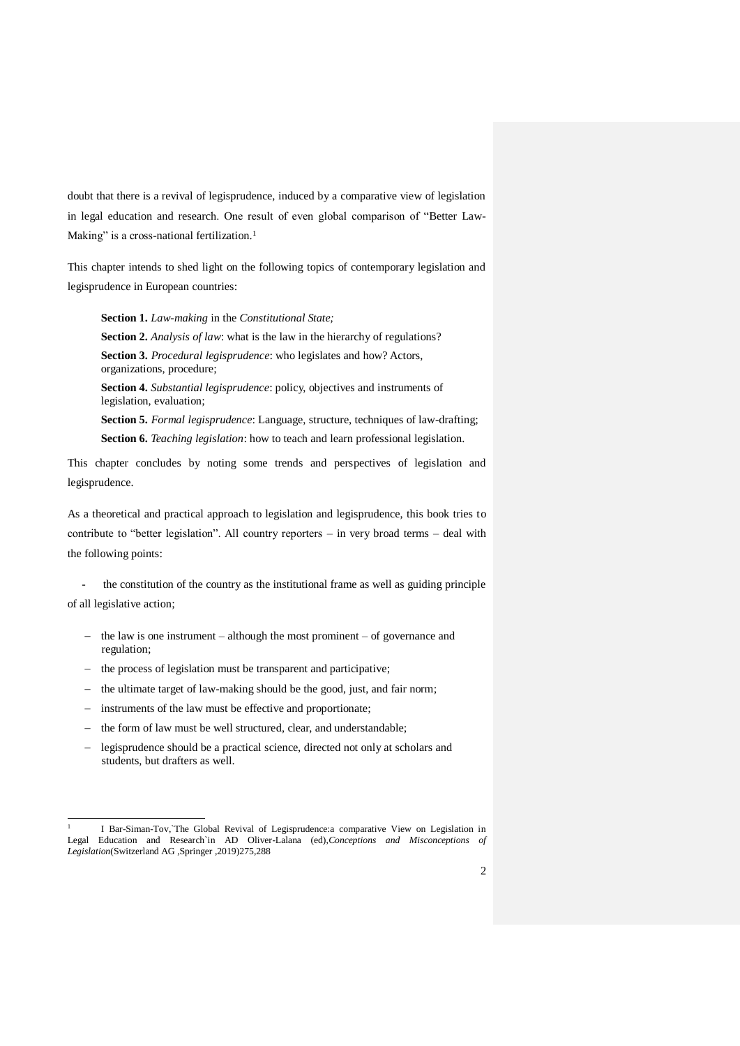doubt that there is a revival of legisprudence, induced by a comparative view of legislation in legal education and research. One result of even global comparison of "Better Law-Making" is a cross-national fertilization.[1]

This chapter intends to shed light on the following topics of contemporary legislation and legisprudence in European countries:

**Section 1.** *Law-making* in the *Constitutional State;*

**Section 2.** *Analysis of law*: what is the law in the hierarchy of regulations?

**Section 3.** *Procedural legisprudence*: who legislates and how? Actors, organizations, procedure;

**Section 4.** *Substantial legisprudence*: policy, objectives and instruments of legislation, evaluation;

**Section 5.** *Formal legisprudence*: Language, structure, techniques of law-drafting;

**Section 6.** *Teaching legislation*: how to teach and learn professional legislation.

This chapter concludes by noting some trends and perspectives of legislation and legisprudence.

As a theoretical and practical approach to legislation and legisprudence, this book tries to contribute to "better legislation". All country reporters – in very broad terms – deal with the following points:

- the constitution of the country as the institutional frame as well as guiding principle of all legislative action;
- the law is one instrument – although the most prominent – of governance and regulation;
- the process of legislation must be transparent and participative;
- the ultimate target of law-making should be the good, just, and fair norm;
- instruments of the law must be effective and proportionate;
- the form of law must be well structured, clear, and understandable;
- legisprudence should be a practical science, directed not only at scholars and students, but drafters as well.

---

[1] I Bar-Siman-Tov,`The Global Revival of Legisprudence:a comparative View on Legislation in Legal Education and Research`in AD Oliver-Lalana (ed),*Conceptions and Misconceptions of Legislation*(Switzerland AG ,Springer ,2019)275,288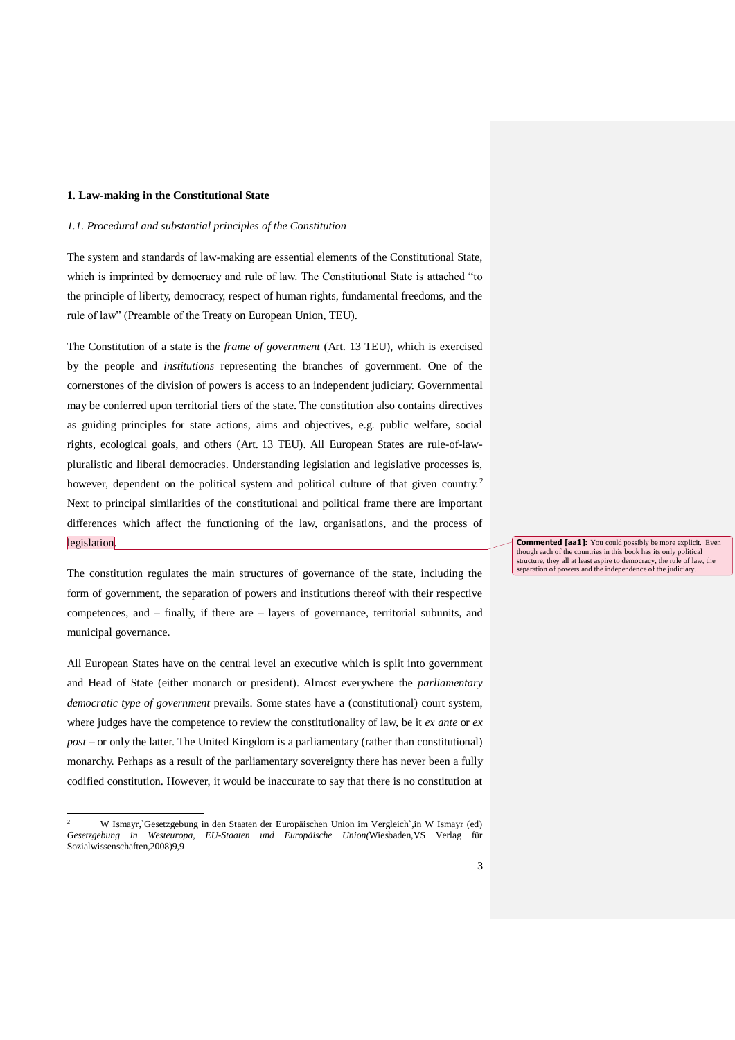## 1. Law-making in the Constitutional State

### *1.1. Procedural and substantial principles of the Constitution*

The system and standards of law-making are essential elements of the Constitutional State, which is imprinted by democracy and rule of law. The Constitutional State is attached "to the principle of liberty, democracy, respect of human rights, fundamental freedoms, and the rule of law" (Preamble of the Treaty on European Union, TEU).

The Constitution of a state is the *frame of government* (Art. 13 TEU), which is exercised by the people and *institutions* representing the branches of government. One of the cornerstones of the division of powers is access to an independent judiciary. Governmental may be conferred upon territorial tiers of the state. The constitution also contains directives as guiding principles for state actions, aims and objectives, e.g. public welfare, social rights, ecological goals, and others (Art. 13 TEU). All European States are rule-of-law-pluralistic and liberal democracies. Understanding legislation and legislative processes is, however, dependent on the political system and political culture of that given country.[2] Next to principal similarities of the constitutional and political frame there are important differences which affect the functioning of the law, organisations, and the process of legislation.

**Commented [aa1]:** You could possibly be more explicit. Even though each of the countries in this book has its only political structure, they all at least aspire to democracy, the rule of law, the separation of powers and the independence of the judiciary.

The constitution regulates the main structures of governance of the state, including the form of government, the separation of powers and institutions thereof with their respective competences, and – finally, if there are – layers of governance, territorial subunits, and municipal governance.

All European States have on the central level an executive which is split into government and Head of State (either monarch or president). Almost everywhere the *parliamentary democratic type of government* prevails. Some states have a (constitutional) court system, where judges have the competence to review the constitutionality of law, be it *ex ante* or *ex post* – or only the latter. The United Kingdom is a parliamentary (rather than constitutional) monarchy. Perhaps as a result of the parliamentary sovereignty there has never been a fully codified constitution. However, it would be inaccurate to say that there is no constitution at

---

[2] W Ismayr,`Gesetzgebung in den Staaten der Europäischen Union im Vergleich`,in W Ismayr (ed) *Gesetzgebung in Westeuropa, EU-Staaten und Europäische Union*(Wiesbaden,VS Verlag für Sozialwissenschaften,2008)9,9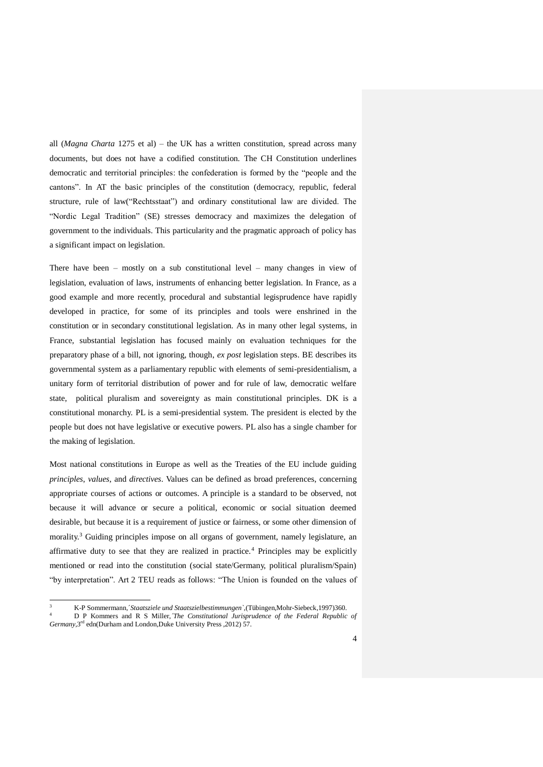all (*Magna Charta* 1275 et al) – the UK has a written constitution, spread across many documents, but does not have a codified constitution. The CH Constitution underlines democratic and territorial principles: the confederation is formed by the "people and the cantons". In AT the basic principles of the constitution (democracy, republic, federal structure, rule of law("Rechtsstaat") and ordinary constitutional law are divided. The "Nordic Legal Tradition" (SE) stresses democracy and maximizes the delegation of government to the individuals. This particularity and the pragmatic approach of policy has a significant impact on legislation.

There have been – mostly on a sub constitutional level – many changes in view of legislation, evaluation of laws, instruments of enhancing better legislation. In France, as a good example and more recently, procedural and substantial legisprudence have rapidly developed in practice, for some of its principles and tools were enshrined in the constitution or in secondary constitutional legislation. As in many other legal systems, in France, substantial legislation has focused mainly on evaluation techniques for the preparatory phase of a bill, not ignoring, though, *ex post* legislation steps. BE describes its governmental system as a parliamentary republic with elements of semi-presidentialism, a unitary form of territorial distribution of power and for rule of law, democratic welfare state, political pluralism and sovereignty as main constitutional principles. DK is a constitutional monarchy. PL is a semi-presidential system. The president is elected by the people but does not have legislative or executive powers. PL also has a single chamber for the making of legislation.

Most national constitutions in Europe as well as the Treaties of the EU include guiding *principles*, *values*, and *directives*. Values can be defined as broad preferences, concerning appropriate courses of actions or outcomes. A principle is a standard to be observed, not because it will advance or secure a political, economic or social situation deemed desirable, but because it is a requirement of justice or fairness, or some other dimension of morality.[3] Guiding principles impose on all organs of government, namely legislature, an affirmative duty to see that they are realized in practice.[4] Principles may be explicitly mentioned or read into the constitution (social state/Germany, political pluralism/Spain) "by interpretation". Art 2 TEU reads as follows: "The Union is founded on the values of

---

[3] K-P Sommermann,´*Staatsziele und Staatszielbestimmungen*`,(Tübingen,Mohr-Siebeck,1997)360.

[4] D P Kommers and R S Miller,´*The Constitutional Jurisprudence of the Federal Republic of Germany*,3rd edn(Durham and London,Duke University Press ,2012) 57.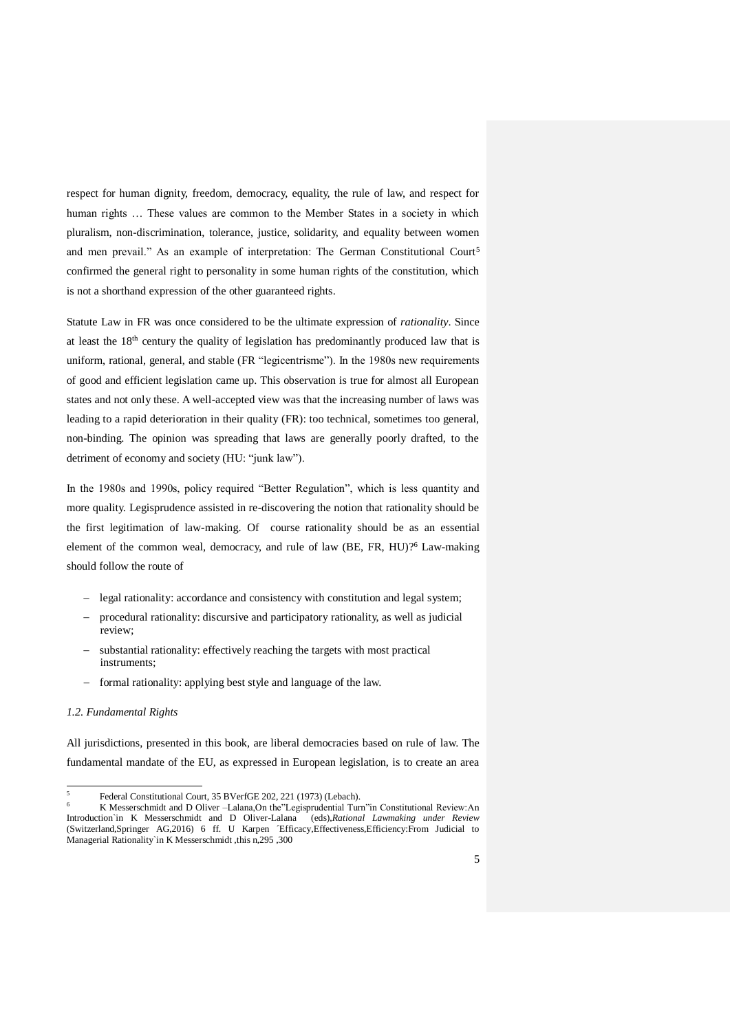respect for human dignity, freedom, democracy, equality, the rule of law, and respect for human rights … These values are common to the Member States in a society in which pluralism, non-discrimination, tolerance, justice, solidarity, and equality between women and men prevail." As an example of interpretation: The German Constitutional Court[5] confirmed the general right to personality in some human rights of the constitution, which is not a shorthand expression of the other guaranteed rights.

Statute Law in FR was once considered to be the ultimate expression of *rationality*. Since at least the 18th century the quality of legislation has predominantly produced law that is uniform, rational, general, and stable (FR "legicentrisme"). In the 1980s new requirements of good and efficient legislation came up. This observation is true for almost all European states and not only these. A well-accepted view was that the increasing number of laws was leading to a rapid deterioration in their quality (FR): too technical, sometimes too general, non-binding. The opinion was spreading that laws are generally poorly drafted, to the detriment of economy and society (HU: "junk law").

In the 1980s and 1990s, policy required "Better Regulation", which is less quantity and more quality. Legisprudence assisted in re-discovering the notion that rationality should be the first legitimation of law-making. Of course rationality should be as an essential element of the common weal, democracy, and rule of law (BE, FR, HU)?[6] Law-making should follow the route of

- legal rationality: accordance and consistency with constitution and legal system;
- procedural rationality: discursive and participatory rationality, as well as judicial review;
- substantial rationality: effectively reaching the targets with most practical instruments;
- formal rationality: applying best style and language of the law.

### *1.2. Fundamental Rights*

All jurisdictions, presented in this book, are liberal democracies based on rule of law. The fundamental mandate of the EU, as expressed in European legislation, is to create an area

---

[5] Federal Constitutional Court, 35 BVerfGE 202, 221 (1973) (Lebach).

[6] K Messerschmidt and D Oliver –Lalana,On the"Legisprudential Turn"in Constitutional Review:An Introduction`in K Messerschmidt and D Oliver-Lalana (eds),*Rational Lawmaking under Review* (Switzerland,Springer AG,2016) 6 ff. U Karpen ´Efficacy,Effectiveness,Efficiency:From Judicial to Managerial Rationality`in K Messerschmidt ,this n,295 ,300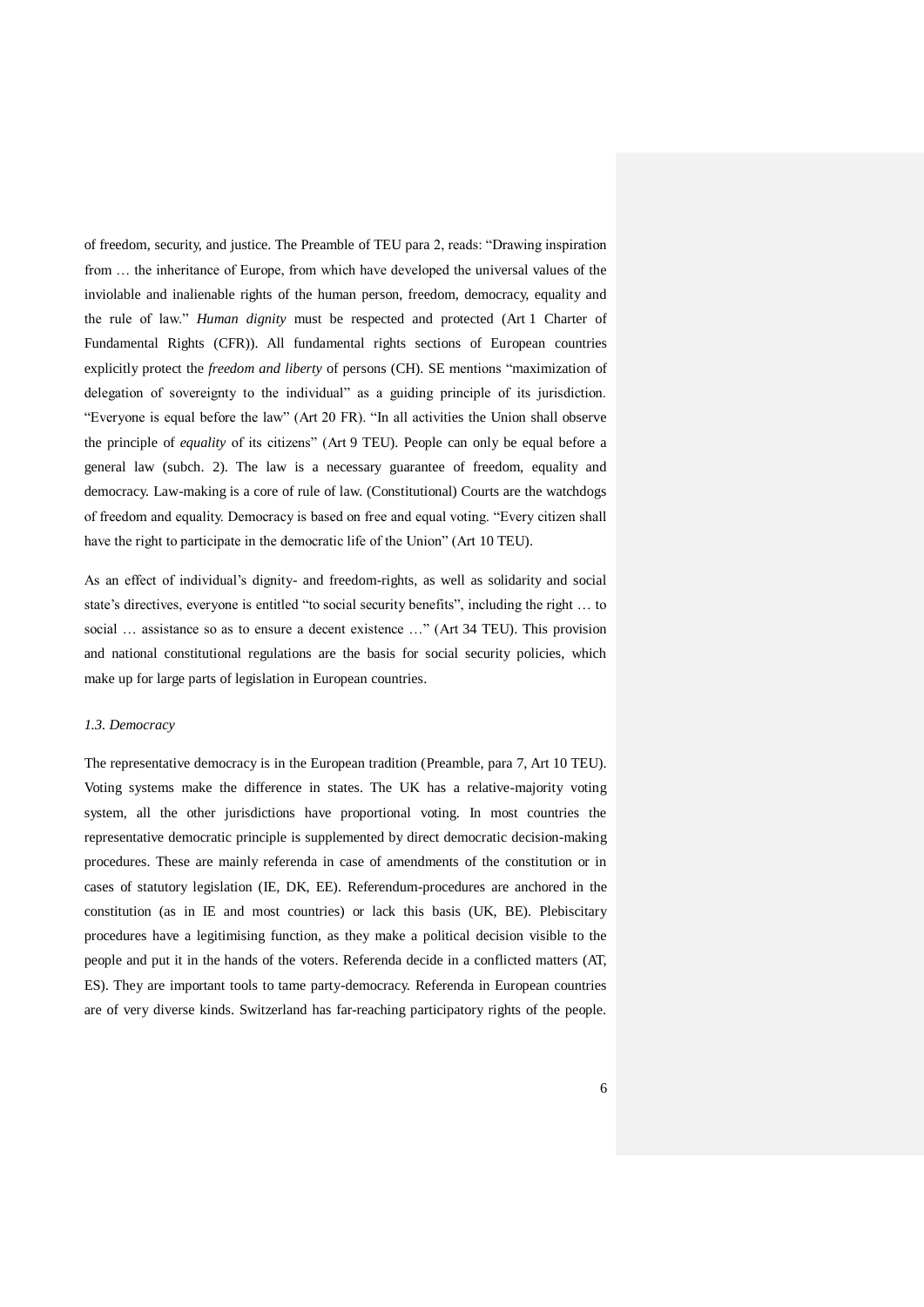of freedom, security, and justice. The Preamble of TEU para 2, reads: "Drawing inspiration from … the inheritance of Europe, from which have developed the universal values of the inviolable and inalienable rights of the human person, freedom, democracy, equality and the rule of law." *Human dignity* must be respected and protected (Art 1 Charter of Fundamental Rights (CFR)). All fundamental rights sections of European countries explicitly protect the *freedom and liberty* of persons (CH). SE mentions "maximization of delegation of sovereignty to the individual" as a guiding principle of its jurisdiction. "Everyone is equal before the law" (Art 20 FR). "In all activities the Union shall observe the principle of *equality* of its citizens" (Art 9 TEU). People can only be equal before a general law (subch. 2). The law is a necessary guarantee of freedom, equality and democracy. Law-making is a core of rule of law. (Constitutional) Courts are the watchdogs of freedom and equality. Democracy is based on free and equal voting. "Every citizen shall have the right to participate in the democratic life of the Union" (Art 10 TEU).

As an effect of individual's dignity- and freedom-rights, as well as solidarity and social state's directives, everyone is entitled "to social security benefits", including the right … to social … assistance so as to ensure a decent existence …" (Art 34 TEU). This provision and national constitutional regulations are the basis for social security policies, which make up for large parts of legislation in European countries.

### *1.3. Democracy*

The representative democracy is in the European tradition (Preamble, para 7, Art 10 TEU). Voting systems make the difference in states. The UK has a relative-majority voting system, all the other jurisdictions have proportional voting. In most countries the representative democratic principle is supplemented by direct democratic decision-making procedures. These are mainly referenda in case of amendments of the constitution or in cases of statutory legislation (IE, DK, EE). Referendum-procedures are anchored in the constitution (as in IE and most countries) or lack this basis (UK, BE). Plebiscitary procedures have a legitimising function, as they make a political decision visible to the people and put it in the hands of the voters. Referenda decide in a conflicted matters (AT, ES). They are important tools to tame party-democracy. Referenda in European countries are of very diverse kinds. Switzerland has far-reaching participatory rights of the people.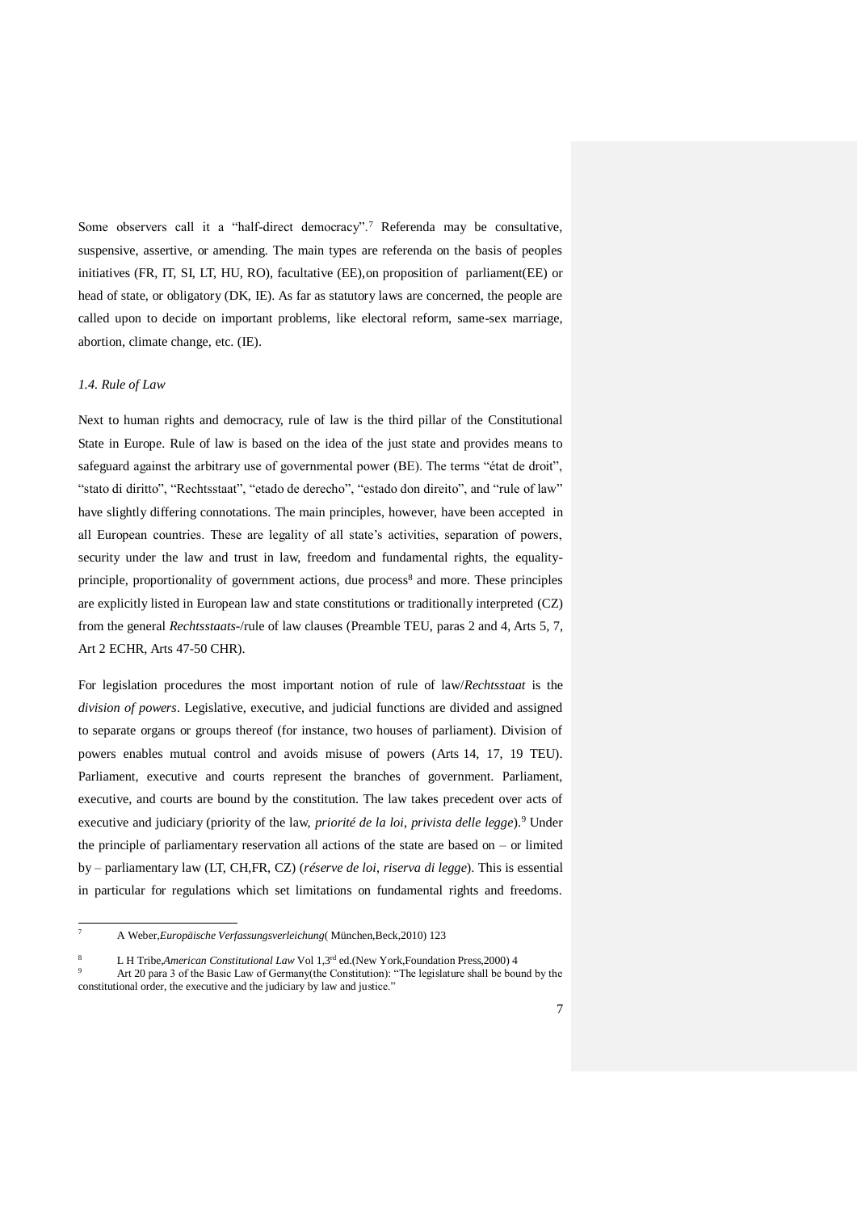Some observers call it a "half-direct democracy".[7] Referenda may be consultative, suspensive, assertive, or amending. The main types are referenda on the basis of peoples initiatives (FR, IT, SI, LT, HU, RO), facultative (EE),on proposition of parliament(EE) or head of state, or obligatory (DK, IE). As far as statutory laws are concerned, the people are called upon to decide on important problems, like electoral reform, same-sex marriage, abortion, climate change, etc. (IE).

### *1.4. Rule of Law*

Next to human rights and democracy, rule of law is the third pillar of the Constitutional State in Europe. Rule of law is based on the idea of the just state and provides means to safeguard against the arbitrary use of governmental power (BE). The terms "état de droit", "stato di diritto", "Rechtsstaat", "etado de derecho", "estado don direito", and "rule of law" have slightly differing connotations. The main principles, however, have been accepted in all European countries. These are legality of all state's activities, separation of powers, security under the law and trust in law, freedom and fundamental rights, the equality-principle, proportionality of government actions, due process[8] and more. These principles are explicitly listed in European law and state constitutions or traditionally interpreted (CZ) from the general *Rechtsstaats*-/rule of law clauses (Preamble TEU, paras 2 and 4, Arts 5, 7, Art 2 ECHR, Arts 47-50 CHR).

For legislation procedures the most important notion of rule of law/*Rechtsstaat* is the *division of powers*. Legislative, executive, and judicial functions are divided and assigned to separate organs or groups thereof (for instance, two houses of parliament). Division of powers enables mutual control and avoids misuse of powers (Arts 14, 17, 19 TEU). Parliament, executive and courts represent the branches of government. Parliament, executive, and courts are bound by the constitution. The law takes precedent over acts of executive and judiciary (priority of the law, *priorité de la loi*, *privista delle legge*).[9] Under the principle of parliamentary reservation all actions of the state are based on – or limited by – parliamentary law (LT, CH,FR, CZ) (*réserve de loi*, *riserva di legge*). This is essential in particular for regulations which set limitations on fundamental rights and freedoms.

---

[7] A Weber,*Europäische Verfassungsverleichung*( München,Beck,2010) 123

[8] L H Tribe,*American Constitutional Law* Vol 1,3rd ed.(New York,Foundation Press,2000) 4

[9] Art 20 para 3 of the Basic Law of Germany(the Constitution): "The legislature shall be bound by the constitutional order, the executive and the judiciary by law and justice."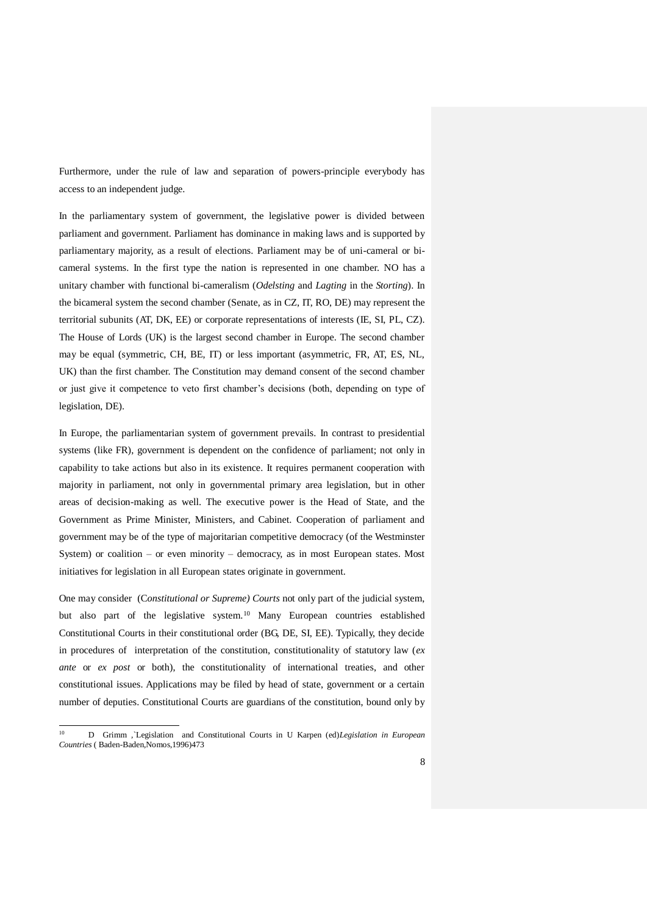Furthermore, under the rule of law and separation of powers-principle everybody has access to an independent judge.

In the parliamentary system of government, the legislative power is divided between parliament and government. Parliament has dominance in making laws and is supported by parliamentary majority, as a result of elections. Parliament may be of uni-cameral or bi-cameral systems. In the first type the nation is represented in one chamber. NO has a unitary chamber with functional bi-cameralism (*Odelsting* and *Lagting* in the *Storting*). In the bicameral system the second chamber (Senate, as in CZ, IT, RO, DE) may represent the territorial subunits (AT, DK, EE) or corporate representations of interests (IE, SI, PL, CZ). The House of Lords (UK) is the largest second chamber in Europe. The second chamber may be equal (symmetric, CH, BE, IT) or less important (asymmetric, FR, AT, ES, NL, UK) than the first chamber. The Constitution may demand consent of the second chamber or just give it competence to veto first chamber's decisions (both, depending on type of legislation, DE).

In Europe, the parliamentarian system of government prevails. In contrast to presidential systems (like FR), government is dependent on the confidence of parliament; not only in capability to take actions but also in its existence. It requires permanent cooperation with majority in parliament, not only in governmental primary area legislation, but in other areas of decision-making as well. The executive power is the Head of State, and the Government as Prime Minister, Ministers, and Cabinet. Cooperation of parliament and government may be of the type of majoritarian competitive democracy (of the Westminster System) or coalition – or even minority – democracy, as in most European states. Most initiatives for legislation in all European states originate in government.

One may consider (C*onstitutional or Supreme) Courts* not only part of the judicial system, but also part of the legislative system.[10] Many European countries established Constitutional Courts in their constitutional order (BG, DE, SI, EE). Typically, they decide in procedures of interpretation of the constitution, constitutionality of statutory law (*ex ante* or *ex post* or both), the constitutionality of international treaties, and other constitutional issues. Applications may be filed by head of state, government or a certain number of deputies. Constitutional Courts are guardians of the constitution, bound only by

---

[10] D Grimm ,`Legislation and Constitutional Courts in U Karpen (ed)*Legislation in European Countries* ( Baden-Baden,Nomos,1996)473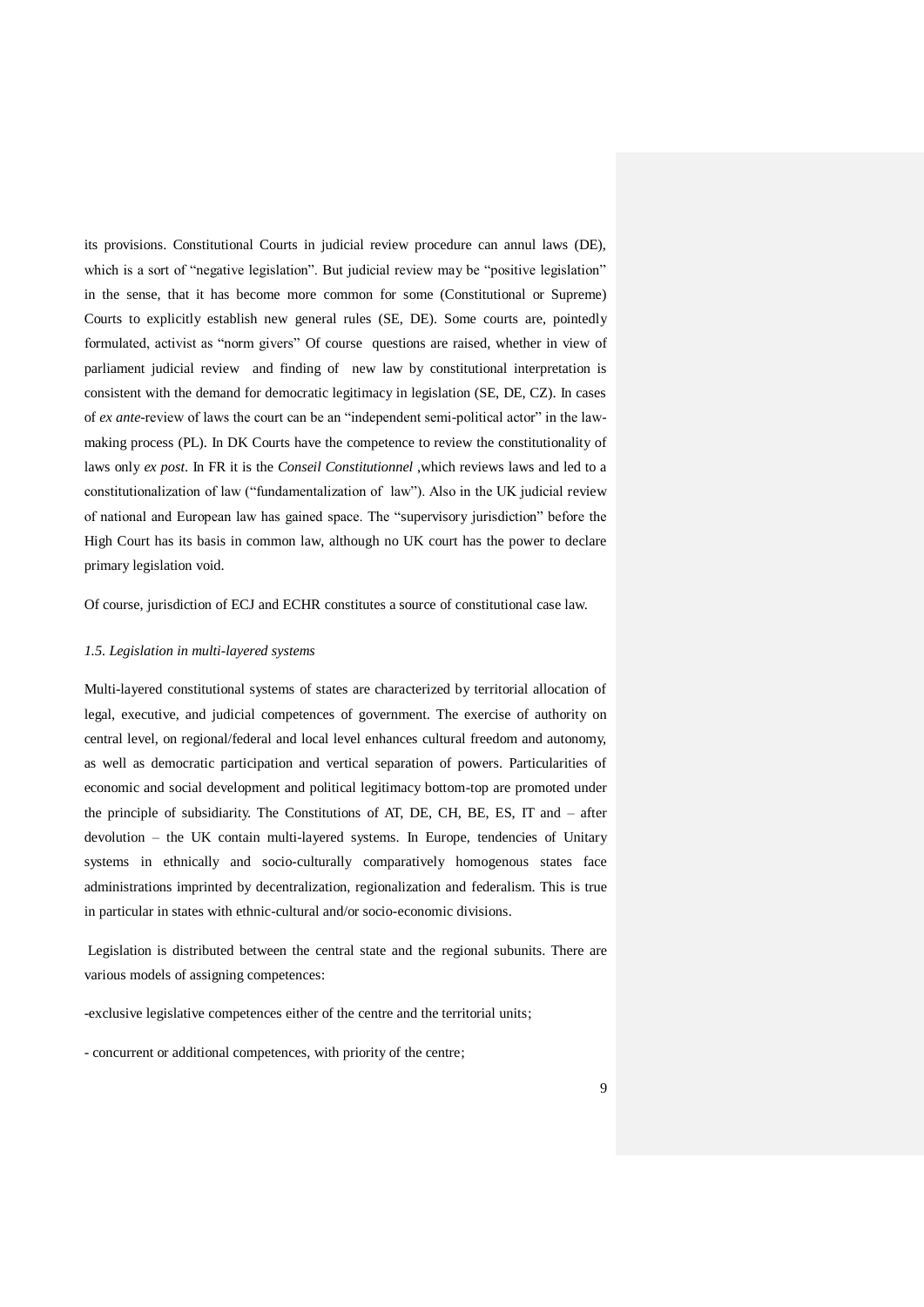its provisions. Constitutional Courts in judicial review procedure can annul laws (DE), which is a sort of "negative legislation". But judicial review may be "positive legislation" in the sense, that it has become more common for some (Constitutional or Supreme) Courts to explicitly establish new general rules (SE, DE). Some courts are, pointedly formulated, activist as "norm givers" Of course questions are raised, whether in view of parliament judicial review and finding of new law by constitutional interpretation is consistent with the demand for democratic legitimacy in legislation (SE, DE, CZ). In cases of *ex ante*-review of laws the court can be an "independent semi-political actor" in the law-making process (PL). In DK Courts have the competence to review the constitutionality of laws only *ex post*. In FR it is the *Conseil Constitutionnel* ,which reviews laws and led to a constitutionalization of law ("fundamentalization of law"). Also in the UK judicial review of national and European law has gained space. The "supervisory jurisdiction" before the High Court has its basis in common law, although no UK court has the power to declare primary legislation void.

Of course, jurisdiction of ECJ and ECHR constitutes a source of constitutional case law.

### *1.5. Legislation in multi-layered systems*

Multi-layered constitutional systems of states are characterized by territorial allocation of legal, executive, and judicial competences of government. The exercise of authority on central level, on regional/federal and local level enhances cultural freedom and autonomy, as well as democratic participation and vertical separation of powers. Particularities of economic and social development and political legitimacy bottom-top are promoted under the principle of subsidiarity. The Constitutions of AT, DE, CH, BE, ES, IT and – after devolution – the UK contain multi-layered systems. In Europe, tendencies of Unitary systems in ethnically and socio-culturally comparatively homogenous states face administrations imprinted by decentralization, regionalization and federalism. This is true in particular in states with ethnic-cultural and/or socio-economic divisions.

Legislation is distributed between the central state and the regional subunits. There are various models of assigning competences:

-exclusive legislative competences either of the centre and the territorial units;

- concurrent or additional competences, with priority of the centre;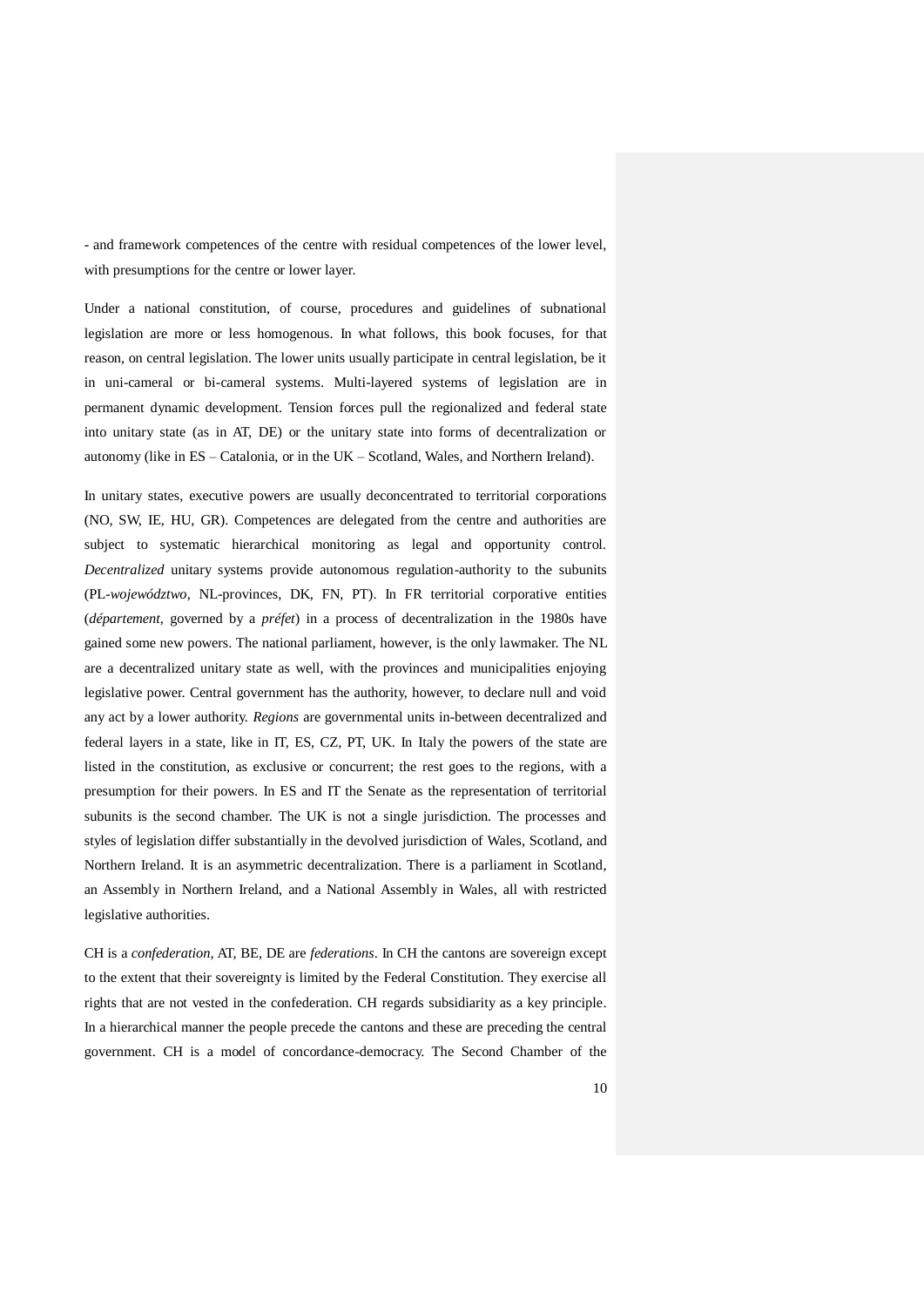- and framework competences of the centre with residual competences of the lower level, with presumptions for the centre or lower layer.

Under a national constitution, of course, procedures and guidelines of subnational legislation are more or less homogenous. In what follows, this book focuses, for that reason, on central legislation. The lower units usually participate in central legislation, be it in uni-cameral or bi-cameral systems. Multi-layered systems of legislation are in permanent dynamic development. Tension forces pull the regionalized and federal state into unitary state (as in AT, DE) or the unitary state into forms of decentralization or autonomy (like in ES – Catalonia, or in the UK – Scotland, Wales, and Northern Ireland).

In unitary states, executive powers are usually deconcentrated to territorial corporations (NO, SW, IE, HU, GR). Competences are delegated from the centre and authorities are subject to systematic hierarchical monitoring as legal and opportunity control. *Decentralized* unitary systems provide autonomous regulation-authority to the subunits (PL-*województwo*, NL-provinces, DK, FN, PT). In FR territorial corporative entities (*département*, governed by a *préfet*) in a process of decentralization in the 1980s have gained some new powers. The national parliament, however, is the only lawmaker. The NL are a decentralized unitary state as well, with the provinces and municipalities enjoying legislative power. Central government has the authority, however, to declare null and void any act by a lower authority. *Regions* are governmental units in-between decentralized and federal layers in a state, like in IT, ES, CZ, PT, UK. In Italy the powers of the state are listed in the constitution, as exclusive or concurrent; the rest goes to the regions, with a presumption for their powers. In ES and IT the Senate as the representation of territorial subunits is the second chamber. The UK is not a single jurisdiction. The processes and styles of legislation differ substantially in the devolved jurisdiction of Wales, Scotland, and Northern Ireland. It is an asymmetric decentralization. There is a parliament in Scotland, an Assembly in Northern Ireland, and a National Assembly in Wales, all with restricted legislative authorities.

CH is a *confederation*, AT, BE, DE are *federations*. In CH the cantons are sovereign except to the extent that their sovereignty is limited by the Federal Constitution. They exercise all rights that are not vested in the confederation. CH regards subsidiarity as a key principle. In a hierarchical manner the people precede the cantons and these are preceding the central government. CH is a model of concordance-democracy. The Second Chamber of the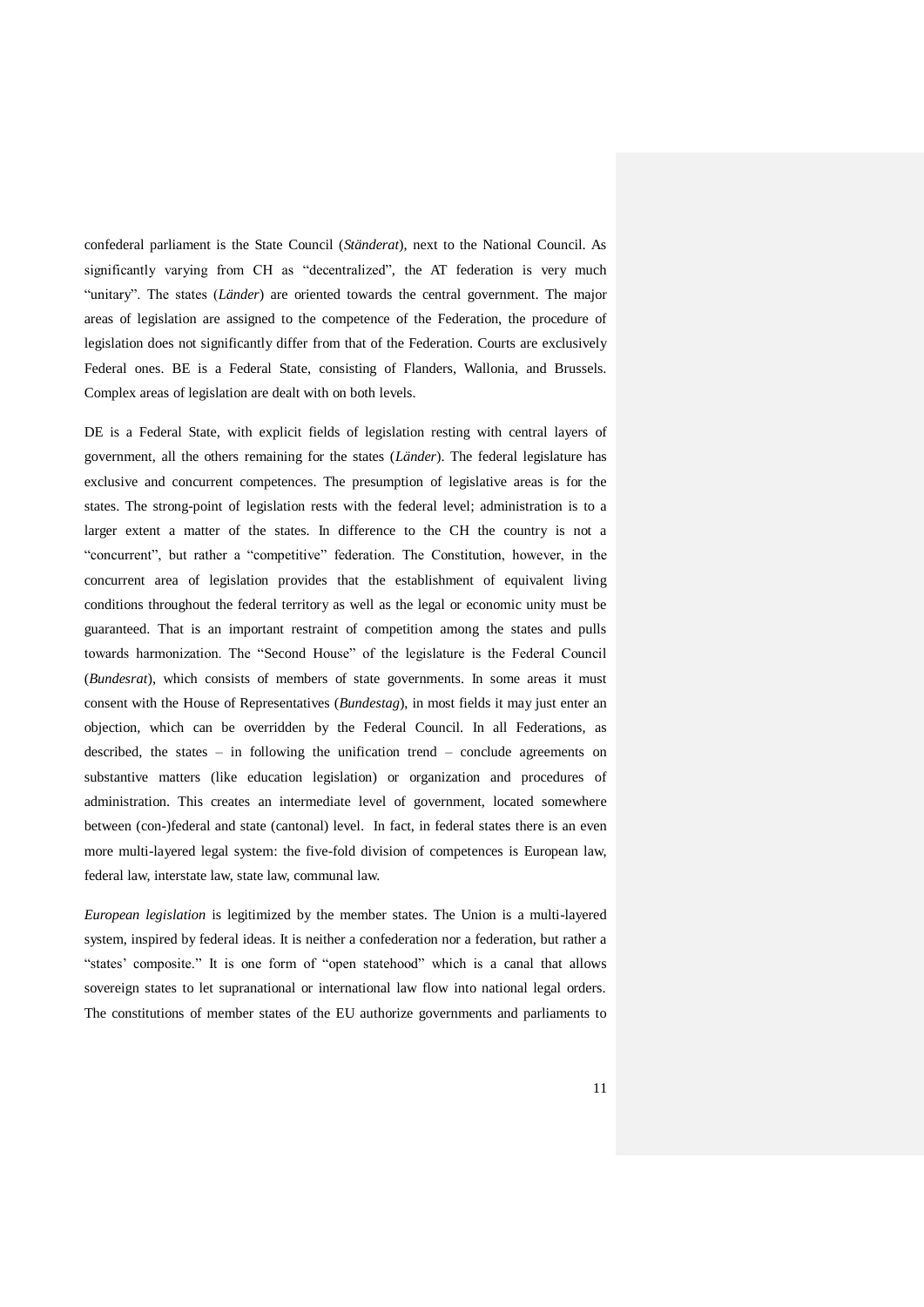confederal parliament is the State Council (*Ständerat*), next to the National Council. As significantly varying from CH as "decentralized", the AT federation is very much "unitary". The states (*Länder*) are oriented towards the central government. The major areas of legislation are assigned to the competence of the Federation, the procedure of legislation does not significantly differ from that of the Federation. Courts are exclusively Federal ones. BE is a Federal State, consisting of Flanders, Wallonia, and Brussels. Complex areas of legislation are dealt with on both levels.

DE is a Federal State, with explicit fields of legislation resting with central layers of government, all the others remaining for the states (*Länder*). The federal legislature has exclusive and concurrent competences. The presumption of legislative areas is for the states. The strong-point of legislation rests with the federal level; administration is to a larger extent a matter of the states. In difference to the CH the country is not a "concurrent", but rather a "competitive" federation. The Constitution, however, in the concurrent area of legislation provides that the establishment of equivalent living conditions throughout the federal territory as well as the legal or economic unity must be guaranteed. That is an important restraint of competition among the states and pulls towards harmonization. The "Second House" of the legislature is the Federal Council (*Bundesrat*), which consists of members of state governments. In some areas it must consent with the House of Representatives (*Bundestag*), in most fields it may just enter an objection, which can be overridden by the Federal Council. In all Federations, as described, the states – in following the unification trend – conclude agreements on substantive matters (like education legislation) or organization and procedures of administration. This creates an intermediate level of government, located somewhere between (con-)federal and state (cantonal) level. In fact, in federal states there is an even more multi-layered legal system: the five-fold division of competences is European law, federal law, interstate law, state law, communal law.

*European legislation* is legitimized by the member states. The Union is a multi-layered system, inspired by federal ideas. It is neither a confederation nor a federation, but rather a "states' composite." It is one form of "open statehood" which is a canal that allows sovereign states to let supranational or international law flow into national legal orders. The constitutions of member states of the EU authorize governments and parliaments to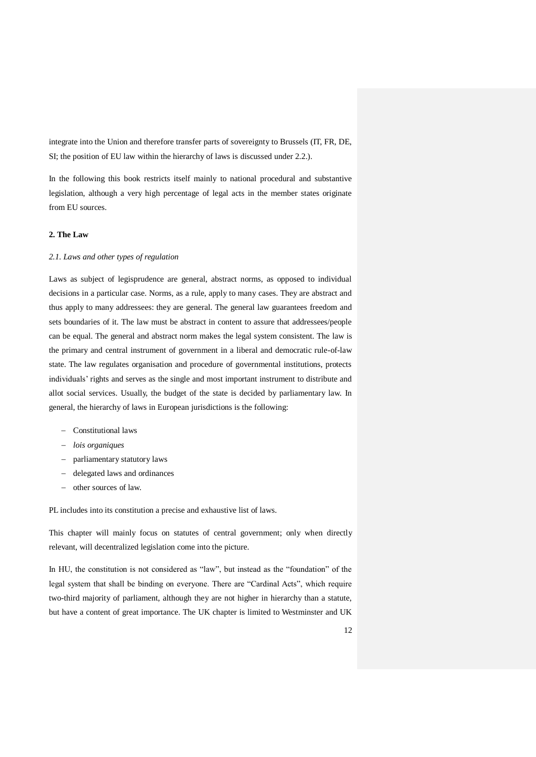integrate into the Union and therefore transfer parts of sovereignty to Brussels (IT, FR, DE, SI; the position of EU law within the hierarchy of laws is discussed under 2.2.).

In the following this book restricts itself mainly to national procedural and substantive legislation, although a very high percentage of legal acts in the member states originate from EU sources.

## 2. The Law

### *2.1. Laws and other types of regulation*

Laws as subject of legisprudence are general, abstract norms, as opposed to individual decisions in a particular case. Norms, as a rule, apply to many cases. They are abstract and thus apply to many addressees: they are general. The general law guarantees freedom and sets boundaries of it. The law must be abstract in content to assure that addressees/people can be equal. The general and abstract norm makes the legal system consistent. The law is the primary and central instrument of government in a liberal and democratic rule-of-law state. The law regulates organisation and procedure of governmental institutions, protects individuals' rights and serves as the single and most important instrument to distribute and allot social services. Usually, the budget of the state is decided by parliamentary law. In general, the hierarchy of laws in European jurisdictions is the following:

- Constitutional laws
- *lois organiques*
- parliamentary statutory laws
- delegated laws and ordinances
- other sources of law.

PL includes into its constitution a precise and exhaustive list of laws.

This chapter will mainly focus on statutes of central government; only when directly relevant, will decentralized legislation come into the picture.

In HU, the constitution is not considered as "law", but instead as the "foundation" of the legal system that shall be binding on everyone. There are "Cardinal Acts", which require two-third majority of parliament, although they are not higher in hierarchy than a statute, but have a content of great importance. The UK chapter is limited to Westminster and UK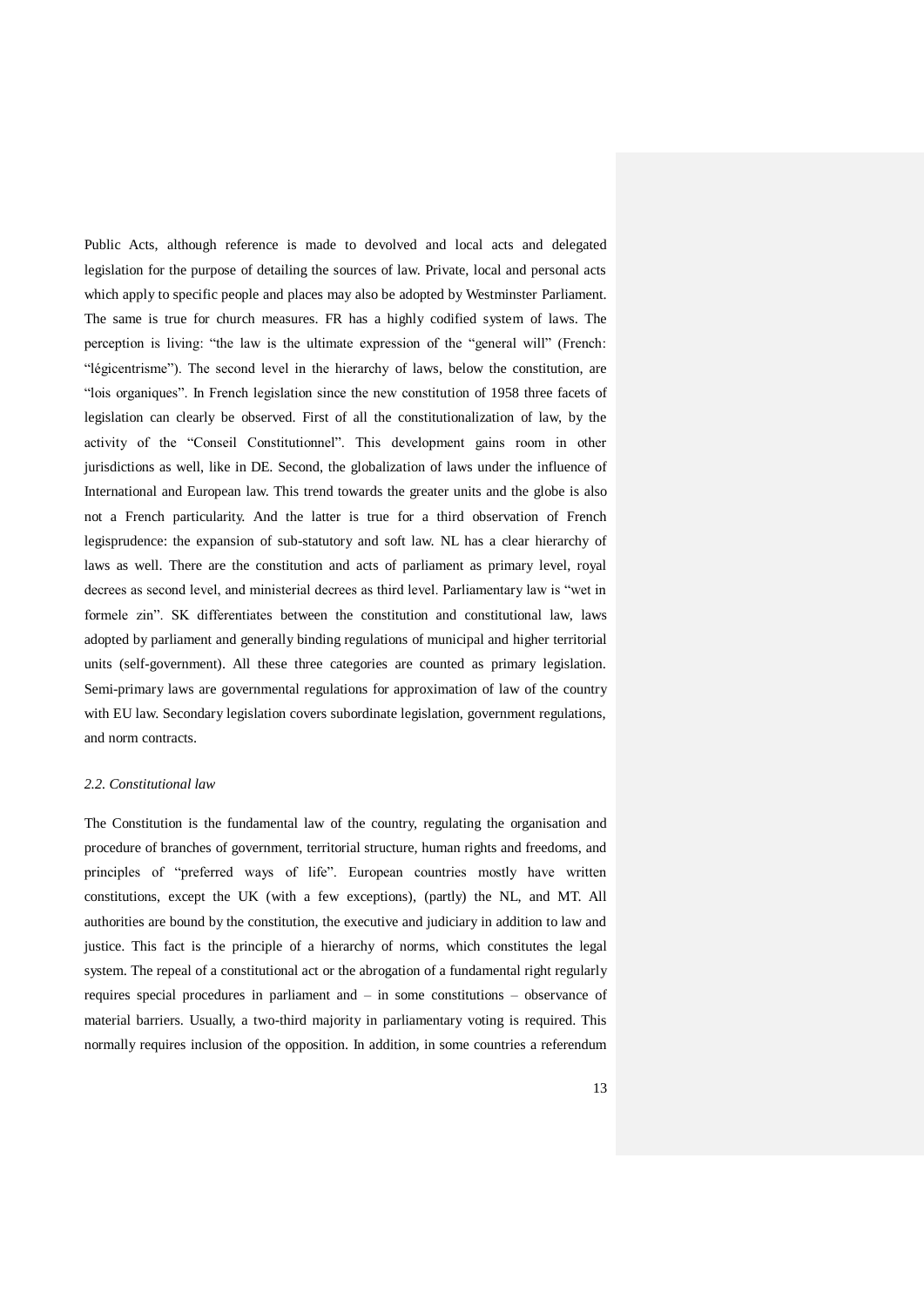Public Acts, although reference is made to devolved and local acts and delegated legislation for the purpose of detailing the sources of law. Private, local and personal acts which apply to specific people and places may also be adopted by Westminster Parliament. The same is true for church measures. FR has a highly codified system of laws. The perception is living: "the law is the ultimate expression of the "general will" (French: "légicentrisme"). The second level in the hierarchy of laws, below the constitution, are "lois organiques". In French legislation since the new constitution of 1958 three facets of legislation can clearly be observed. First of all the constitutionalization of law, by the activity of the "Conseil Constitutionnel". This development gains room in other jurisdictions as well, like in DE. Second, the globalization of laws under the influence of International and European law. This trend towards the greater units and the globe is also not a French particularity. And the latter is true for a third observation of French legisprudence: the expansion of sub-statutory and soft law. NL has a clear hierarchy of laws as well. There are the constitution and acts of parliament as primary level, royal decrees as second level, and ministerial decrees as third level. Parliamentary law is "wet in formele zin". SK differentiates between the constitution and constitutional law, laws adopted by parliament and generally binding regulations of municipal and higher territorial units (self-government). All these three categories are counted as primary legislation. Semi-primary laws are governmental regulations for approximation of law of the country with EU law. Secondary legislation covers subordinate legislation, government regulations, and norm contracts.

### *2.2. Constitutional law*

The Constitution is the fundamental law of the country, regulating the organisation and procedure of branches of government, territorial structure, human rights and freedoms, and principles of "preferred ways of life". European countries mostly have written constitutions, except the UK (with a few exceptions), (partly) the NL, and MT. All authorities are bound by the constitution, the executive and judiciary in addition to law and justice. This fact is the principle of a hierarchy of norms, which constitutes the legal system. The repeal of a constitutional act or the abrogation of a fundamental right regularly requires special procedures in parliament and – in some constitutions – observance of material barriers. Usually, a two-third majority in parliamentary voting is required. This normally requires inclusion of the opposition. In addition, in some countries a referendum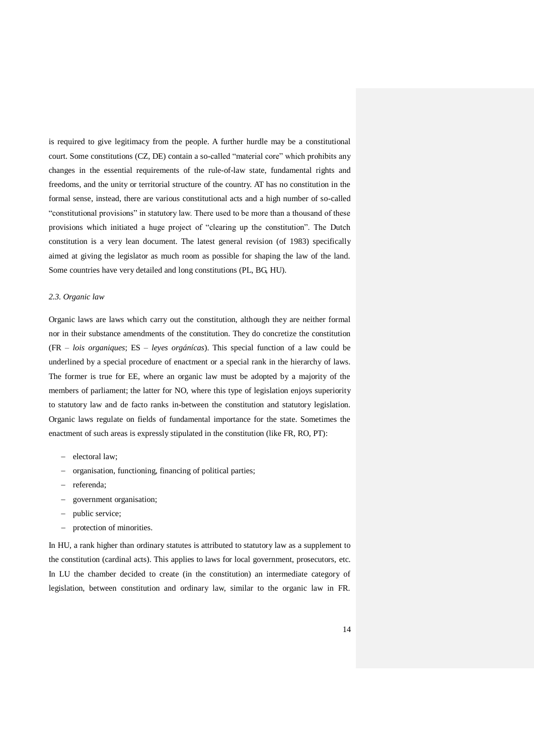is required to give legitimacy from the people. A further hurdle may be a constitutional court. Some constitutions (CZ, DE) contain a so-called "material core" which prohibits any changes in the essential requirements of the rule-of-law state, fundamental rights and freedoms, and the unity or territorial structure of the country. AT has no constitution in the formal sense, instead, there are various constitutional acts and a high number of so-called "constitutional provisions" in statutory law. There used to be more than a thousand of these provisions which initiated a huge project of "clearing up the constitution". The Dutch constitution is a very lean document. The latest general revision (of 1983) specifically aimed at giving the legislator as much room as possible for shaping the law of the land. Some countries have very detailed and long constitutions (PL, BG, HU).

### *2.3. Organic law*

Organic laws are laws which carry out the constitution, although they are neither formal nor in their substance amendments of the constitution. They do concretize the constitution (FR – *lois organiques*; ES – *leyes orgánícas*). This special function of a law could be underlined by a special procedure of enactment or a special rank in the hierarchy of laws. The former is true for EE, where an organic law must be adopted by a majority of the members of parliament; the latter for NO, where this type of legislation enjoys superiority to statutory law and de facto ranks in-between the constitution and statutory legislation. Organic laws regulate on fields of fundamental importance for the state. Sometimes the enactment of such areas is expressly stipulated in the constitution (like FR, RO, PT):

- electoral law;
- organisation, functioning, financing of political parties;
- referenda;
- government organisation;
- public service;
- protection of minorities.

In HU, a rank higher than ordinary statutes is attributed to statutory law as a supplement to the constitution (cardinal acts). This applies to laws for local government, prosecutors, etc. In LU the chamber decided to create (in the constitution) an intermediate category of legislation, between constitution and ordinary law, similar to the organic law in FR.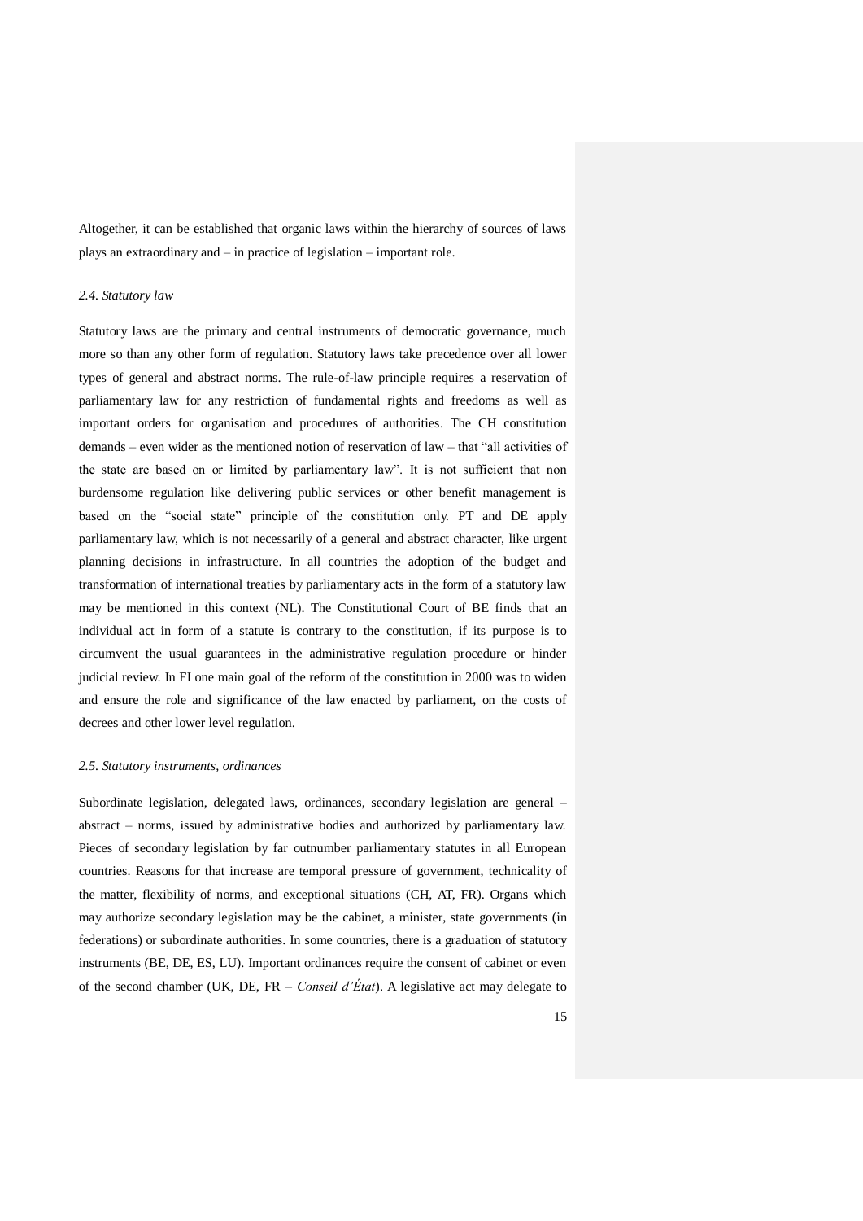Altogether, it can be established that organic laws within the hierarchy of sources of laws plays an extraordinary and – in practice of legislation – important role.

### *2.4. Statutory law*

Statutory laws are the primary and central instruments of democratic governance, much more so than any other form of regulation. Statutory laws take precedence over all lower types of general and abstract norms. The rule-of-law principle requires a reservation of parliamentary law for any restriction of fundamental rights and freedoms as well as important orders for organisation and procedures of authorities. The CH constitution demands – even wider as the mentioned notion of reservation of law – that "all activities of the state are based on or limited by parliamentary law". It is not sufficient that non burdensome regulation like delivering public services or other benefit management is based on the "social state" principle of the constitution only. PT and DE apply parliamentary law, which is not necessarily of a general and abstract character, like urgent planning decisions in infrastructure. In all countries the adoption of the budget and transformation of international treaties by parliamentary acts in the form of a statutory law may be mentioned in this context (NL). The Constitutional Court of BE finds that an individual act in form of a statute is contrary to the constitution, if its purpose is to circumvent the usual guarantees in the administrative regulation procedure or hinder judicial review. In FI one main goal of the reform of the constitution in 2000 was to widen and ensure the role and significance of the law enacted by parliament, on the costs of decrees and other lower level regulation.

### *2.5. Statutory instruments, ordinances*

Subordinate legislation, delegated laws, ordinances, secondary legislation are general – abstract – norms, issued by administrative bodies and authorized by parliamentary law. Pieces of secondary legislation by far outnumber parliamentary statutes in all European countries. Reasons for that increase are temporal pressure of government, technicality of the matter, flexibility of norms, and exceptional situations (CH, AT, FR). Organs which may authorize secondary legislation may be the cabinet, a minister, state governments (in federations) or subordinate authorities. In some countries, there is a graduation of statutory instruments (BE, DE, ES, LU). Important ordinances require the consent of cabinet or even of the second chamber (UK, DE, FR – *Conseil d'État*). A legislative act may delegate to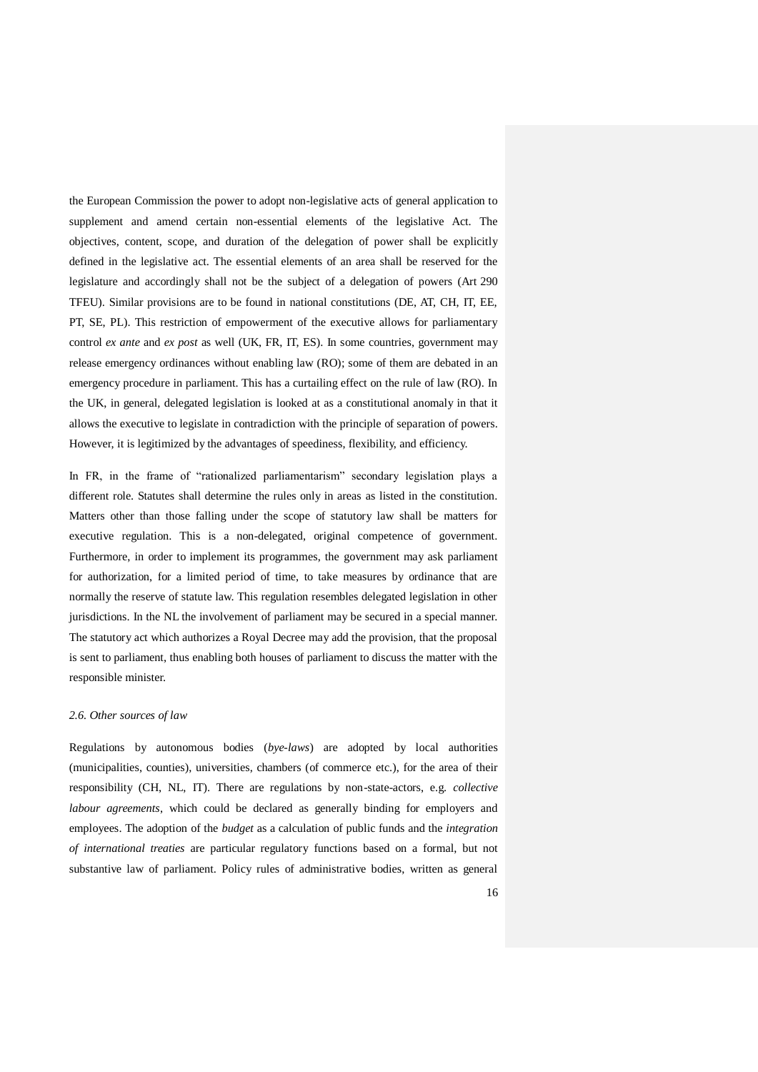the European Commission the power to adopt non-legislative acts of general application to supplement and amend certain non-essential elements of the legislative Act. The objectives, content, scope, and duration of the delegation of power shall be explicitly defined in the legislative act. The essential elements of an area shall be reserved for the legislature and accordingly shall not be the subject of a delegation of powers (Art 290 TFEU). Similar provisions are to be found in national constitutions (DE, AT, CH, IT, EE, PT, SE, PL). This restriction of empowerment of the executive allows for parliamentary control *ex ante* and *ex post* as well (UK, FR, IT, ES). In some countries, government may release emergency ordinances without enabling law (RO); some of them are debated in an emergency procedure in parliament. This has a curtailing effect on the rule of law (RO). In the UK, in general, delegated legislation is looked at as a constitutional anomaly in that it allows the executive to legislate in contradiction with the principle of separation of powers. However, it is legitimized by the advantages of speediness, flexibility, and efficiency.

In FR, in the frame of "rationalized parliamentarism" secondary legislation plays a different role. Statutes shall determine the rules only in areas as listed in the constitution. Matters other than those falling under the scope of statutory law shall be matters for executive regulation. This is a non-delegated, original competence of government. Furthermore, in order to implement its programmes, the government may ask parliament for authorization, for a limited period of time, to take measures by ordinance that are normally the reserve of statute law. This regulation resembles delegated legislation in other jurisdictions. In the NL the involvement of parliament may be secured in a special manner. The statutory act which authorizes a Royal Decree may add the provision, that the proposal is sent to parliament, thus enabling both houses of parliament to discuss the matter with the responsible minister.

### *2.6. Other sources of law*

Regulations by autonomous bodies (*bye-laws*) are adopted by local authorities (municipalities, counties), universities, chambers (of commerce etc.), for the area of their responsibility (CH, NL, IT). There are regulations by non-state-actors, e.g. *collective labour agreements*, which could be declared as generally binding for employers and employees. The adoption of the *budget* as a calculation of public funds and the *integration of international treaties* are particular regulatory functions based on a formal, but not substantive law of parliament. Policy rules of administrative bodies, written as general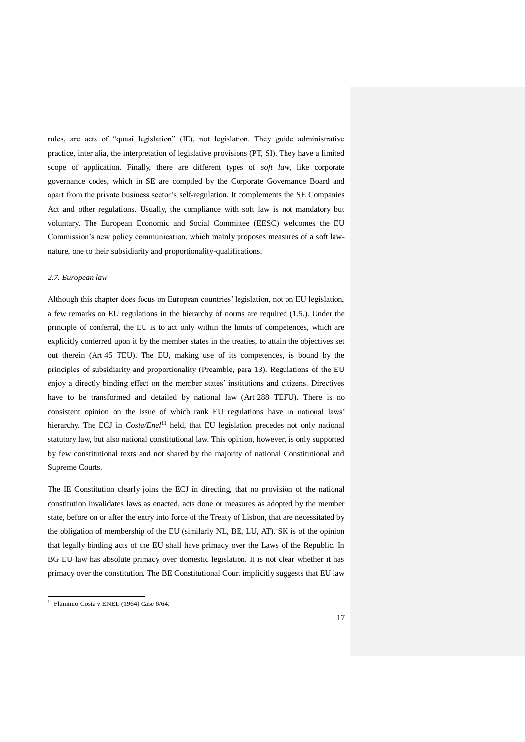rules, are acts of "quasi legislation" (IE), not legislation. They guide administrative practice, inter alia, the interpretation of legislative provisions (PT, SI). They have a limited scope of application. Finally, there are different types of *soft law*, like corporate governance codes, which in SE are compiled by the Corporate Governance Board and apart from the private business sector's self-regulation. It complements the SE Companies Act and other regulations. Usually, the compliance with soft law is not mandatory but voluntary. The European Economic and Social Committee (EESC) welcomes the EU Commission's new policy communication, which mainly proposes measures of a soft law-nature, one to their subsidiarity and proportionality-qualifications.

### *2.7. European law*

Although this chapter does focus on European countries' legislation, not on EU legislation, a few remarks on EU regulations in the hierarchy of norms are required (1.5.). Under the principle of conferral, the EU is to act only within the limits of competences, which are explicitly conferred upon it by the member states in the treaties, to attain the objectives set out therein (Art 45 TEU). The EU, making use of its competences, is bound by the principles of subsidiarity and proportionality (Preamble, para 13). Regulations of the EU enjoy a directly binding effect on the member states' institutions and citizens. Directives have to be transformed and detailed by national law (Art 288 TEFU). There is no consistent opinion on the issue of which rank EU regulations have in national laws' hierarchy. The ECJ in *Costa/Enel*[11] held, that EU legislation precedes not only national statutory law, but also national constitutional law. This opinion, however, is only supported by few constitutional texts and not shared by the majority of national Constitutional and Supreme Courts.

The IE Constitution clearly joins the ECJ in directing, that no provision of the national constitution invalidates laws as enacted, acts done or measures as adopted by the member state, before on or after the entry into force of the Treaty of Lisbon, that are necessitated by the obligation of membership of the EU (similarly NL, BE, LU, AT). SK is of the opinion that legally binding acts of the EU shall have primacy over the Laws of the Republic. In BG EU law has absolute primacy over domestic legislation. It is not clear whether it has primacy over the constitution. The BE Constitutional Court implicitly suggests that EU law

[11] Flaminio Costa v ENEL (1964) Case 6/64.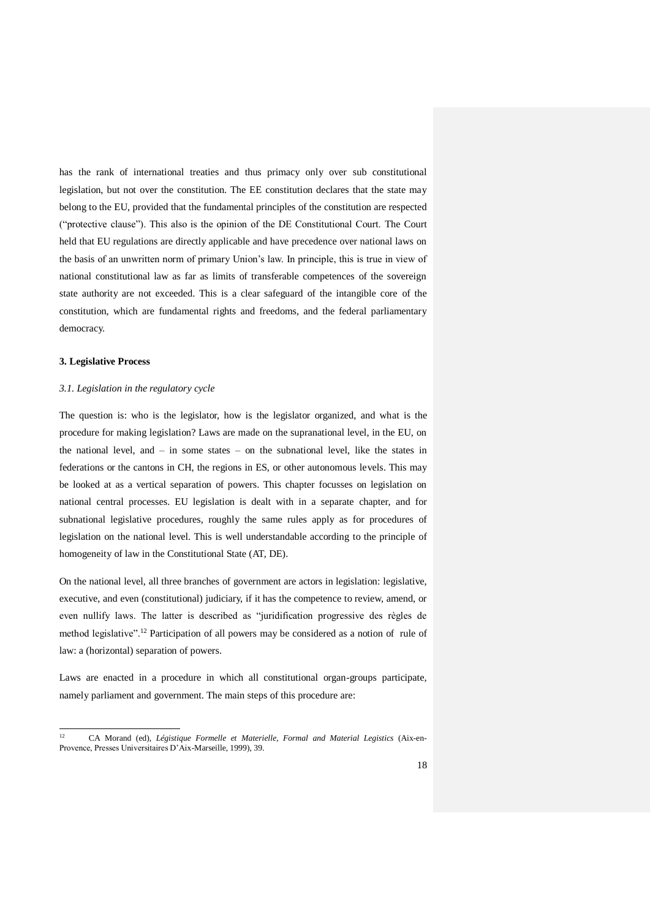has the rank of international treaties and thus primacy only over sub constitutional legislation, but not over the constitution. The EE constitution declares that the state may belong to the EU, provided that the fundamental principles of the constitution are respected ("protective clause"). This also is the opinion of the DE Constitutional Court. The Court held that EU regulations are directly applicable and have precedence over national laws on the basis of an unwritten norm of primary Union's law. In principle, this is true in view of national constitutional law as far as limits of transferable competences of the sovereign state authority are not exceeded. This is a clear safeguard of the intangible core of the constitution, which are fundamental rights and freedoms, and the federal parliamentary democracy.

### 3. Legislative Process

#### *3.1. Legislation in the regulatory cycle*

The question is: who is the legislator, how is the legislator organized, and what is the procedure for making legislation? Laws are made on the supranational level, in the EU, on the national level, and – in some states – on the subnational level, like the states in federations or the cantons in CH, the regions in ES, or other autonomous levels. This may be looked at as a vertical separation of powers. This chapter focusses on legislation on national central processes. EU legislation is dealt with in a separate chapter, and for subnational legislative procedures, roughly the same rules apply as for procedures of legislation on the national level. This is well understandable according to the principle of homogeneity of law in the Constitutional State (AT, DE).

On the national level, all three branches of government are actors in legislation: legislative, executive, and even (constitutional) judiciary, if it has the competence to review, amend, or even nullify laws. The latter is described as "juridification progressive des règles de method legislative".[12] Participation of all powers may be considered as a notion of rule of law: a (horizontal) separation of powers.

Laws are enacted in a procedure in which all constitutional organ-groups participate, namely parliament and government. The main steps of this procedure are:

---

[12] CA Morand (ed), *Légistique Formelle et Materielle, Formal and Material Legistics* (Aix-en-Provence, Presses Universitaires D'Aix-Marseille, 1999), 39.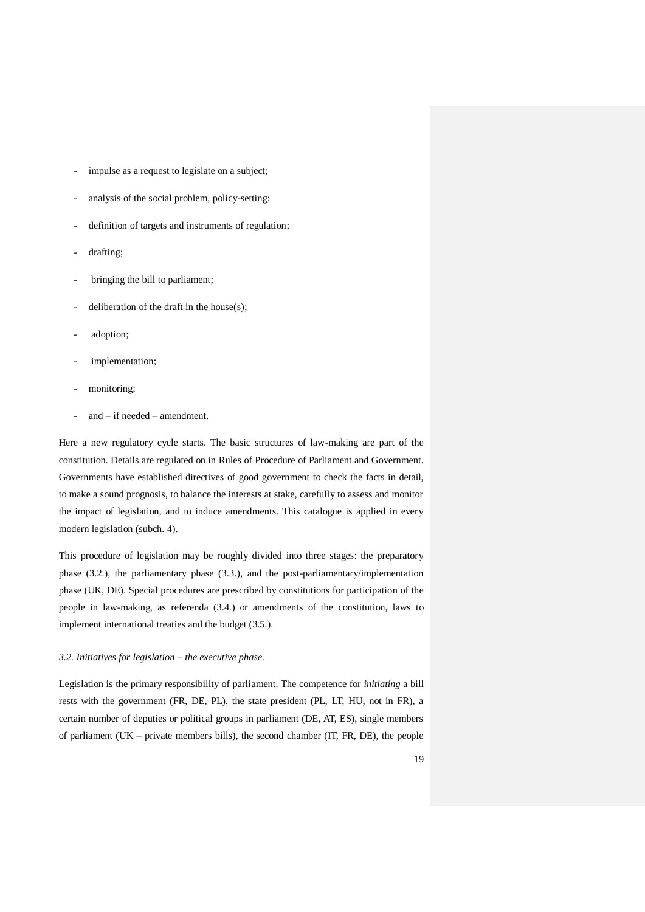- impulse as a request to legislate on a subject;
- analysis of the social problem, policy-setting;
- definition of targets and instruments of regulation;
- drafting;
- bringing the bill to parliament;
- deliberation of the draft in the house(s);
- adoption;
- implementation;
- monitoring;
- and – if needed – amendment.

Here a new regulatory cycle starts. The basic structures of law-making are part of the constitution. Details are regulated on in Rules of Procedure of Parliament and Government. Governments have established directives of good government to check the facts in detail, to make a sound prognosis, to balance the interests at stake, carefully to assess and monitor the impact of legislation, and to induce amendments. This catalogue is applied in every modern legislation (subch. 4).

This procedure of legislation may be roughly divided into three stages: the preparatory phase (3.2.), the parliamentary phase (3.3.), and the post-parliamentary/implementation phase (UK, DE). Special procedures are prescribed by constitutions for participation of the people in law-making, as referenda (3.4.) or amendments of the constitution, laws to implement international treaties and the budget (3.5.).

*3.2. Initiatives for legislation – the executive phase.*

Legislation is the primary responsibility of parliament. The competence for *initiating* a bill rests with the government (FR, DE, PL), the state president (PL, LT, HU, not in FR), a certain number of deputies or political groups in parliament (DE, AT, ES), single members of parliament (UK – private members bills), the second chamber (IT, FR, DE), the people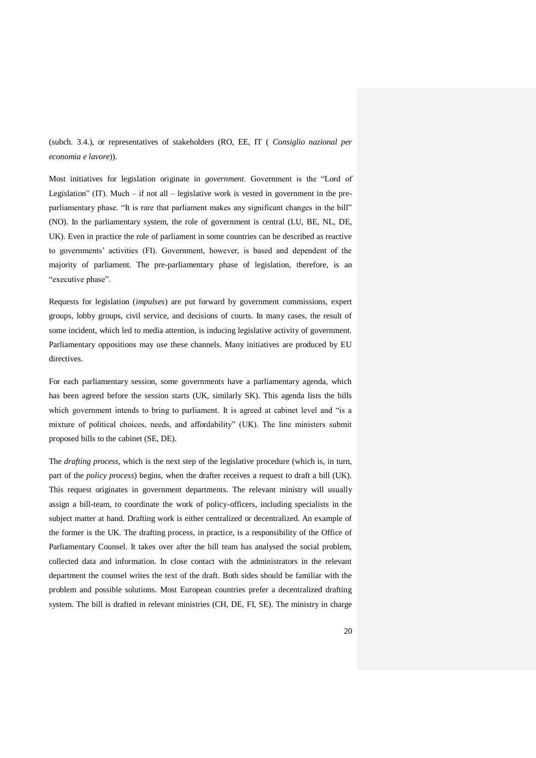(subch. 3.4.), or representatives of stakeholders (RO, EE, IT ( *Consiglio nazional per economia e lavore*)).

Most initiatives for legislation originate in *government*. Government is the "Lord of Legislation" (IT). Much – if not all – legislative work is vested in government in the pre-parliamentary phase. "It is rare that parliament makes any significant changes in the bill" (NO). In the parliamentary system, the role of government is central (LU, BE, NL, DE, UK). Even in practice the role of parliament in some countries can be described as reactive to governments' activities (FI). Government, however, is based and dependent of the majority of parliament. The pre-parliamentary phase of legislation, therefore, is an "executive phase".

Requests for legislation (*impulses*) are put forward by government commissions, expert groups, lobby groups, civil service, and decisions of courts. In many cases, the result of some incident, which led to media attention, is inducing legislative activity of government. Parliamentary oppositions may use these channels. Many initiatives are produced by EU directives.

For each parliamentary session, some governments have a parliamentary agenda, which has been agreed before the session starts (UK, similarly SK). This agenda lists the bills which government intends to bring to parliament. It is agreed at cabinet level and "is a mixture of political choices, needs, and affordability" (UK). The line ministers submit proposed bills to the cabinet (SE, DE).

The *drafting process*, which is the next step of the legislative procedure (which is, in turn, part of the *policy process*) begins, when the drafter receives a request to draft a bill (UK). This request originates in government departments. The relevant ministry will usually assign a bill-team, to coordinate the work of policy-officers, including specialists in the subject matter at hand. Drafting work is either centralized or decentralized. An example of the former is the UK. The drafting process, in practice, is a responsibility of the Office of Parliamentary Counsel. It takes over after the bill team has analysed the social problem, collected data and information. In close contact with the administrators in the relevant department the counsel writes the text of the draft. Both sides should be familiar with the problem and possible solutions. Most European countries prefer a decentralized drafting system. The bill is drafted in relevant ministries (CH, DE, FI, SE). The ministry in charge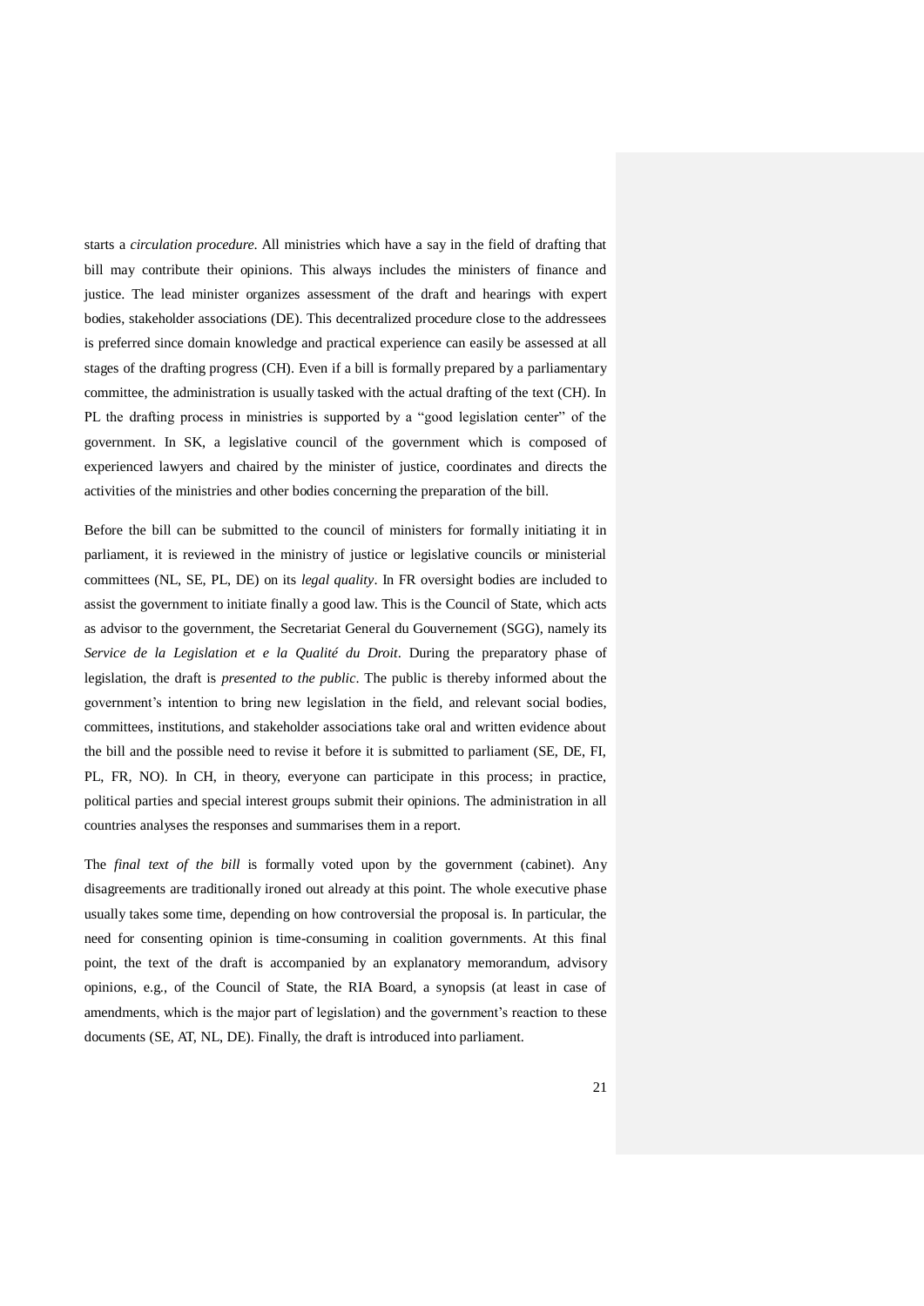starts a *circulation procedure*. All ministries which have a say in the field of drafting that bill may contribute their opinions. This always includes the ministers of finance and justice. The lead minister organizes assessment of the draft and hearings with expert bodies, stakeholder associations (DE). This decentralized procedure close to the addressees is preferred since domain knowledge and practical experience can easily be assessed at all stages of the drafting progress (CH). Even if a bill is formally prepared by a parliamentary committee, the administration is usually tasked with the actual drafting of the text (CH). In PL the drafting process in ministries is supported by a "good legislation center" of the government. In SK, a legislative council of the government which is composed of experienced lawyers and chaired by the minister of justice, coordinates and directs the activities of the ministries and other bodies concerning the preparation of the bill.

Before the bill can be submitted to the council of ministers for formally initiating it in parliament, it is reviewed in the ministry of justice or legislative councils or ministerial committees (NL, SE, PL, DE) on its *legal quality*. In FR oversight bodies are included to assist the government to initiate finally a good law. This is the Council of State, which acts as advisor to the government, the Secretariat General du Gouvernement (SGG), namely its *Service de la Legislation et e la Qualité du Droit*. During the preparatory phase of legislation, the draft is *presented to the public*. The public is thereby informed about the government's intention to bring new legislation in the field, and relevant social bodies, committees, institutions, and stakeholder associations take oral and written evidence about the bill and the possible need to revise it before it is submitted to parliament (SE, DE, FI, PL, FR, NO). In CH, in theory, everyone can participate in this process; in practice, political parties and special interest groups submit their opinions. The administration in all countries analyses the responses and summarises them in a report.

The *final text of the bill* is formally voted upon by the government (cabinet). Any disagreements are traditionally ironed out already at this point. The whole executive phase usually takes some time, depending on how controversial the proposal is. In particular, the need for consenting opinion is time-consuming in coalition governments. At this final point, the text of the draft is accompanied by an explanatory memorandum, advisory opinions, e.g., of the Council of State, the RIA Board, a synopsis (at least in case of amendments, which is the major part of legislation) and the government's reaction to these documents (SE, AT, NL, DE). Finally, the draft is introduced into parliament.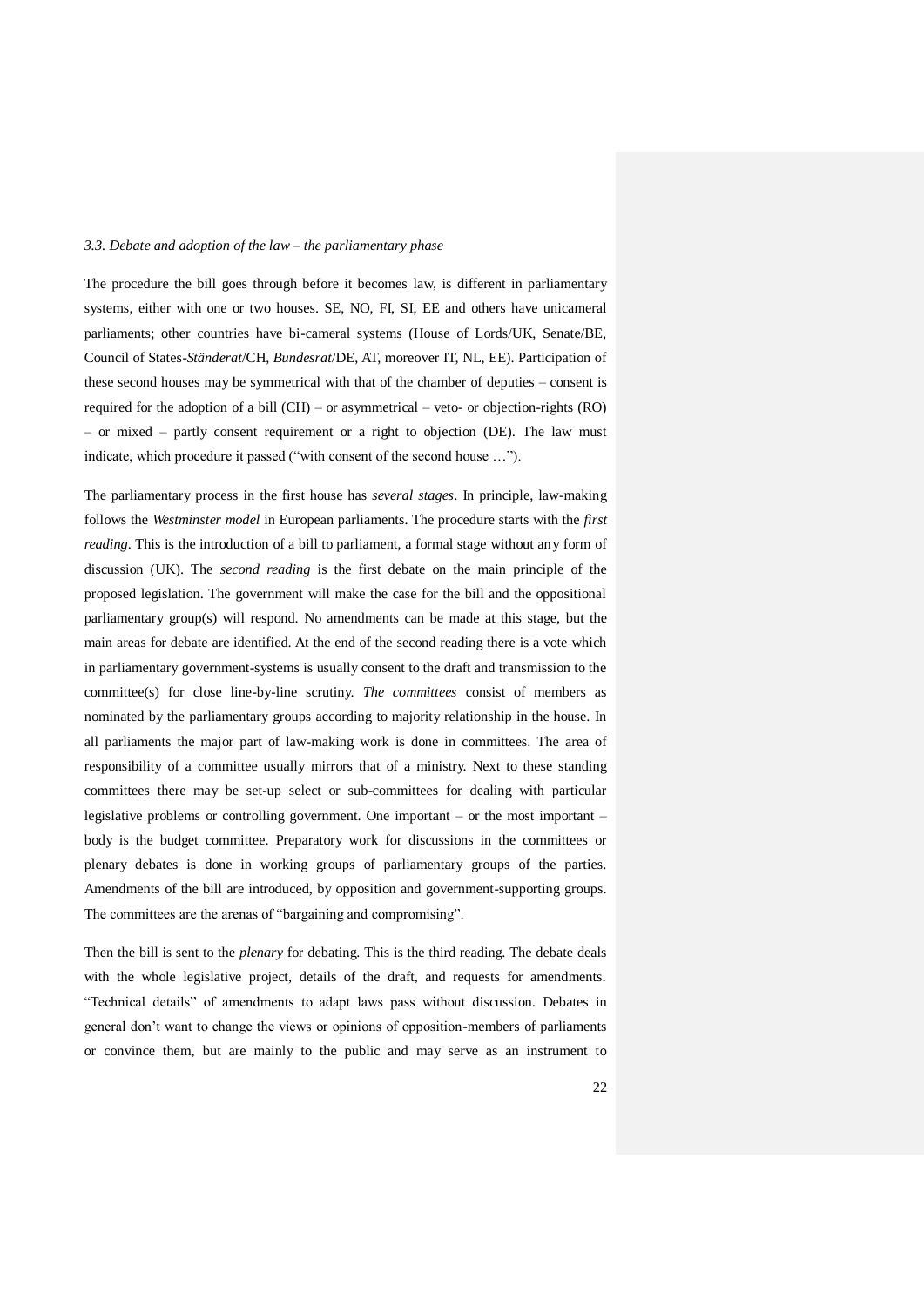*3.3. Debate and adoption of the law – the parliamentary phase*

The procedure the bill goes through before it becomes law, is different in parliamentary systems, either with one or two houses. SE, NO, FI, SI, EE and others have unicameral parliaments; other countries have bi-cameral systems (House of Lords/UK, Senate/BE, Council of States-*Ständerat*/CH, *Bundesrat*/DE, AT, moreover IT, NL, EE). Participation of these second houses may be symmetrical with that of the chamber of deputies – consent is required for the adoption of a bill (CH) – or asymmetrical – veto- or objection-rights (RO) – or mixed – partly consent requirement or a right to objection (DE). The law must indicate, which procedure it passed ("with consent of the second house …").

The parliamentary process in the first house has *several stages*. In principle, law-making follows the *Westminster model* in European parliaments. The procedure starts with the *first reading*. This is the introduction of a bill to parliament, a formal stage without any form of discussion (UK). The *second reading* is the first debate on the main principle of the proposed legislation. The government will make the case for the bill and the oppositional parliamentary group(s) will respond. No amendments can be made at this stage, but the main areas for debate are identified. At the end of the second reading there is a vote which in parliamentary government-systems is usually consent to the draft and transmission to the committee(s) for close line-by-line scrutiny. *The committees* consist of members as nominated by the parliamentary groups according to majority relationship in the house. In all parliaments the major part of law-making work is done in committees. The area of responsibility of a committee usually mirrors that of a ministry. Next to these standing committees there may be set-up select or sub-committees for dealing with particular legislative problems or controlling government. One important – or the most important – body is the budget committee. Preparatory work for discussions in the committees or plenary debates is done in working groups of parliamentary groups of the parties. Amendments of the bill are introduced, by opposition and government-supporting groups. The committees are the arenas of "bargaining and compromising".

Then the bill is sent to the *plenary* for debating. This is the third reading. The debate deals with the whole legislative project, details of the draft, and requests for amendments. "Technical details" of amendments to adapt laws pass without discussion. Debates in general don't want to change the views or opinions of opposition-members of parliaments or convince them, but are mainly to the public and may serve as an instrument to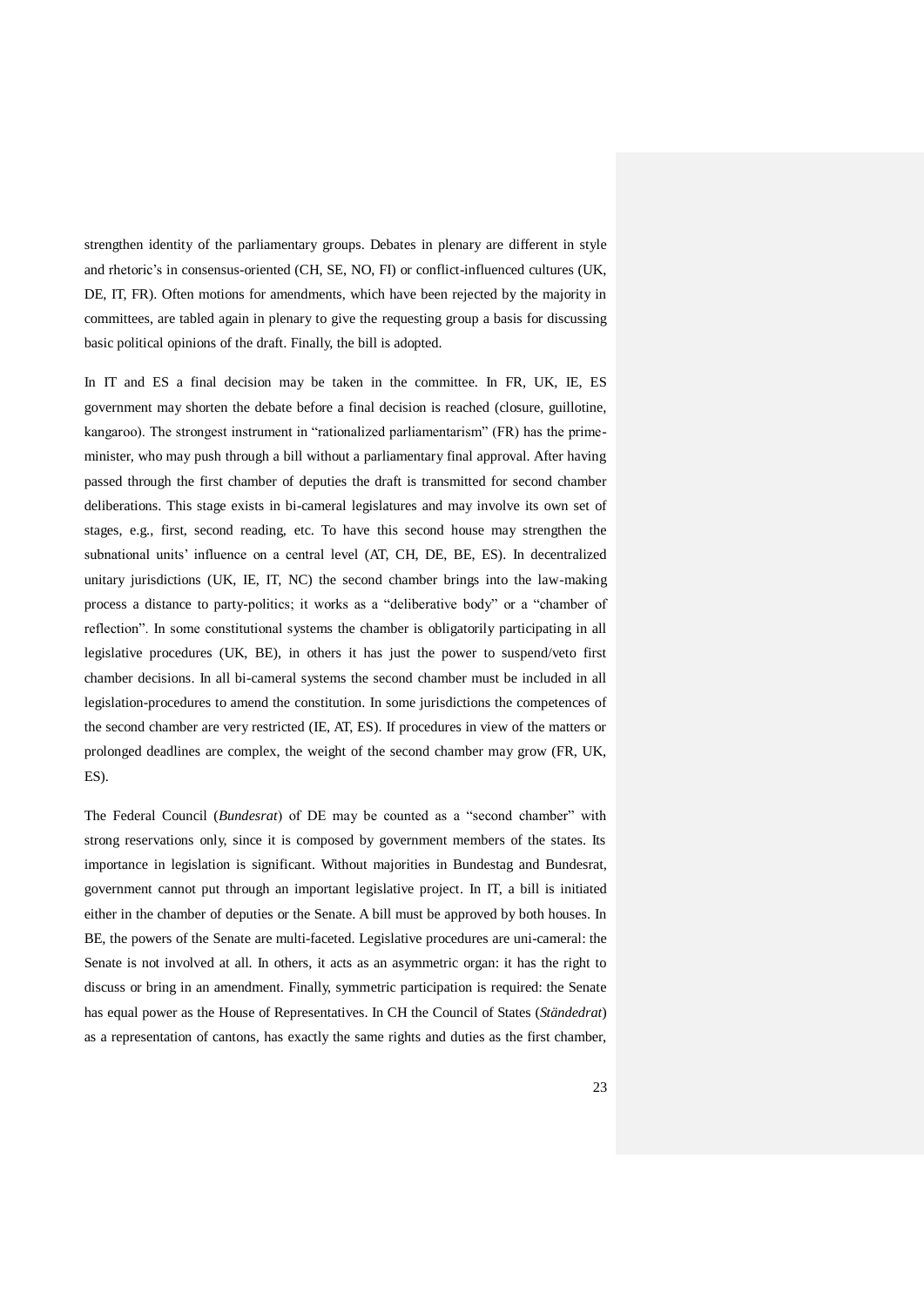strengthen identity of the parliamentary groups. Debates in plenary are different in style and rhetoric's in consensus-oriented (CH, SE, NO, FI) or conflict-influenced cultures (UK, DE, IT, FR). Often motions for amendments, which have been rejected by the majority in committees, are tabled again in plenary to give the requesting group a basis for discussing basic political opinions of the draft. Finally, the bill is adopted.

In IT and ES a final decision may be taken in the committee. In FR, UK, IE, ES government may shorten the debate before a final decision is reached (closure, guillotine, kangaroo). The strongest instrument in "rationalized parliamentarism" (FR) has the prime-minister, who may push through a bill without a parliamentary final approval. After having passed through the first chamber of deputies the draft is transmitted for second chamber deliberations. This stage exists in bi-cameral legislatures and may involve its own set of stages, e.g., first, second reading, etc. To have this second house may strengthen the subnational units' influence on a central level (AT, CH, DE, BE, ES). In decentralized unitary jurisdictions (UK, IE, IT, NC) the second chamber brings into the law-making process a distance to party-politics; it works as a "deliberative body" or a "chamber of reflection". In some constitutional systems the chamber is obligatorily participating in all legislative procedures (UK, BE), in others it has just the power to suspend/veto first chamber decisions. In all bi-cameral systems the second chamber must be included in all legislation-procedures to amend the constitution. In some jurisdictions the competences of the second chamber are very restricted (IE, AT, ES). If procedures in view of the matters or prolonged deadlines are complex, the weight of the second chamber may grow (FR, UK, ES).

The Federal Council (*Bundesrat*) of DE may be counted as a "second chamber" with strong reservations only, since it is composed by government members of the states. Its importance in legislation is significant. Without majorities in Bundestag and Bundesrat, government cannot put through an important legislative project. In IT, a bill is initiated either in the chamber of deputies or the Senate. A bill must be approved by both houses. In BE, the powers of the Senate are multi-faceted. Legislative procedures are uni-cameral: the Senate is not involved at all. In others, it acts as an asymmetric organ: it has the right to discuss or bring in an amendment. Finally, symmetric participation is required: the Senate has equal power as the House of Representatives. In CH the Council of States (*Ständedrat*) as a representation of cantons, has exactly the same rights and duties as the first chamber,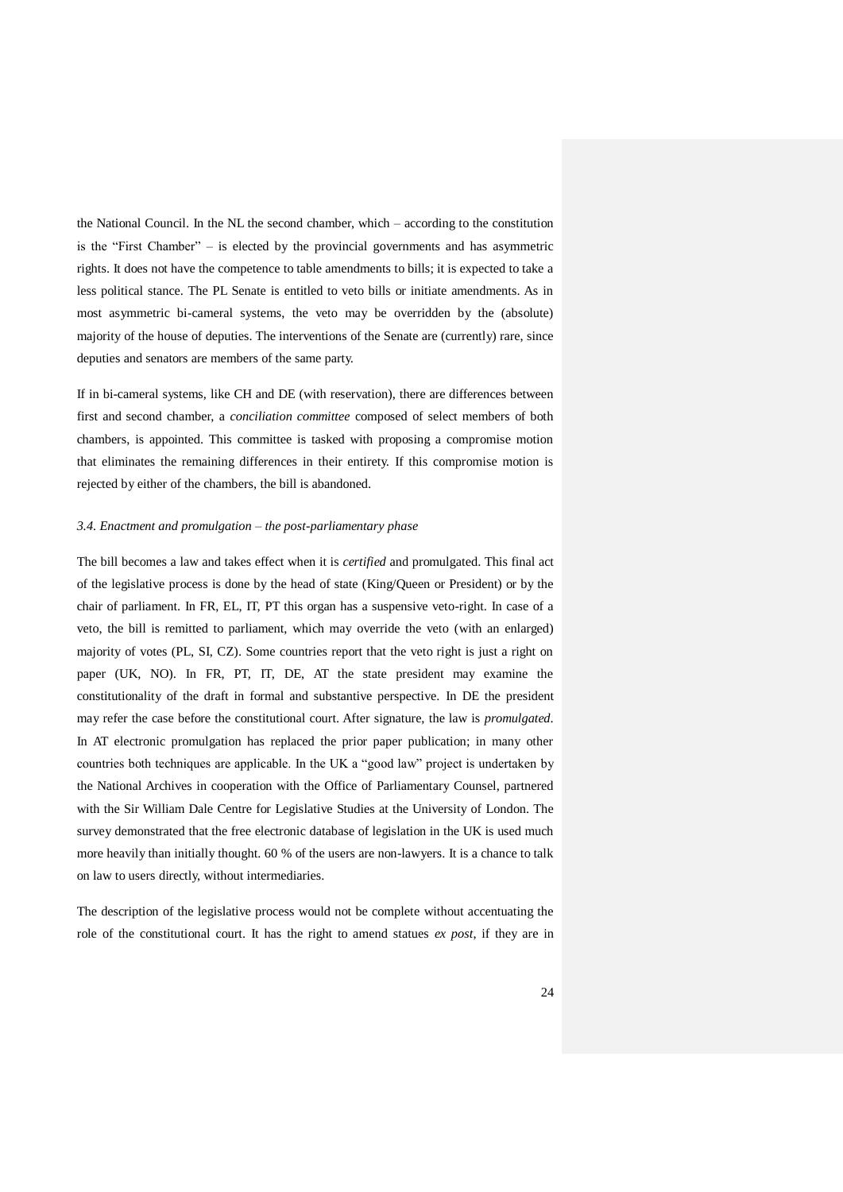the National Council. In the NL the second chamber, which – according to the constitution is the "First Chamber" – is elected by the provincial governments and has asymmetric rights. It does not have the competence to table amendments to bills; it is expected to take a less political stance. The PL Senate is entitled to veto bills or initiate amendments. As in most asymmetric bi-cameral systems, the veto may be overridden by the (absolute) majority of the house of deputies. The interventions of the Senate are (currently) rare, since deputies and senators are members of the same party.

If in bi-cameral systems, like CH and DE (with reservation), there are differences between first and second chamber, a *conciliation committee* composed of select members of both chambers, is appointed. This committee is tasked with proposing a compromise motion that eliminates the remaining differences in their entirety. If this compromise motion is rejected by either of the chambers, the bill is abandoned.

### *3.4. Enactment and promulgation – the post-parliamentary phase*

The bill becomes a law and takes effect when it is *certified* and promulgated. This final act of the legislative process is done by the head of state (King/Queen or President) or by the chair of parliament. In FR, EL, IT, PT this organ has a suspensive veto-right. In case of a veto, the bill is remitted to parliament, which may override the veto (with an enlarged) majority of votes (PL, SI, CZ). Some countries report that the veto right is just a right on paper (UK, NO). In FR, PT, IT, DE, AT the state president may examine the constitutionality of the draft in formal and substantive perspective. In DE the president may refer the case before the constitutional court. After signature, the law is *promulgated*. In AT electronic promulgation has replaced the prior paper publication; in many other countries both techniques are applicable. In the UK a "good law" project is undertaken by the National Archives in cooperation with the Office of Parliamentary Counsel, partnered with the Sir William Dale Centre for Legislative Studies at the University of London. The survey demonstrated that the free electronic database of legislation in the UK is used much more heavily than initially thought. 60 % of the users are non-lawyers. It is a chance to talk on law to users directly, without intermediaries.

The description of the legislative process would not be complete without accentuating the role of the constitutional court. It has the right to amend statues *ex post*, if they are in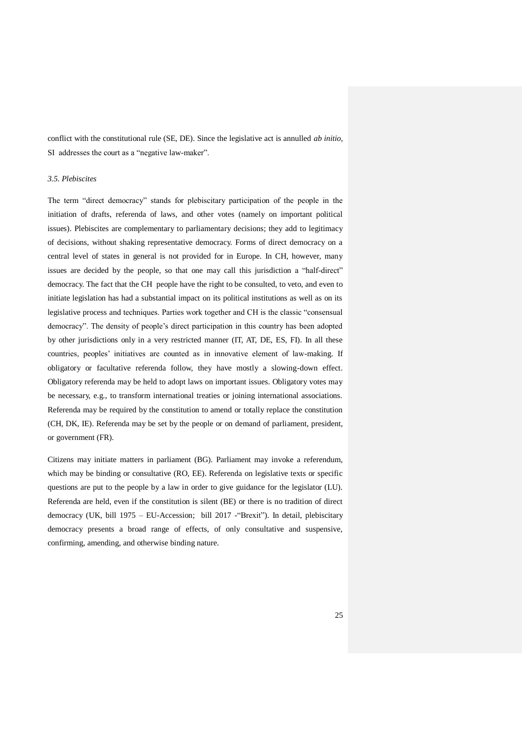conflict with the constitutional rule (SE, DE). Since the legislative act is annulled *ab initio*, SI addresses the court as a "negative law-maker".

### *3.5. Plebiscites*

The term "direct democracy" stands for plebiscitary participation of the people in the initiation of drafts, referenda of laws, and other votes (namely on important political issues). Plebiscites are complementary to parliamentary decisions; they add to legitimacy of decisions, without shaking representative democracy. Forms of direct democracy on a central level of states in general is not provided for in Europe. In CH, however, many issues are decided by the people, so that one may call this jurisdiction a "half-direct" democracy. The fact that the CH people have the right to be consulted, to veto, and even to initiate legislation has had a substantial impact on its political institutions as well as on its legislative process and techniques. Parties work together and CH is the classic "consensual democracy". The density of people's direct participation in this country has been adopted by other jurisdictions only in a very restricted manner (IT, AT, DE, ES, FI). In all these countries, peoples' initiatives are counted as in innovative element of law-making. If obligatory or facultative referenda follow, they have mostly a slowing-down effect. Obligatory referenda may be held to adopt laws on important issues. Obligatory votes may be necessary, e.g., to transform international treaties or joining international associations. Referenda may be required by the constitution to amend or totally replace the constitution (CH, DK, IE). Referenda may be set by the people or on demand of parliament, president, or government (FR).

Citizens may initiate matters in parliament (BG). Parliament may invoke a referendum, which may be binding or consultative (RO, EE). Referenda on legislative texts or specific questions are put to the people by a law in order to give guidance for the legislator (LU). Referenda are held, even if the constitution is silent (BE) or there is no tradition of direct democracy (UK, bill 1975 – EU-Accession; bill 2017 -"Brexit"). In detail, plebiscitary democracy presents a broad range of effects, of only consultative and suspensive, confirming, amending, and otherwise binding nature.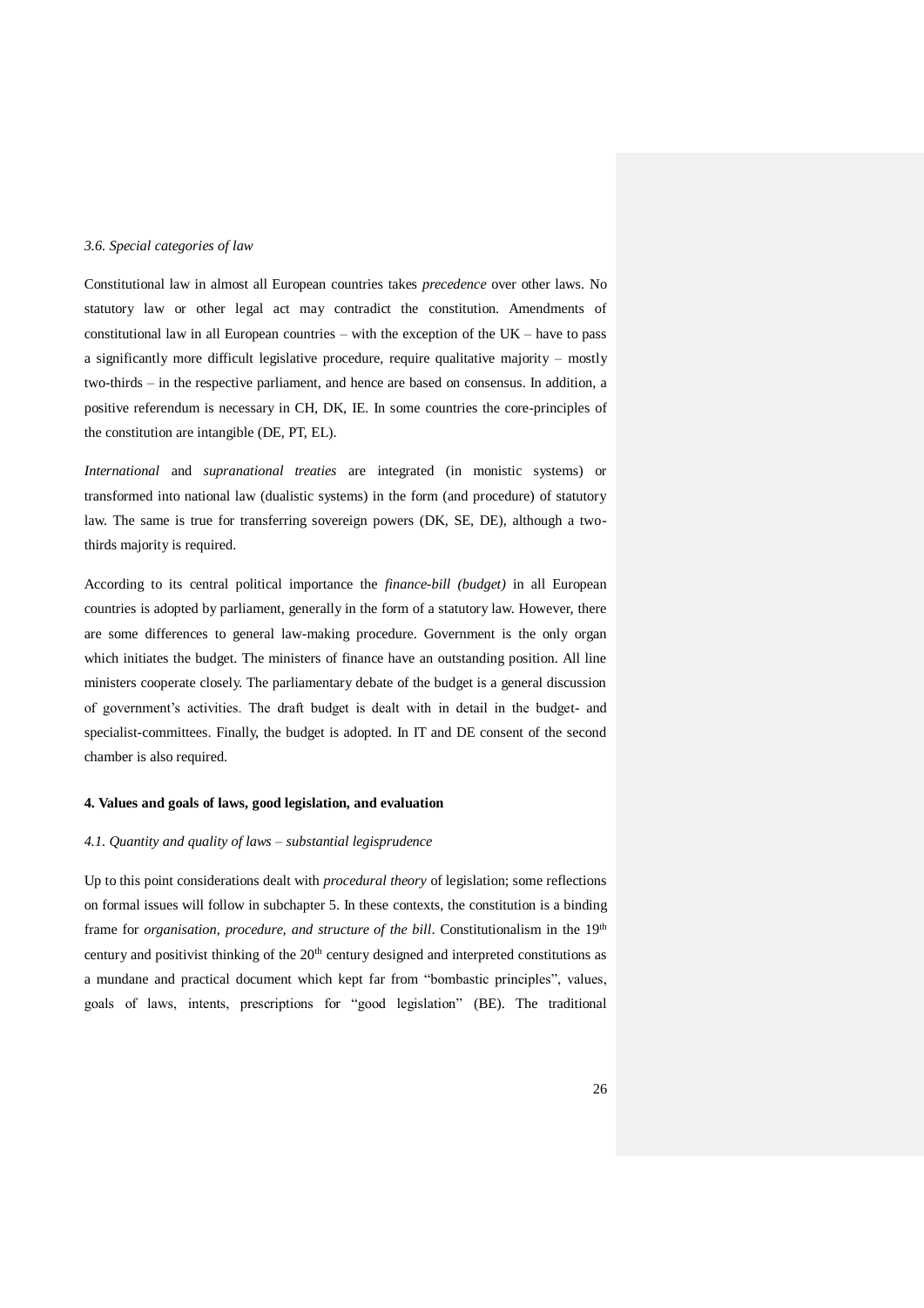*3.6. Special categories of law*

Constitutional law in almost all European countries takes *precedence* over other laws. No statutory law or other legal act may contradict the constitution. Amendments of constitutional law in all European countries – with the exception of the UK – have to pass a significantly more difficult legislative procedure, require qualitative majority – mostly two-thirds – in the respective parliament, and hence are based on consensus. In addition, a positive referendum is necessary in CH, DK, IE. In some countries the core-principles of the constitution are intangible (DE, PT, EL).

*International* and *supranational treaties* are integrated (in monistic systems) or transformed into national law (dualistic systems) in the form (and procedure) of statutory law. The same is true for transferring sovereign powers (DK, SE, DE), although a two-thirds majority is required.

According to its central political importance the *finance-bill (budget)* in all European countries is adopted by parliament, generally in the form of a statutory law. However, there are some differences to general law-making procedure. Government is the only organ which initiates the budget. The ministers of finance have an outstanding position. All line ministers cooperate closely. The parliamentary debate of the budget is a general discussion of government's activities. The draft budget is dealt with in detail in the budget- and specialist-committees. Finally, the budget is adopted. In IT and DE consent of the second chamber is also required.

**4. Values and goals of laws, good legislation, and evaluation**

*4.1. Quantity and quality of laws – substantial legisprudence*

Up to this point considerations dealt with *procedural theory* of legislation; some reflections on formal issues will follow in subchapter 5. In these contexts, the constitution is a binding frame for *organisation, procedure, and structure of the bill*. Constitutionalism in the 19th century and positivist thinking of the 20th century designed and interpreted constitutions as a mundane and practical document which kept far from "bombastic principles", values, goals of laws, intents, prescriptions for "good legislation" (BE). The traditional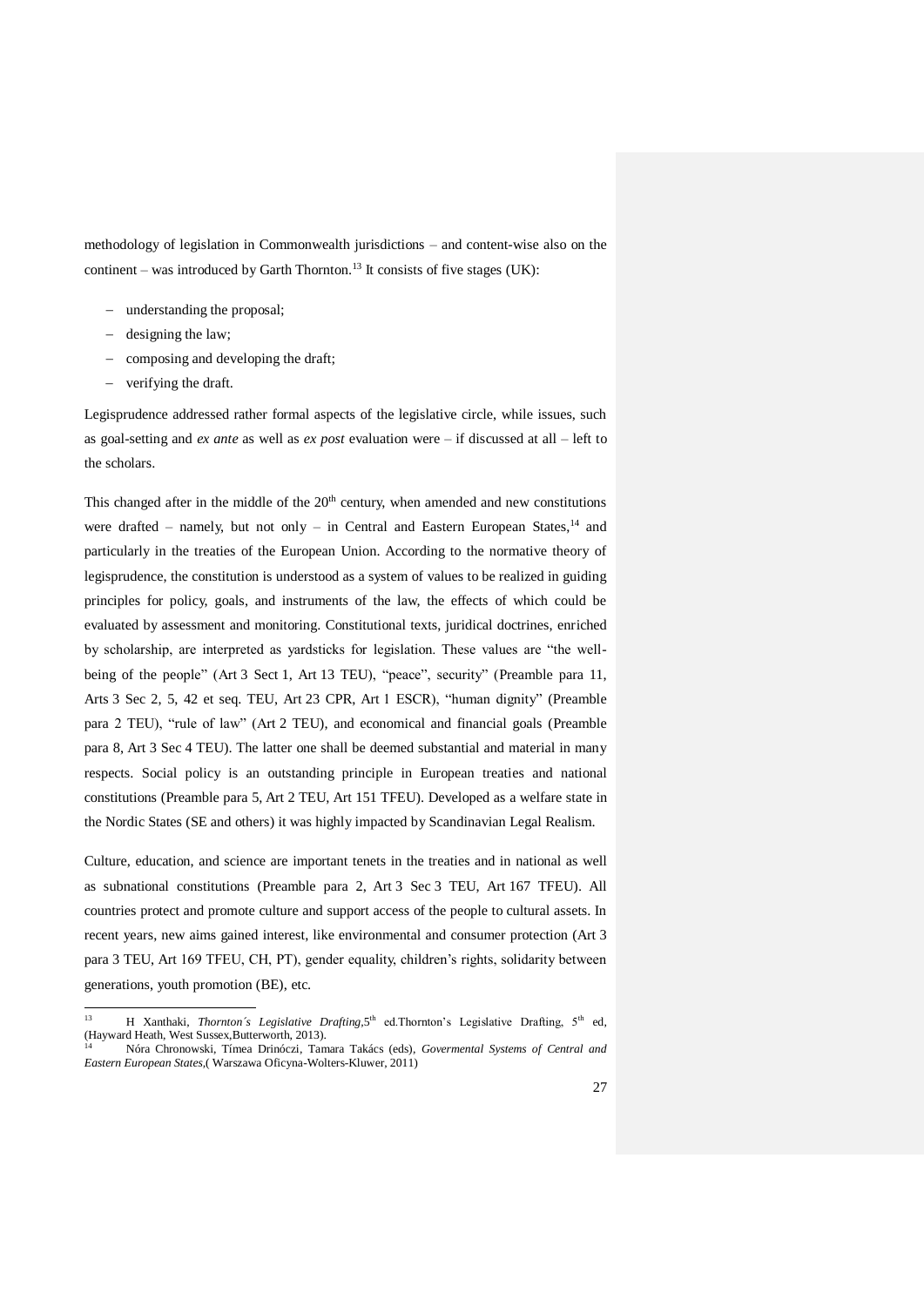methodology of legislation in Commonwealth jurisdictions – and content-wise also on the continent – was introduced by Garth Thornton.[13] It consists of five stages (UK):

- understanding the proposal;
- designing the law;
- composing and developing the draft;
- verifying the draft.

Legisprudence addressed rather formal aspects of the legislative circle, while issues, such as goal-setting and *ex ante* as well as *ex post* evaluation were – if discussed at all – left to the scholars.

This changed after in the middle of the 20th century, when amended and new constitutions were drafted – namely, but not only – in Central and Eastern European States,[14] and particularly in the treaties of the European Union. According to the normative theory of legisprudence, the constitution is understood as a system of values to be realized in guiding principles for policy, goals, and instruments of the law, the effects of which could be evaluated by assessment and monitoring. Constitutional texts, juridical doctrines, enriched by scholarship, are interpreted as yardsticks for legislation. These values are "the well-being of the people" (Art 3 Sect 1, Art 13 TEU), "peace", security" (Preamble para 11, Arts 3 Sec 2, 5, 42 et seq. TEU, Art 23 CPR, Art 1 ESCR), "human dignity" (Preamble para 2 TEU), "rule of law" (Art 2 TEU), and economical and financial goals (Preamble para 8, Art 3 Sec 4 TEU). The latter one shall be deemed substantial and material in many respects. Social policy is an outstanding principle in European treaties and national constitutions (Preamble para 5, Art 2 TEU, Art 151 TFEU). Developed as a welfare state in the Nordic States (SE and others) it was highly impacted by Scandinavian Legal Realism.

Culture, education, and science are important tenets in the treaties and in national as well as subnational constitutions (Preamble para 2, Art 3 Sec 3 TEU, Art 167 TFEU). All countries protect and promote culture and support access of the people to cultural assets. In recent years, new aims gained interest, like environmental and consumer protection (Art 3 para 3 TEU, Art 169 TFEU, CH, PT), gender equality, children's rights, solidarity between generations, youth promotion (BE), etc.

---

[13] H Xanthaki, *Thornton´s Legislative Drafting*,5th ed.Thornton's Legislative Drafting, 5th ed, (Hayward Heath, West Sussex,Butterworth, 2013).

[14] Nóra Chronowski, Tímea Drinóczi, Tamara Takács (eds), *Govermental Systems of Central and Eastern European States*,( Warszawa Oficyna-Wolters-Kluwer, 2011)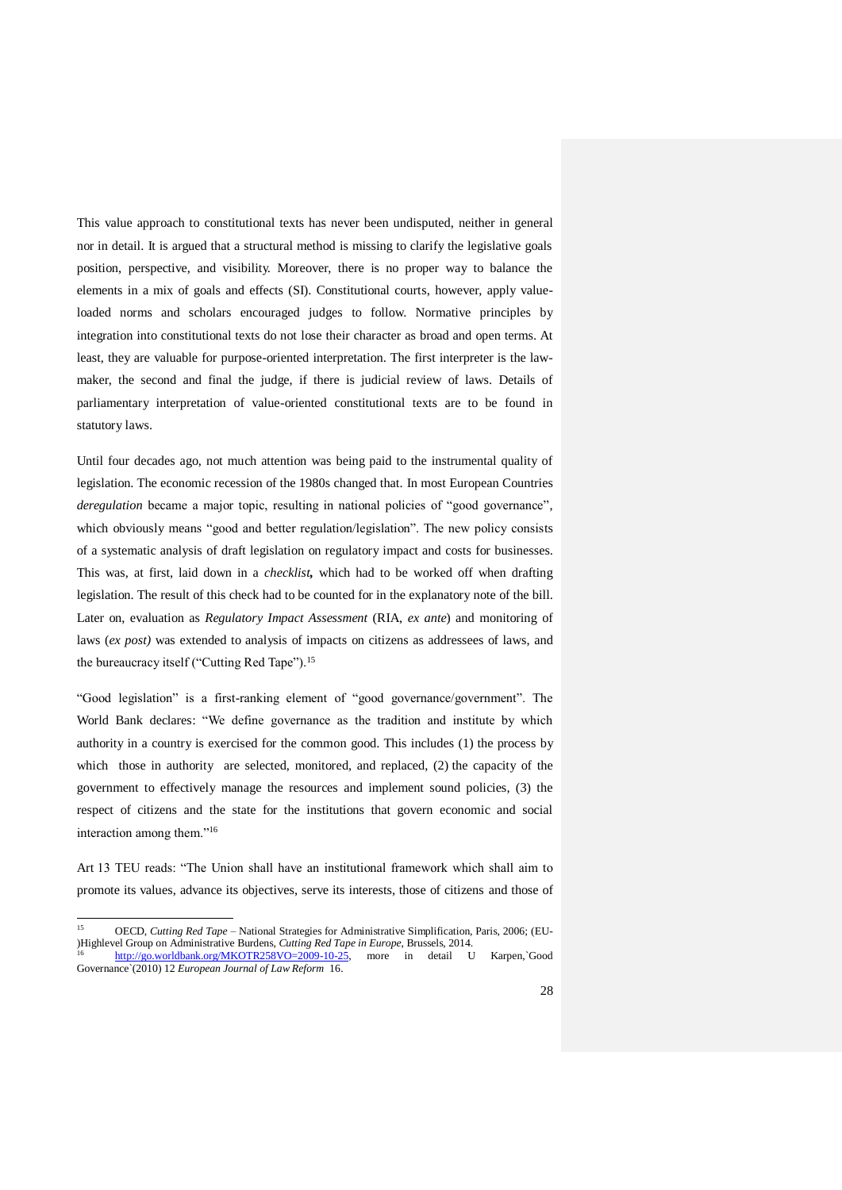This value approach to constitutional texts has never been undisputed, neither in general nor in detail. It is argued that a structural method is missing to clarify the legislative goals position, perspective, and visibility. Moreover, there is no proper way to balance the elements in a mix of goals and effects (SI). Constitutional courts, however, apply value-loaded norms and scholars encouraged judges to follow. Normative principles by integration into constitutional texts do not lose their character as broad and open terms. At least, they are valuable for purpose-oriented interpretation. The first interpreter is the law-maker, the second and final the judge, if there is judicial review of laws. Details of parliamentary interpretation of value-oriented constitutional texts are to be found in statutory laws.

Until four decades ago, not much attention was being paid to the instrumental quality of legislation. The economic recession of the 1980s changed that. In most European Countries *deregulation* became a major topic, resulting in national policies of "good governance", which obviously means "good and better regulation/legislation". The new policy consists of a systematic analysis of draft legislation on regulatory impact and costs for businesses. This was, at first, laid down in a ***checklist,*** which had to be worked off when drafting legislation. The result of this check had to be counted for in the explanatory note of the bill. Later on, evaluation as *Regulatory Impact Assessment* (RIA, *ex ante*) and monitoring of laws (*ex post)* was extended to analysis of impacts on citizens as addressees of laws, and the bureaucracy itself ("Cutting Red Tape").[15]

"Good legislation" is a first-ranking element of "good governance/government". The World Bank declares: "We define governance as the tradition and institute by which authority in a country is exercised for the common good. This includes (1) the process by which those in authority are selected, monitored, and replaced, (2) the capacity of the government to effectively manage the resources and implement sound policies, (3) the respect of citizens and the state for the institutions that govern economic and social interaction among them."[16]

Art 13 TEU reads: "The Union shall have an institutional framework which shall aim to promote its values, advance its objectives, serve its interests, those of citizens and those of

---

[15] OECD, *Cutting Red Tape* – National Strategies for Administrative Simplification, Paris, 2006; (EU-)Highlevel Group on Administrative Burdens, *Cutting Red Tape in Europe*, Brussels, 2014.

[16] http://go.worldbank.org/MKOTR258VO=2009-10-25, more in detail U Karpen,`Good Governance`(2010) 12 *European Journal of Law Reform* 16.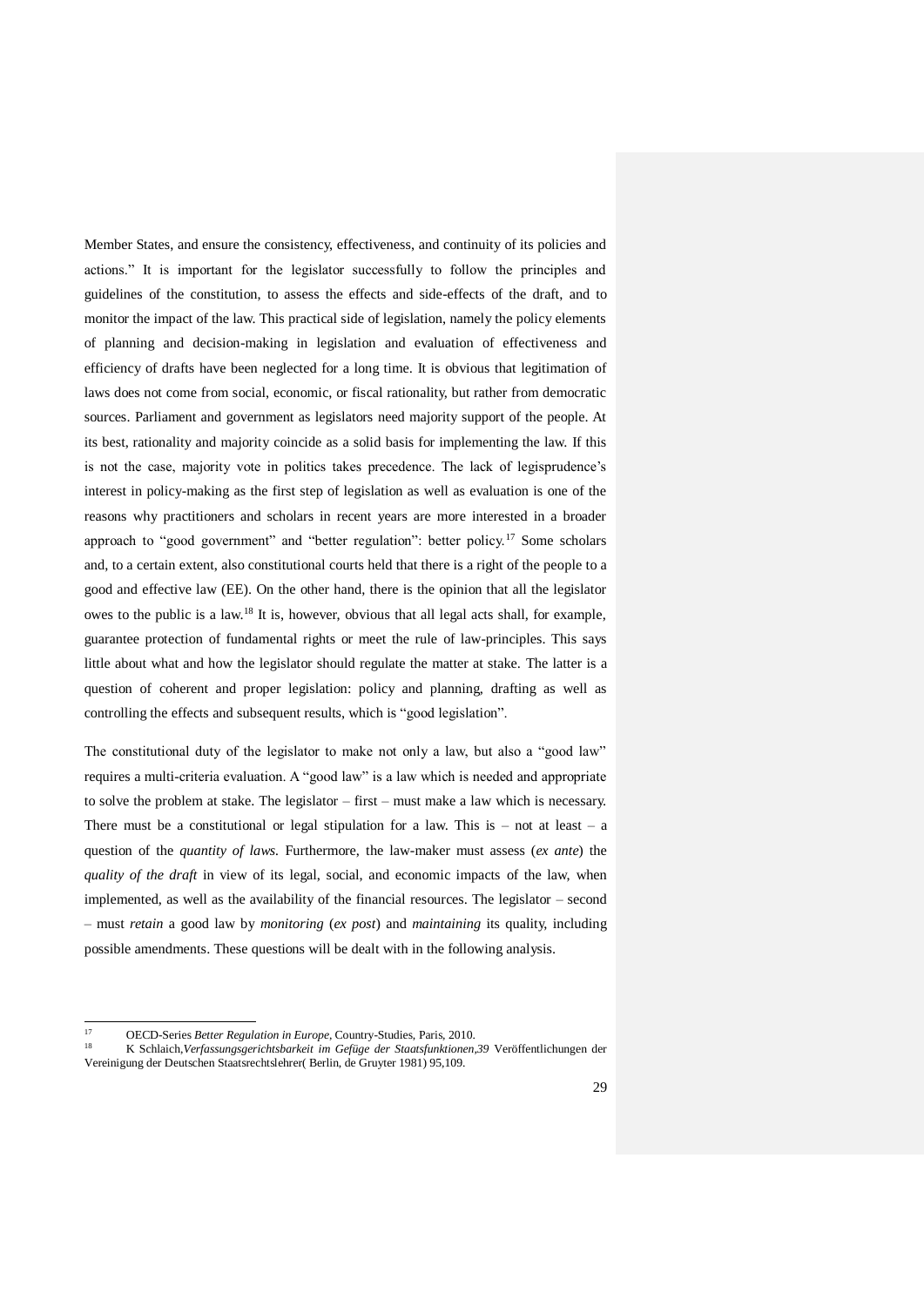Member States, and ensure the consistency, effectiveness, and continuity of its policies and actions." It is important for the legislator successfully to follow the principles and guidelines of the constitution, to assess the effects and side-effects of the draft, and to monitor the impact of the law. This practical side of legislation, namely the policy elements of planning and decision-making in legislation and evaluation of effectiveness and efficiency of drafts have been neglected for a long time. It is obvious that legitimation of laws does not come from social, economic, or fiscal rationality, but rather from democratic sources. Parliament and government as legislators need majority support of the people. At its best, rationality and majority coincide as a solid basis for implementing the law. If this is not the case, majority vote in politics takes precedence. The lack of legisprudence's interest in policy-making as the first step of legislation as well as evaluation is one of the reasons why practitioners and scholars in recent years are more interested in a broader approach to "good government" and "better regulation": better policy.[17] Some scholars and, to a certain extent, also constitutional courts held that there is a right of the people to a good and effective law (EE). On the other hand, there is the opinion that all the legislator owes to the public is a law.[18] It is, however, obvious that all legal acts shall, for example, guarantee protection of fundamental rights or meet the rule of law-principles. This says little about what and how the legislator should regulate the matter at stake. The latter is a question of coherent and proper legislation: policy and planning, drafting as well as controlling the effects and subsequent results, which is "good legislation".

The constitutional duty of the legislator to make not only a law, but also a "good law" requires a multi-criteria evaluation. A "good law" is a law which is needed and appropriate to solve the problem at stake. The legislator – first – must make a law which is necessary. There must be a constitutional or legal stipulation for a law. This is – not at least – a question of the *quantity of laws.* Furthermore, the law-maker must assess (*ex ante*) the *quality of the draft* in view of its legal, social, and economic impacts of the law, when implemented, as well as the availability of the financial resources. The legislator – second – must *retain* a good law by *monitoring* (*ex post*) and *maintaining* its quality, including possible amendments. These questions will be dealt with in the following analysis.

---

[17] OECD-Series *Better Regulation in Europe*, Country-Studies, Paris, 2010.

[18] K Schlaich,*Verfassungsgerichtsbarkeit im Gefüge der Staatsfunktionen,39* Veröffentlichungen der Vereinigung der Deutschen Staatsrechtslehrer( Berlin, de Gruyter 1981) 95,109.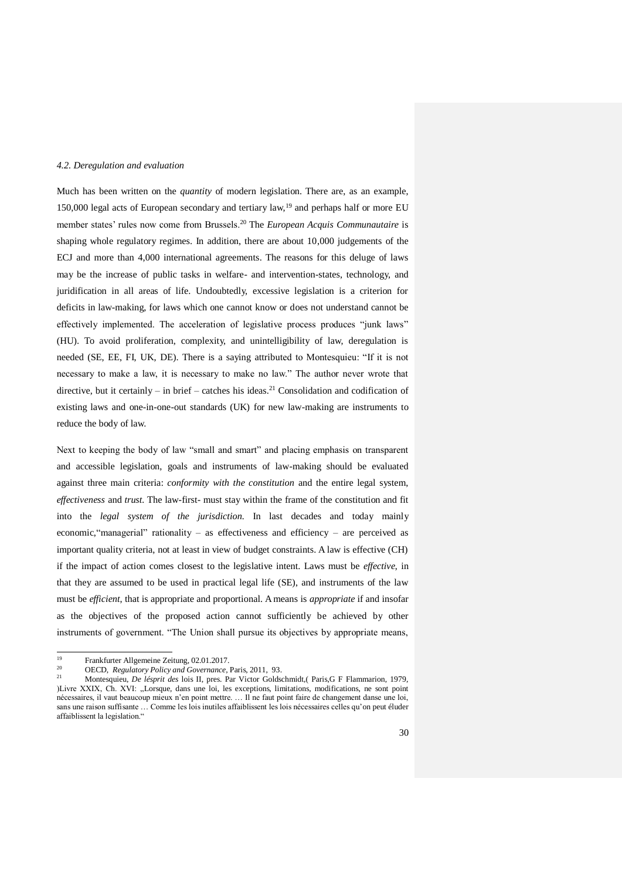### *4.2. Deregulation and evaluation*

Much has been written on the *quantity* of modern legislation. There are, as an example, 150,000 legal acts of European secondary and tertiary law,[19] and perhaps half or more EU member states' rules now come from Brussels.[20] The *European Acquis Communautaire* is shaping whole regulatory regimes. In addition, there are about 10,000 judgements of the ECJ and more than 4,000 international agreements. The reasons for this deluge of laws may be the increase of public tasks in welfare- and intervention-states, technology, and juridification in all areas of life. Undoubtedly, excessive legislation is a criterion for deficits in law-making, for laws which one cannot know or does not understand cannot be effectively implemented. The acceleration of legislative process produces "junk laws" (HU). To avoid proliferation, complexity, and unintelligibility of law, deregulation is needed (SE, EE, FI, UK, DE). There is a saying attributed to Montesquieu: "If it is not necessary to make a law, it is necessary to make no law." The author never wrote that directive, but it certainly – in brief – catches his ideas.[21] Consolidation and codification of existing laws and one-in-one-out standards (UK) for new law-making are instruments to reduce the body of law.

Next to keeping the body of law "small and smart" and placing emphasis on transparent and accessible legislation, goals and instruments of law-making should be evaluated against three main criteria: *conformity with the constitution* and the entire legal system, *effectiveness* and *trust*. The law-first- must stay within the frame of the constitution and fit into the *legal system of the jurisdiction.* In last decades and today mainly economic,"managerial" rationality – as effectiveness and efficiency – are perceived as important quality criteria, not at least in view of budget constraints. A law is effective (CH) if the impact of action comes closest to the legislative intent. Laws must be *effective*, in that they are assumed to be used in practical legal life (SE), and instruments of the law must be *efficient*, that is appropriate and proportional. A means is *appropriate* if and insofar as the objectives of the proposed action cannot sufficiently be achieved by other instruments of government. "The Union shall pursue its objectives by appropriate means,

---

[19] Frankfurter Allgemeine Zeitung, 02.01.2017.

[20] OECD, *Regulatory Policy and Governance*, Paris, 2011, 93.

[21] Montesquieu, *De lésprit des* lois II, pres. Par Victor Goldschmidt,( Paris,G F Flammarion, 1979, )Livre XXIX, Ch. XVI: „Lorsque, dans une loi, les exceptions, limitations, modifications, ne sont point nécessaires, il vaut beaucoup mieux n'en point mettre. … Il ne faut point faire de changement danse une loi, sans une raison suffisante … Comme les lois inutiles affaiblissent les lois nécessaires celles qu'on peut éluder affaiblissent la legislation."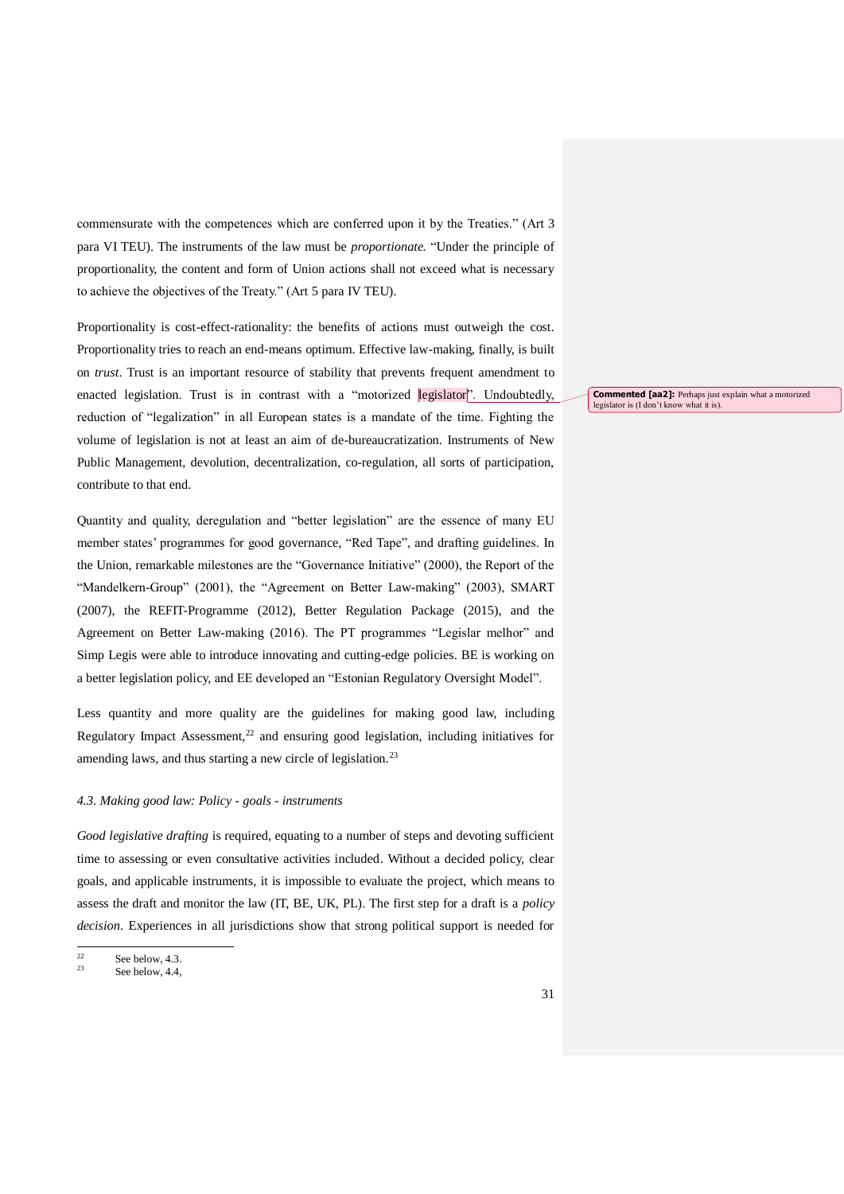commensurate with the competences which are conferred upon it by the Treaties." (Art 3 para VI TEU). The instruments of the law must be *proportionate*. "Under the principle of proportionality, the content and form of Union actions shall not exceed what is necessary to achieve the objectives of the Treaty." (Art 5 para IV TEU).

Proportionality is cost-effect-rationality: the benefits of actions must outweigh the cost. Proportionality tries to reach an end-means optimum. Effective law-making, finally, is built on *trust*. Trust is an important resource of stability that prevents frequent amendment to enacted legislation. Trust is in contrast with a "motorized legislator". Undoubtedly, reduction of "legalization" in all European states is a mandate of the time. Fighting the volume of legislation is not at least an aim of de-bureaucratization. Instruments of New Public Management, devolution, decentralization, co-regulation, all sorts of participation, contribute to that end.

**Commented [aa2]:** Perhaps just explain what a motorized legislator is (I don't know what it is).

Quantity and quality, deregulation and "better legislation" are the essence of many EU member states' programmes for good governance, "Red Tape", and drafting guidelines. In the Union, remarkable milestones are the "Governance Initiative" (2000), the Report of the "Mandelkern-Group" (2001), the "Agreement on Better Law-making" (2003), SMART (2007), the REFIT-Programme (2012), Better Regulation Package (2015), and the Agreement on Better Law-making (2016). The PT programmes "Legislar melhor" and Simp Legis were able to introduce innovating and cutting-edge policies. BE is working on a better legislation policy, and EE developed an "Estonian Regulatory Oversight Model".

Less quantity and more quality are the guidelines for making good law, including Regulatory Impact Assessment,[22] and ensuring good legislation, including initiatives for amending laws, and thus starting a new circle of legislation.[23]

### *4.3. Making good law: Policy - goals - instruments*

*Good legislative drafting* is required, equating to a number of steps and devoting sufficient time to assessing or even consultative activities included. Without a decided policy, clear goals, and applicable instruments, it is impossible to evaluate the project, which means to assess the draft and monitor the law (IT, BE, UK, PL). The first step for a draft is a *policy decision*. Experiences in all jurisdictions show that strong political support is needed for

---

[22] See below, 4.3.

[23] See below, 4.4,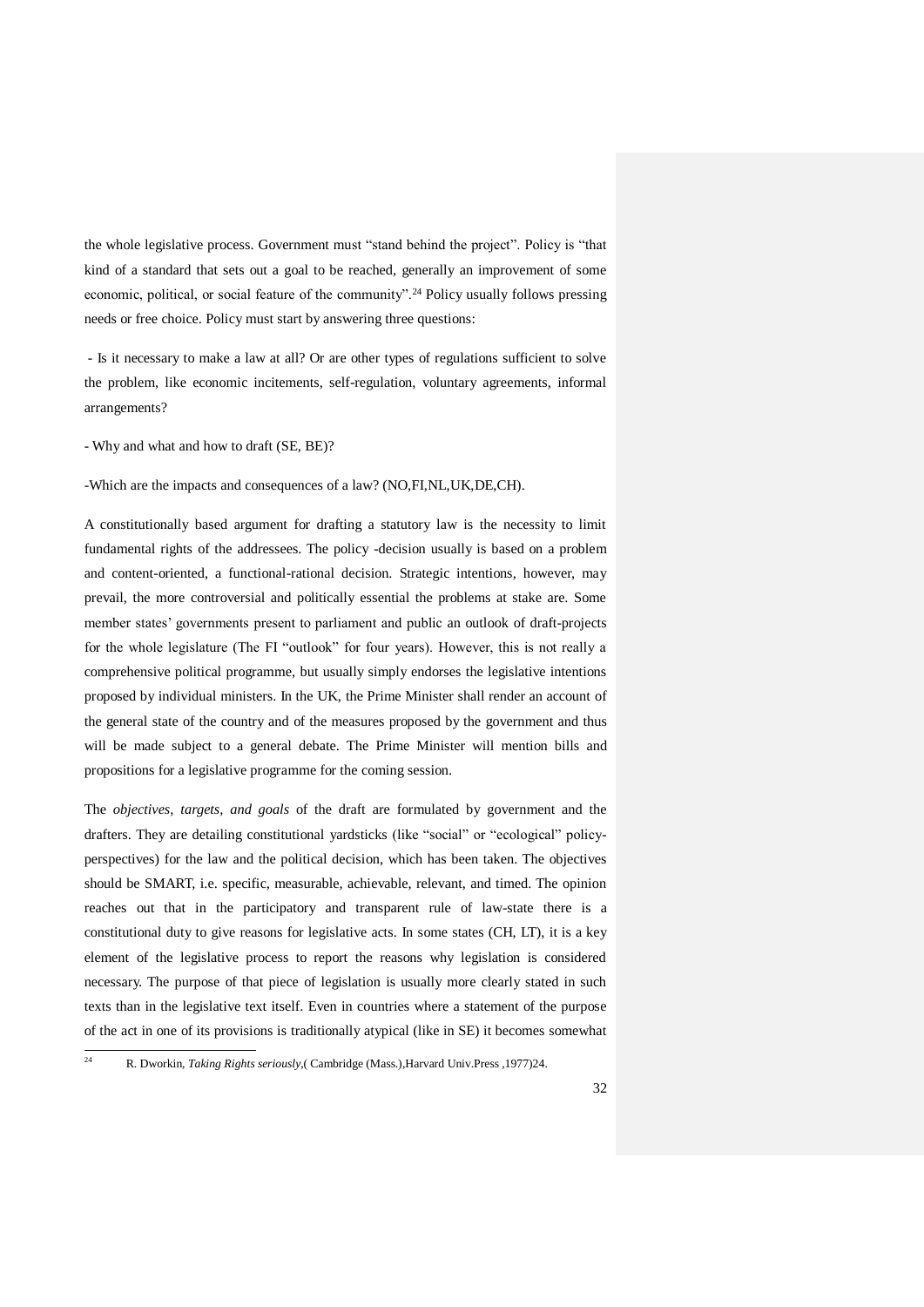the whole legislative process. Government must "stand behind the project". Policy is "that kind of a standard that sets out a goal to be reached, generally an improvement of some economic, political, or social feature of the community".[24] Policy usually follows pressing needs or free choice. Policy must start by answering three questions:

- Is it necessary to make a law at all? Or are other types of regulations sufficient to solve the problem, like economic incitements, self-regulation, voluntary agreements, informal arrangements?

- Why and what and how to draft (SE, BE)?

-Which are the impacts and consequences of a law? (NO,FI,NL,UK,DE,CH).

A constitutionally based argument for drafting a statutory law is the necessity to limit fundamental rights of the addressees. The policy -decision usually is based on a problem and content-oriented, a functional-rational decision. Strategic intentions, however, may prevail, the more controversial and politically essential the problems at stake are. Some member states' governments present to parliament and public an outlook of draft-projects for the whole legislature (The FI "outlook" for four years). However, this is not really a comprehensive political programme, but usually simply endorses the legislative intentions proposed by individual ministers. In the UK, the Prime Minister shall render an account of the general state of the country and of the measures proposed by the government and thus will be made subject to a general debate. The Prime Minister will mention bills and propositions for a legislative programme for the coming session.

The *objectives, targets, and goals* of the draft are formulated by government and the drafters. They are detailing constitutional yardsticks (like "social" or "ecological" policy-perspectives) for the law and the political decision, which has been taken. The objectives should be SMART, i.e. specific, measurable, achievable, relevant, and timed. The opinion reaches out that in the participatory and transparent rule of law-state there is a constitutional duty to give reasons for legislative acts. In some states (CH, LT), it is a key element of the legislative process to report the reasons why legislation is considered necessary. The purpose of that piece of legislation is usually more clearly stated in such texts than in the legislative text itself. Even in countries where a statement of the purpose of the act in one of its provisions is traditionally atypical (like in SE) it becomes somewhat

[24] R. Dworkin, *Taking Rights seriously*,( Cambridge (Mass.),Harvard Univ.Press ,1977)24.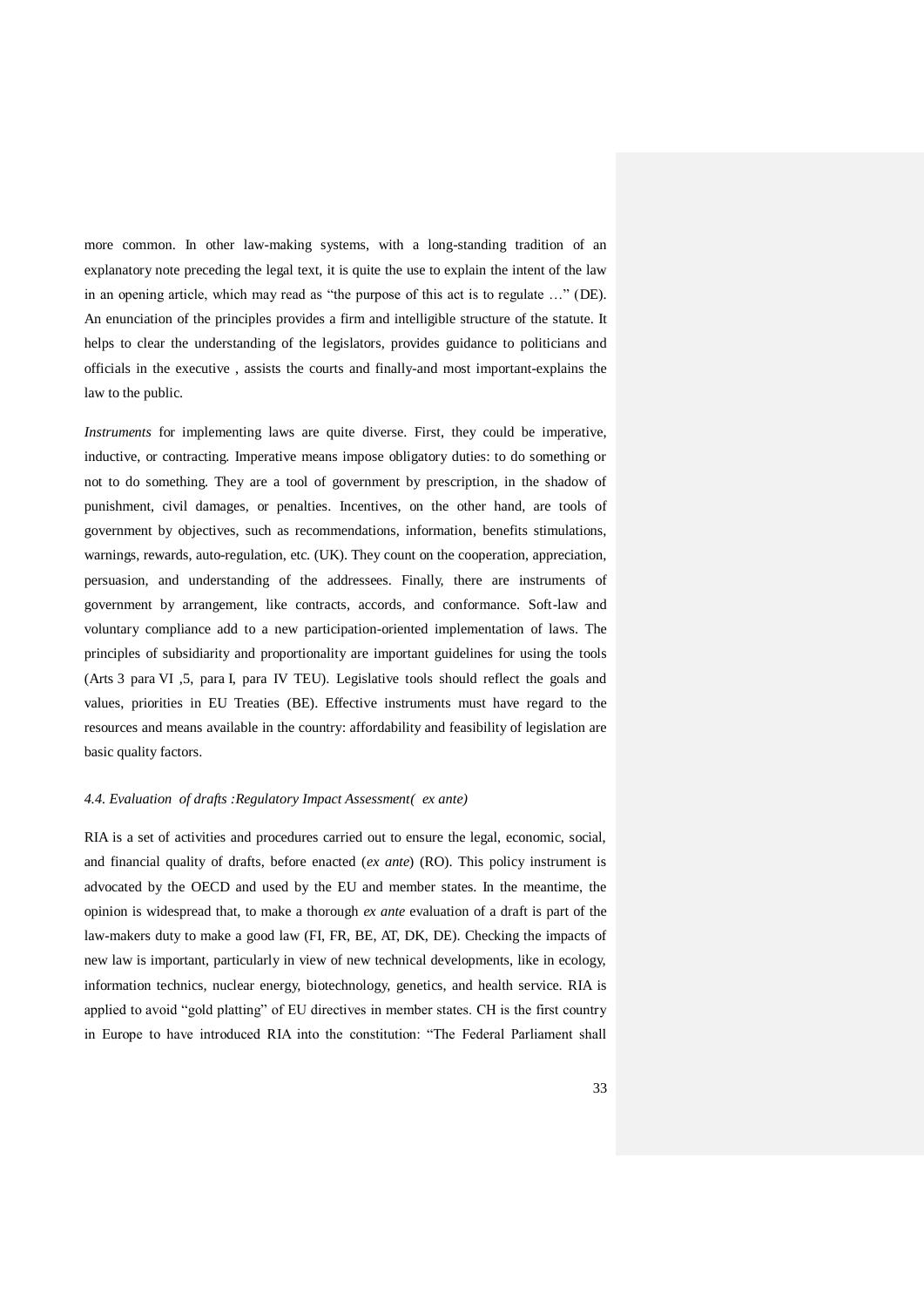more common. In other law-making systems, with a long-standing tradition of an explanatory note preceding the legal text, it is quite the use to explain the intent of the law in an opening article, which may read as "the purpose of this act is to regulate …" (DE). An enunciation of the principles provides a firm and intelligible structure of the statute. It helps to clear the understanding of the legislators, provides guidance to politicians and officials in the executive , assists the courts and finally-and most important-explains the law to the public.

*Instruments* for implementing laws are quite diverse. First, they could be imperative, inductive, or contracting. Imperative means impose obligatory duties: to do something or not to do something. They are a tool of government by prescription, in the shadow of punishment, civil damages, or penalties. Incentives, on the other hand, are tools of government by objectives, such as recommendations, information, benefits stimulations, warnings, rewards, auto-regulation, etc. (UK). They count on the cooperation, appreciation, persuasion, and understanding of the addressees. Finally, there are instruments of government by arrangement, like contracts, accords, and conformance. Soft-law and voluntary compliance add to a new participation-oriented implementation of laws. The principles of subsidiarity and proportionality are important guidelines for using the tools (Arts 3 para VI ,5, para I, para IV TEU). Legislative tools should reflect the goals and values, priorities in EU Treaties (BE). Effective instruments must have regard to the resources and means available in the country: affordability and feasibility of legislation are basic quality factors.

#### *4.4. Evaluation of drafts :Regulatory Impact Assessment( ex ante)*

RIA is a set of activities and procedures carried out to ensure the legal, economic, social, and financial quality of drafts, before enacted (*ex ante*) (RO). This policy instrument is advocated by the OECD and used by the EU and member states. In the meantime, the opinion is widespread that, to make a thorough *ex ante* evaluation of a draft is part of the law-makers duty to make a good law (FI, FR, BE, AT, DK, DE). Checking the impacts of new law is important, particularly in view of new technical developments, like in ecology, information technics, nuclear energy, biotechnology, genetics, and health service. RIA is applied to avoid "gold platting" of EU directives in member states. CH is the first country in Europe to have introduced RIA into the constitution: "The Federal Parliament shall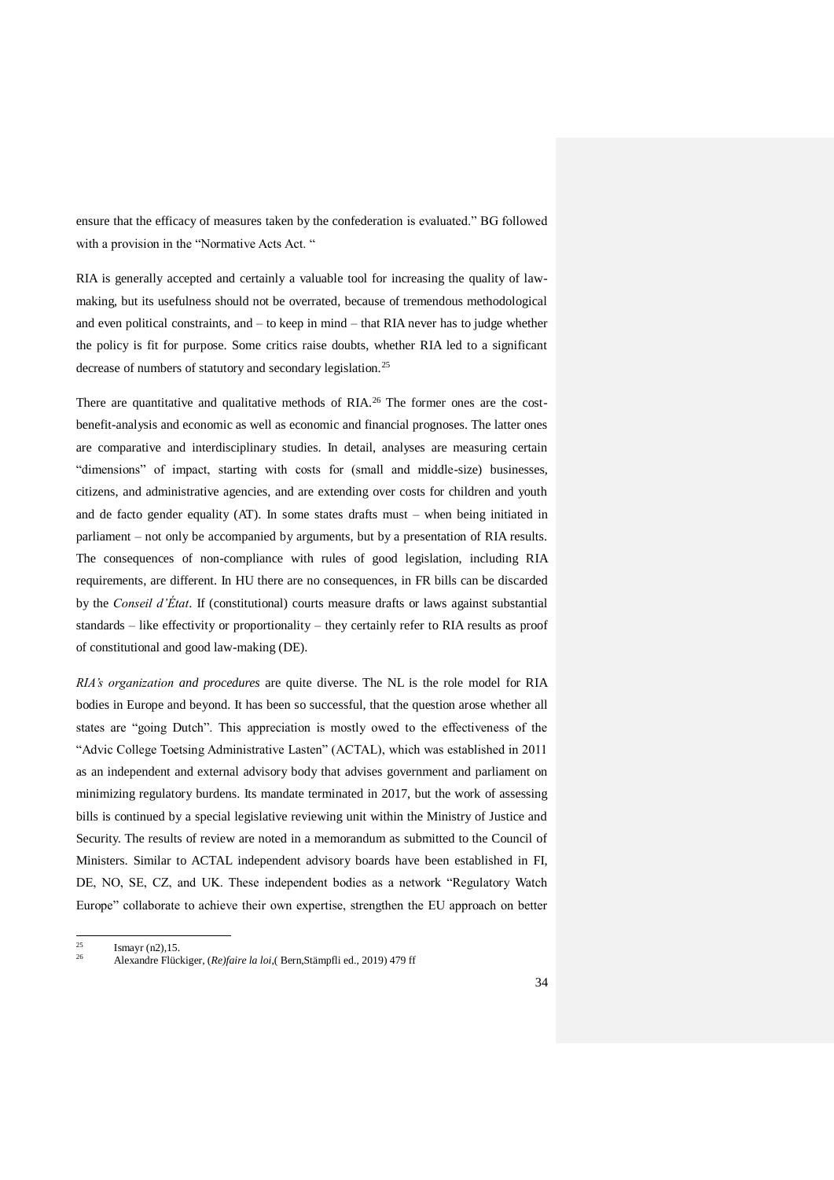ensure that the efficacy of measures taken by the confederation is evaluated." BG followed with a provision in the "Normative Acts Act. "

RIA is generally accepted and certainly a valuable tool for increasing the quality of law-making, but its usefulness should not be overrated, because of tremendous methodological and even political constraints, and – to keep in mind – that RIA never has to judge whether the policy is fit for purpose. Some critics raise doubts, whether RIA led to a significant decrease of numbers of statutory and secondary legislation.[25]

There are quantitative and qualitative methods of RIA.[26] The former ones are the cost-benefit-analysis and economic as well as economic and financial prognoses. The latter ones are comparative and interdisciplinary studies. In detail, analyses are measuring certain "dimensions" of impact, starting with costs for (small and middle-size) businesses, citizens, and administrative agencies, and are extending over costs for children and youth and de facto gender equality (AT). In some states drafts must – when being initiated in parliament – not only be accompanied by arguments, but by a presentation of RIA results. The consequences of non-compliance with rules of good legislation, including RIA requirements, are different. In HU there are no consequences, in FR bills can be discarded by the *Conseil d'État*. If (constitutional) courts measure drafts or laws against substantial standards – like effectivity or proportionality – they certainly refer to RIA results as proof of constitutional and good law-making (DE).

*RIA's organization and procedures* are quite diverse. The NL is the role model for RIA bodies in Europe and beyond. It has been so successful, that the question arose whether all states are "going Dutch". This appreciation is mostly owed to the effectiveness of the "Advic College Toetsing Administrative Lasten" (ACTAL), which was established in 2011 as an independent and external advisory body that advises government and parliament on minimizing regulatory burdens. Its mandate terminated in 2017, but the work of assessing bills is continued by a special legislative reviewing unit within the Ministry of Justice and Security. The results of review are noted in a memorandum as submitted to the Council of Ministers. Similar to ACTAL independent advisory boards have been established in FI, DE, NO, SE, CZ, and UK. These independent bodies as a network "Regulatory Watch Europe" collaborate to achieve their own expertise, strengthen the EU approach on better

---

[25] Ismayr (n2),15.

[26] Alexandre Flückiger, (*Re)faire la loi*,( Bern,Stämpfli ed., 2019) 479 ff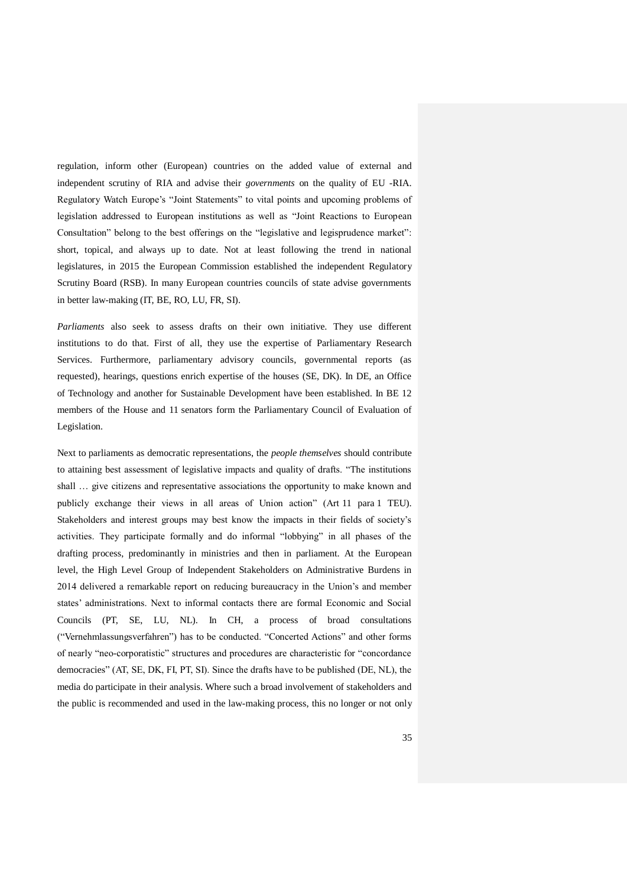regulation, inform other (European) countries on the added value of external and independent scrutiny of RIA and advise their *governments* on the quality of EU -RIA. Regulatory Watch Europe's "Joint Statements" to vital points and upcoming problems of legislation addressed to European institutions as well as "Joint Reactions to European Consultation" belong to the best offerings on the "legislative and legisprudence market": short, topical, and always up to date. Not at least following the trend in national legislatures, in 2015 the European Commission established the independent Regulatory Scrutiny Board (RSB). In many European countries councils of state advise governments in better law-making (IT, BE, RO, LU, FR, SI).

*Parliaments* also seek to assess drafts on their own initiative. They use different institutions to do that. First of all, they use the expertise of Parliamentary Research Services. Furthermore, parliamentary advisory councils, governmental reports (as requested), hearings, questions enrich expertise of the houses (SE, DK). In DE, an Office of Technology and another for Sustainable Development have been established. In BE 12 members of the House and 11 senators form the Parliamentary Council of Evaluation of Legislation.

Next to parliaments as democratic representations, the *people themselves* should contribute to attaining best assessment of legislative impacts and quality of drafts. "The institutions shall … give citizens and representative associations the opportunity to make known and publicly exchange their views in all areas of Union action" (Art 11 para 1 TEU). Stakeholders and interest groups may best know the impacts in their fields of society's activities. They participate formally and do informal "lobbying" in all phases of the drafting process, predominantly in ministries and then in parliament. At the European level, the High Level Group of Independent Stakeholders on Administrative Burdens in 2014 delivered a remarkable report on reducing bureaucracy in the Union's and member states' administrations. Next to informal contacts there are formal Economic and Social Councils (PT, SE, LU, NL). In CH, a process of broad consultations ("Vernehmlassungsverfahren") has to be conducted. "Concerted Actions" and other forms of nearly "neo-corporatistic" structures and procedures are characteristic for "concordance democracies" (AT, SE, DK, FI, PT, SI). Since the drafts have to be published (DE, NL), the media do participate in their analysis. Where such a broad involvement of stakeholders and the public is recommended and used in the law-making process, this no longer or not only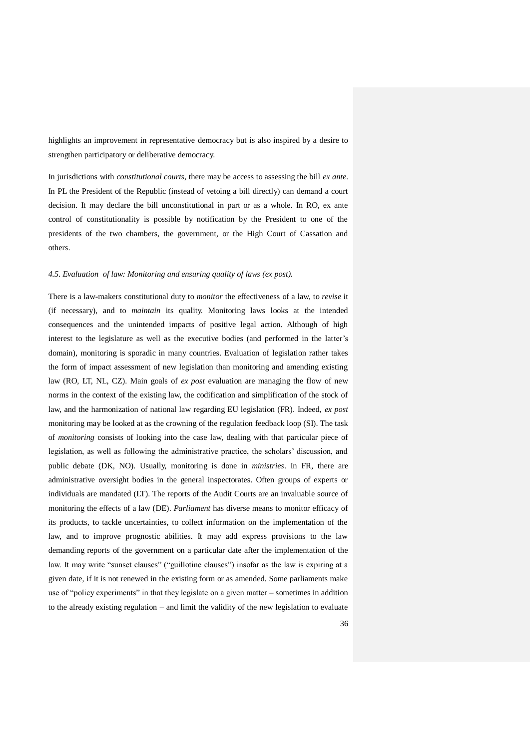highlights an improvement in representative democracy but is also inspired by a desire to strengthen participatory or deliberative democracy.

In jurisdictions with *constitutional courts*, there may be access to assessing the bill *ex ante*. In PL the President of the Republic (instead of vetoing a bill directly) can demand a court decision. It may declare the bill unconstitutional in part or as a whole. In RO, ex ante control of constitutionality is possible by notification by the President to one of the presidents of the two chambers, the government, or the High Court of Cassation and others.

#### *4.5. Evaluation of law: Monitoring and ensuring quality of laws (ex post).*

There is a law-makers constitutional duty to *monitor* the effectiveness of a law, to *revise* it (if necessary), and to *maintain* its quality. Monitoring laws looks at the intended consequences and the unintended impacts of positive legal action. Although of high interest to the legislature as well as the executive bodies (and performed in the latter's domain), monitoring is sporadic in many countries. Evaluation of legislation rather takes the form of impact assessment of new legislation than monitoring and amending existing law (RO, LT, NL, CZ). Main goals of *ex post* evaluation are managing the flow of new norms in the context of the existing law, the codification and simplification of the stock of law, and the harmonization of national law regarding EU legislation (FR). Indeed, *ex post* monitoring may be looked at as the crowning of the regulation feedback loop (SI). The task of *monitoring* consists of looking into the case law, dealing with that particular piece of legislation, as well as following the administrative practice, the scholars' discussion, and public debate (DK, NO). Usually, monitoring is done in *ministries*. In FR, there are administrative oversight bodies in the general inspectorates. Often groups of experts or individuals are mandated (LT). The reports of the Audit Courts are an invaluable source of monitoring the effects of a law (DE). *Parliament* has diverse means to monitor efficacy of its products, to tackle uncertainties, to collect information on the implementation of the law, and to improve prognostic abilities. It may add express provisions to the law demanding reports of the government on a particular date after the implementation of the law. It may write "sunset clauses" ("guillotine clauses") insofar as the law is expiring at a given date, if it is not renewed in the existing form or as amended. Some parliaments make use of "policy experiments" in that they legislate on a given matter – sometimes in addition to the already existing regulation – and limit the validity of the new legislation to evaluate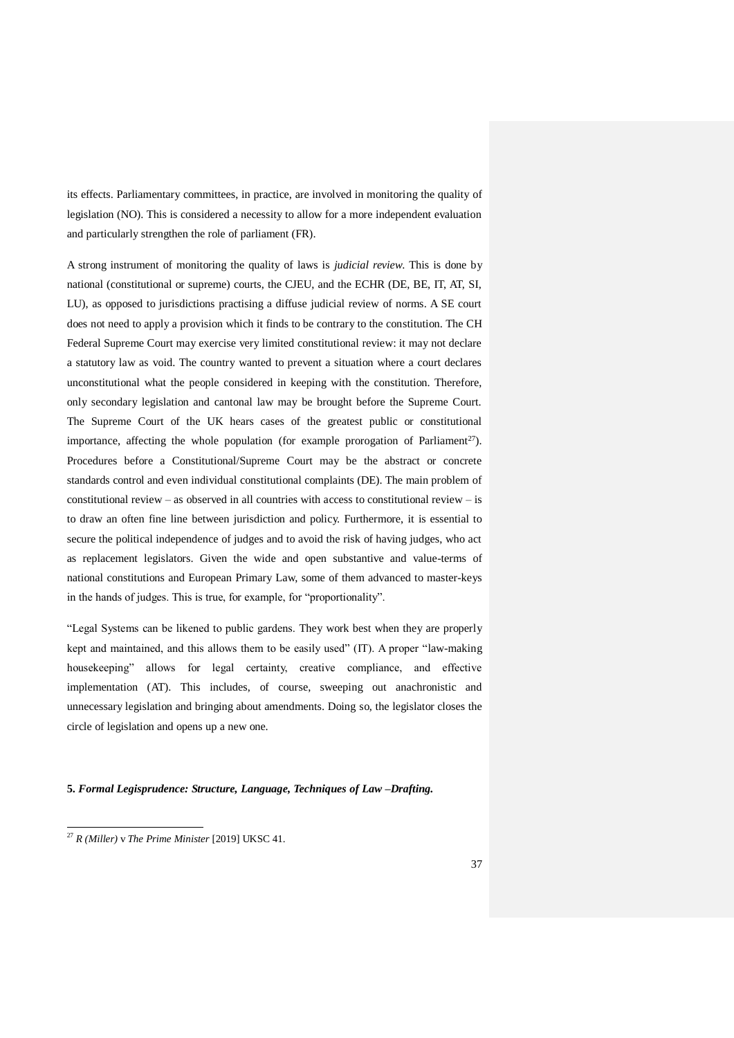its effects. Parliamentary committees, in practice, are involved in monitoring the quality of legislation (NO). This is considered a necessity to allow for a more independent evaluation and particularly strengthen the role of parliament (FR).

A strong instrument of monitoring the quality of laws is *judicial review*. This is done by national (constitutional or supreme) courts, the CJEU, and the ECHR (DE, BE, IT, AT, SI, LU), as opposed to jurisdictions practising a diffuse judicial review of norms. A SE court does not need to apply a provision which it finds to be contrary to the constitution. The CH Federal Supreme Court may exercise very limited constitutional review: it may not declare a statutory law as void. The country wanted to prevent a situation where a court declares unconstitutional what the people considered in keeping with the constitution. Therefore, only secondary legislation and cantonal law may be brought before the Supreme Court. The Supreme Court of the UK hears cases of the greatest public or constitutional importance, affecting the whole population (for example prorogation of Parliament[27]). Procedures before a Constitutional/Supreme Court may be the abstract or concrete standards control and even individual constitutional complaints (DE). The main problem of constitutional review – as observed in all countries with access to constitutional review – is to draw an often fine line between jurisdiction and policy. Furthermore, it is essential to secure the political independence of judges and to avoid the risk of having judges, who act as replacement legislators. Given the wide and open substantive and value-terms of national constitutions and European Primary Law, some of them advanced to master-keys in the hands of judges. This is true, for example, for "proportionality".

"Legal Systems can be likened to public gardens. They work best when they are properly kept and maintained, and this allows them to be easily used" (IT). A proper "law-making housekeeping" allows for legal certainty, creative compliance, and effective implementation (AT). This includes, of course, sweeping out anachronistic and unnecessary legislation and bringing about amendments. Doing so, the legislator closes the circle of legislation and opens up a new one.

## 5. *Formal Legisprudence: Structure, Language, Techniques of Law –Drafting.*

---

[27] *R (Miller)* v *The Prime Minister* [2019] UKSC 41.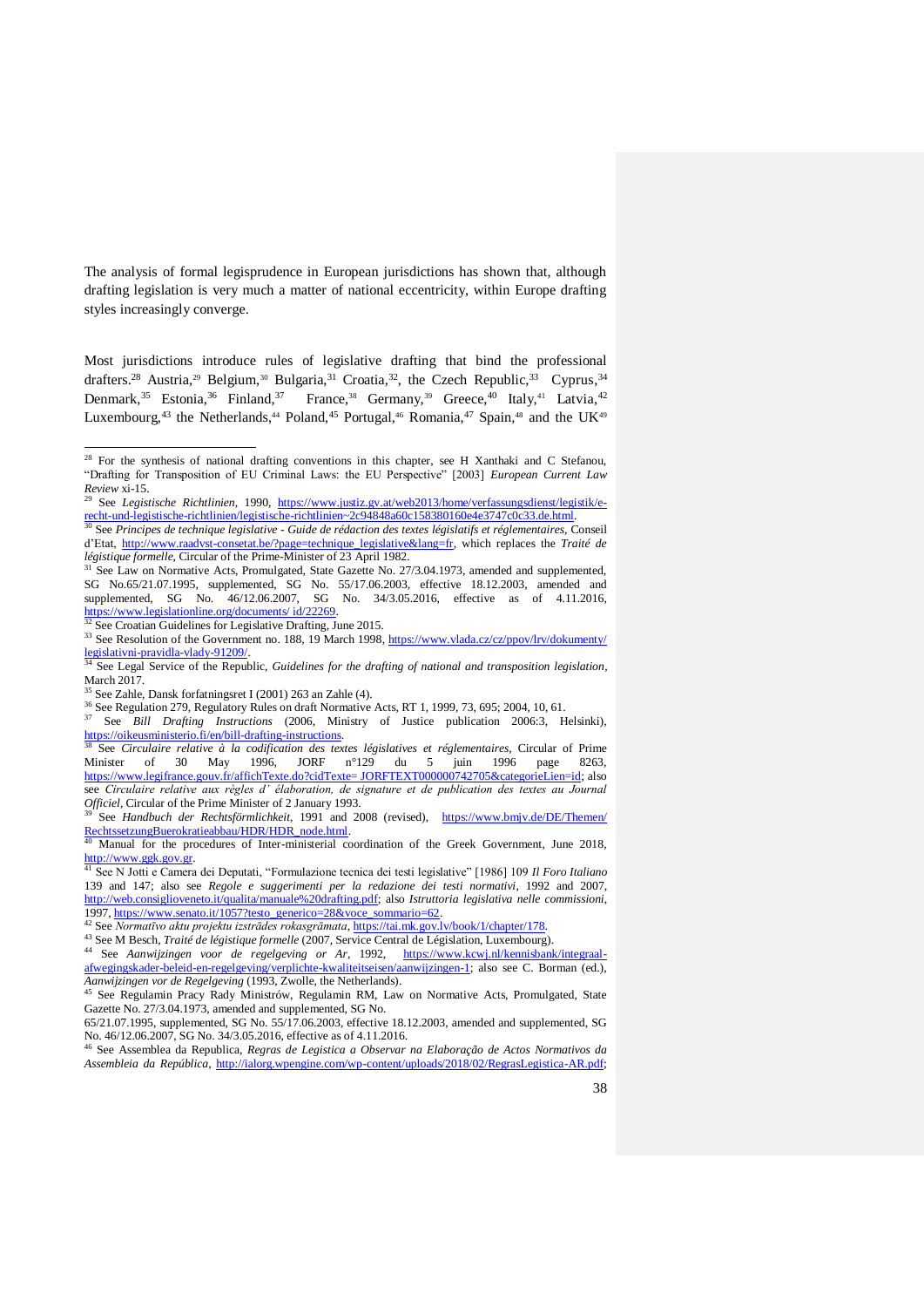The analysis of formal legisprudence in European jurisdictions has shown that, although drafting legislation is very much a matter of national eccentricity, within Europe drafting styles increasingly converge.

Most jurisdictions introduce rules of legislative drafting that bind the professional drafters.[28] Austria,[29] Belgium,[30] Bulgaria,[31] Croatia,[32], the Czech Republic,[33] Cyprus,[34] Denmark,[35] Estonia,[36] Finland,[37] France,[38] Germany,[39] Greece,[40] Italy,[41] Latvia,[42] Luxembourg,[43] the Netherlands,[44] Poland,[45] Portugal,[46] Romania,[47] Spain,[48] and the UK[49]

---

[28] For the synthesis of national drafting conventions in this chapter, see H Xanthaki and C Stefanou, "Drafting for Transposition of EU Criminal Laws: the EU Perspective" [2003] *European Current Law Review* xi-15.

[29] See *Legistische Richtlinien*, 1990, https://www.justiz.gv.at/web2013/home/verfassungsdienst/legistik/e-recht-und-legistische-richtlinien/legistische-richtlinien~2c94848a60c158380160e4e3747c0c33.de.html.

[30] See *Principes de technique legislative - Guide de rédaction des textes législatifs et réglementaires*, Conseil d'Etat, http://www.raadvst-consetat.be/?page=technique_legislative&lang=fr, which replaces the *Traité de légistique formelle*, Circular of the Prime-Minister of 23 April 1982.

[31] See Law on Normative Acts, Promulgated, State Gazette No. 27/3.04.1973, amended and supplemented, SG No.65/21.07.1995, supplemented, SG No. 55/17.06.2003, effective 18.12.2003, amended and supplemented, SG No. 46/12.06.2007, SG No. 34/3.05.2016, effective as of 4.11.2016, https://www.legislationline.org/documents/ id/22269.

[32] See Croatian Guidelines for Legislative Drafting, June 2015.

[33] See Resolution of the Government no. 188, 19 March 1998, https://www.vlada.cz/cz/ppov/lrv/dokumenty/legislativni-pravidla-vlady-91209/.

[34] See Legal Service of the Republic, *Guidelines for the drafting of national and transposition legislation*, March 2017.

[35] See Zahle, Dansk forfatningsret I (2001) 263 an Zahle (4).

[36] See Regulation 279, Regulatory Rules on draft Normative Acts, RT 1, 1999, 73, 695; 2004, 10, 61.

[37] See *Bill Drafting Instructions* (2006, Ministry of Justice publication 2006:3, Helsinki), https://oikeusministerio.fi/en/bill-drafting-instructions.

[38] See *Circulaire relative à la codification des textes législatives et réglementaires*, Circular of Prime Minister of 30 May 1996, JORF n°129 du 5 juin 1996 page 8263, https://www.legifrance.gouv.fr/affichTexte.do?cidTexte= JORFTEXT000000742705&categorieLien=id; also see *Circulaire relative aux règles d' élaboration, de signature et de publication des textes au Journal Officiel*, Circular of the Prime Minister of 2 January 1993.

[39] See *Handbuch der Rechtsförmlichkeit*, 1991 and 2008 (revised), https://www.bmjv.de/DE/Themen/RechtssetzungBuerokratieabbau/HDR/HDR_node.html.

[40] Manual for the procedures of Inter-ministerial coordination of the Greek Government, June 2018, http://www.ggk.gov.gr.

[41] See N Jotti e Camera dei Deputati, "Formulazione tecnica dei testi legislative" [1986] 109 *Il Foro Italiano* 139 and 147; also see *Regole e suggerimenti per la redazione dei testi normativi*, 1992 and 2007, http://web.consiglioveneto.it/qualita/manuale%20drafting.pdf; also *Istruttoria legislativa nelle commissioni*, 1997, https://www.senato.it/1057?testo_generico=28&voce_sommario=62.

[42] See *Normatīvo aktu projektu izstrādes rokasgrāmata*, https://tai.mk.gov.lv/book/1/chapter/178.

[43] See M Besch, *Traité de légistique formelle* (2007, Service Central de Législation, Luxembourg).

[44] See *Aanwijzingen voor de regelgeving or Ar*, 1992, https://www.kcwj.nl/kennisbank/integraal-afwegingskader-beleid-en-regelgeving/verplichte-kwaliteitseisen/aanwijzingen-1; also see C. Borman (ed.), *Aanwijzingen vor de Regelgeving* (1993, Zwolle, the Netherlands).

[45] See Regulamin Pracy Rady Ministrów, Regulamin RM, Law on Normative Acts, Promulgated, State Gazette No. 27/3.04.1973, amended and supplemented, SG No.
65/21.07.1995, supplemented, SG No. 55/17.06.2003, effective 18.12.2003, amended and supplemented, SG No. 46/12.06.2007, SG No. 34/3.05.2016, effective as of 4.11.2016.

[46] See Assemblea da Republica, *Regras de Legistica a Observar na Elaboração de Actos Normativos da Assembleia da República*, http://ialorg.wpengine.com/wp-content/uploads/2018/02/RegrasLegistica-AR.pdf;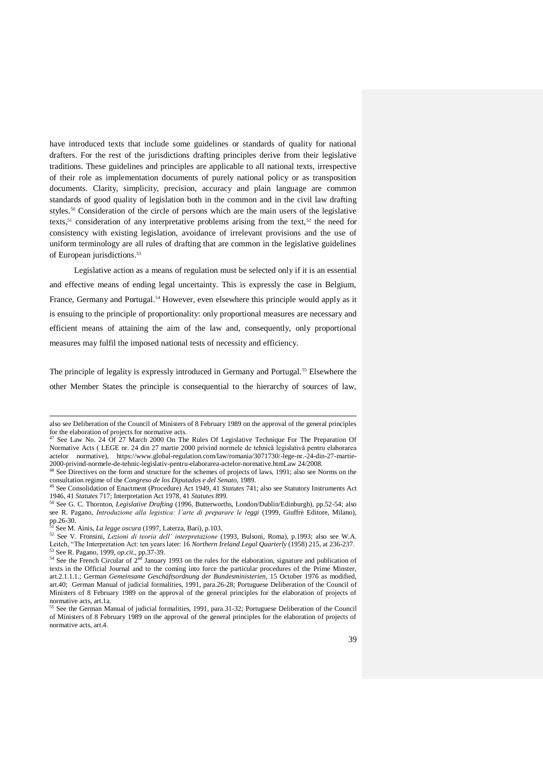have introduced texts that include some guidelines or standards of quality for national drafters. For the rest of the jurisdictions drafting principles derive from their legislative traditions. These guidelines and principles are applicable to all national texts, irrespective of their role as implementation documents of purely national policy or as transposition documents. Clarity, simplicity, precision, accuracy and plain language are common standards of good quality of legislation both in the common and in the civil law drafting styles.[50] Consideration of the circle of persons which are the main users of the legislative texts,[51] consideration of any interpretative problems arising from the text,[52] the need for consistency with existing legislation, avoidance of irrelevant provisions and the use of uniform terminology are all rules of drafting that are common in the legislative guidelines of European jurisdictions.[53]

Legislative action as a means of regulation must be selected only if it is an essential and effective means of ending legal uncertainty. This is expressly the case in Belgium, France, Germany and Portugal.[54] However, even elsewhere this principle would apply as it is ensuing to the principle of proportionality: only proportional measures are necessary and efficient means of attaining the aim of the law and, consequently, only proportional measures may fulfil the imposed national tests of necessity and efficiency.

The principle of legality is expressly introduced in Germany and Portugal.[55] Elsewhere the other Member States the principle is consequential to the hierarchy of sources of law,

---

also see Deliberation of the Council of Ministers of 8 February 1989 on the approval of the general principles for the elaboration of projects for normative acts.

[47] See Law No. 24 Of 27 March 2000 On The Rules Of Legislative Technique For The Preparation Of Normative Acts ( LEGE nr. 24 din 27 martie 2000 privind normele de tehnică legislativă pentru elaborarea actelor normative), https://www.global-regulation.com/law/romania/3071730/-lege-nr.-24-din-27-martie-2000-privind-normele-de-tehnic-legislativ-pentru-elaborarea-actelor-normative.htmLaw 24/2008.

[48] See Directives on the form and structure for the schemes of projects of laws, 1991; also see Norms on the consultation regime of the *Congreso de los Diputados e del Senato*, 1989.

[49] See Consolidation of Enactment (Procedure) Act 1949, 41 *Statutes* 741; also see Statutory Instruments Act 1946, 41 *Statutes* 717; Interpretation Act 1978, 41 *Statutes* 899.

[50] See G. C. Thornton, *Legislative Drafting* (1996, Butterworths, London/Dublin/Edinburgh), pp.52-54; also see R. Pagano, *Introduzione alla legistica: l'arte di preparare le leggi* (1999, Giuffrè Editore, Milano), pp.26-30.

[51] See M. Ainis, *La legge oscura* (1997, Laterza, Bari), p.103.

[52] See V. Fronsini, *Lezioni di teoria dell' interpretazione* (1993, Bulsoni, Roma), p.1993; also see W.A. Leitch, "The Interpretation Act: ten years later: 16 *Northern Ireland Legal Quarterly* (1958) 215, at 236-237.

[53] See R. Pagano, 1999, *op.cit*., pp.37-39.

[54] See the French Circular of 2nd January 1993 on the rules for the elaboration, signature and publication of texts in the Official Journal and to the coming into force the particular procedures of the Prime Minster, art.2.1.1.1.; German *Gemeinsame Geschäftsordnung der Bundesministerien*, 15 October 1976 as modified, art.40; German Manual of judicial formalities, 1991, para.26-28; Portuguese Deliberation of the Council of Ministers of 8 February 1989 on the approval of the general principles for the elaboration of projects of normative acts, art.1a.

[55] See the German Manual of judicial formalities, 1991, para.31-32; Portuguese Deliberation of the Council of Ministers of 8 February 1989 on the approval of the general principles for the elaboration of projects of normative acts, art.4.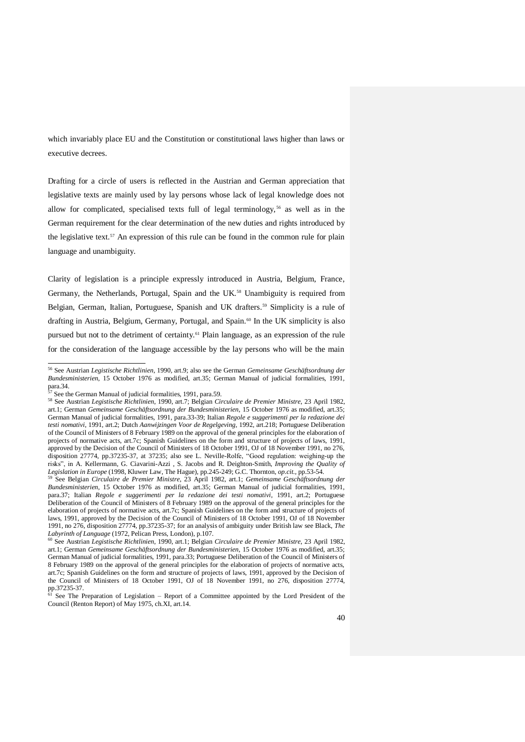which invariably place EU and the Constitution or constitutional laws higher than laws or executive decrees.

Drafting for a circle of users is reflected in the Austrian and German appreciation that legislative texts are mainly used by lay persons whose lack of legal knowledge does not allow for complicated, specialised texts full of legal terminology,[56] as well as in the German requirement for the clear determination of the new duties and rights introduced by the legislative text.[57] An expression of this rule can be found in the common rule for plain language and unambiguity.

Clarity of legislation is a principle expressly introduced in Austria, Belgium, France, Germany, the Netherlands, Portugal, Spain and the UK.[58] Unambiguity is required from Belgian, German, Italian, Portuguese, Spanish and UK drafters.[59] Simplicity is a rule of drafting in Austria, Belgium, Germany, Portugal, and Spain.[60] In the UK simplicity is also pursued but not to the detriment of certainty.[61] Plain language, as an expression of the rule for the consideration of the language accessible by the lay persons who will be the main

---

[56] See Austrian *Legistische Richtlinien*, 1990, art.9; also see the German *Gemeinsame Geschäftsordnung der Bundesministerien*, 15 October 1976 as modified, art.35; German Manual of judicial formalities, 1991, para.34.

[57] See the German Manual of judicial formalities, 1991, para.59.

[58] See Austrian *Legistische Richtlinien*, 1990, art.7; Belgian *Circulaire de Premier Ministre*, 23 April 1982, art.1; German *Gemeinsame Geschäftsordnung der Bundesministerien*, 15 October 1976 as modified, art.35; German Manual of judicial formalities, 1991, para.33-39; Italian *Regole e suggerimenti per la redazione dei testi nomativi*, 1991, art.2; Dutch *Aanwijzingen Voor de Regelgeving*, 1992, art.218; Portuguese Deliberation of the Council of Ministers of 8 February 1989 on the approval of the general principles for the elaboration of projects of normative acts, art.7c; Spanish Guidelines on the form and structure of projects of laws, 1991, approved by the Decision of the Council of Ministers of 18 October 1991, OJ of 18 November 1991, no 276, disposition 27774, pp.37235-37, at 37235; also see L. Neville-Rolfe, "Good regulation: weighing-up the risks", in A. Kellermann, G. Ciavarini-Azzi , S. Jacobs and R. Deighton-Smith, *Improving the Quality of Legislation in Europe* (1998, Kluwer Law, The Hague), pp.245-249; G.C. Thornton, *op.cit.*, pp.53-54.

[59] See Belgian *Circulaire de Premier Ministre*, 23 April 1982, art.1; *Gemeinsame Geschäftsordnung der Bundesministerien*, 15 October 1976 as modified, art.35; German Manual of judicial formalities, 1991, para.37; Italian *Regole e suggerimenti per la redazione dei testi nomativi*, 1991, art.2; Portuguese Deliberation of the Council of Ministers of 8 February 1989 on the approval of the general principles for the elaboration of projects of normative acts, art.7c; Spanish Guidelines on the form and structure of projects of laws, 1991, approved by the Decision of the Council of Ministers of 18 October 1991, OJ of 18 November 1991, no 276, disposition 27774, pp.37235-37; for an analysis of ambiguity under British law see Black, *The Labyrinth of Language* (1972, Pelican Press, London), p.107.

[60] See Austrian *Legistische Richtlinien*, 1990, art.1; Belgian *Circulaire de Premier Ministre*, 23 April 1982, art.1; German *Gemeinsame Geschäftsordnung der Bundesministerien*, 15 October 1976 as modified, art.35; German Manual of judicial formalities, 1991, para.33; Portuguese Deliberation of the Council of Ministers of 8 February 1989 on the approval of the general principles for the elaboration of projects of normative acts, art.7c; Spanish Guidelines on the form and structure of projects of laws, 1991, approved by the Decision of the Council of Ministers of 18 October 1991, OJ of 18 November 1991, no 276, disposition 27774, pp.37235-37.

[61] See The Preparation of Legislation – Report of a Committee appointed by the Lord President of the Council (Renton Report) of May 1975, ch.XI, art.14.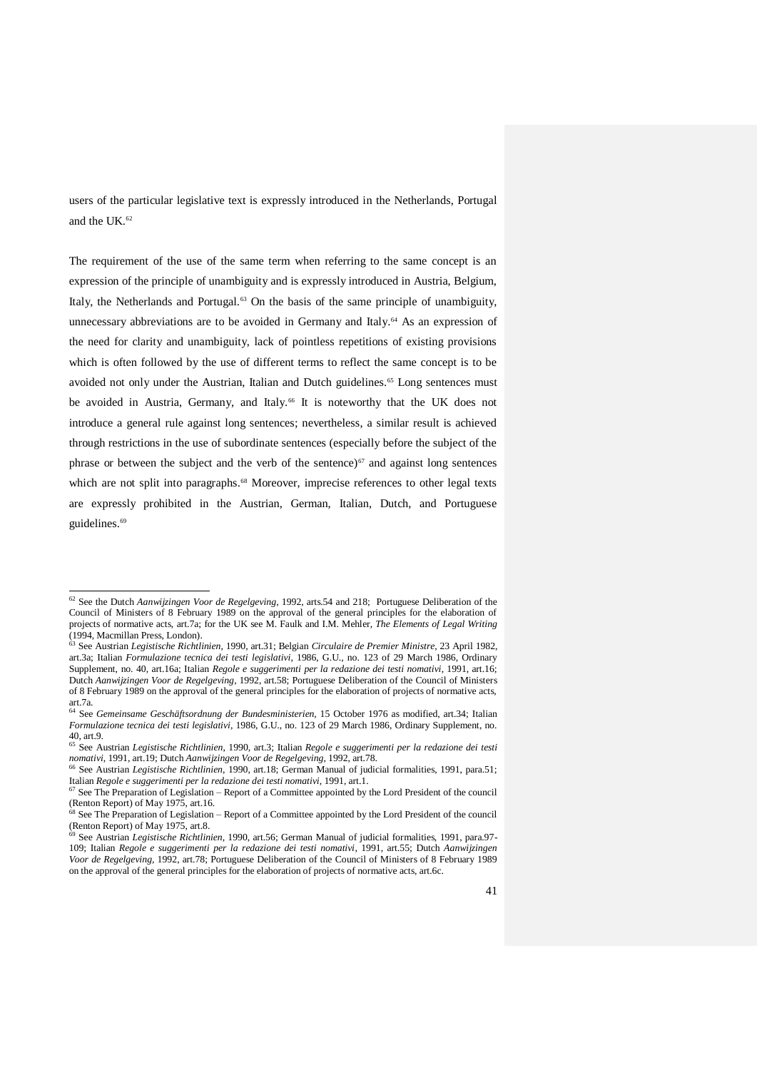users of the particular legislative text is expressly introduced in the Netherlands, Portugal and the UK.[62]

The requirement of the use of the same term when referring to the same concept is an expression of the principle of unambiguity and is expressly introduced in Austria, Belgium, Italy, the Netherlands and Portugal.[63] On the basis of the same principle of unambiguity, unnecessary abbreviations are to be avoided in Germany and Italy.[64] As an expression of the need for clarity and unambiguity, lack of pointless repetitions of existing provisions which is often followed by the use of different terms to reflect the same concept is to be avoided not only under the Austrian, Italian and Dutch guidelines.[65] Long sentences must be avoided in Austria, Germany, and Italy.[66] It is noteworthy that the UK does not introduce a general rule against long sentences; nevertheless, a similar result is achieved through restrictions in the use of subordinate sentences (especially before the subject of the phrase or between the subject and the verb of the sentence)[67] and against long sentences which are not split into paragraphs.[68] Moreover, imprecise references to other legal texts are expressly prohibited in the Austrian, German, Italian, Dutch, and Portuguese guidelines.[69]

---

[62] See the Dutch *Aanwijzingen Voor de Regelgeving*, 1992, arts.54 and 218; Portuguese Deliberation of the Council of Ministers of 8 February 1989 on the approval of the general principles for the elaboration of projects of normative acts, art.7a; for the UK see M. Faulk and I.M. Mehler, *The Elements of Legal Writing* (1994, Macmillan Press, London).

[63] See Austrian *Legistische Richtlinien*, 1990, art.31; Belgian *Circulaire de Premier Ministre*, 23 April 1982, art.3a; Italian *Formulazione tecnica dei testi legislativi*, 1986, G.U., no. 123 of 29 March 1986, Ordinary Supplement, no. 40, art.16a; Italian *Regole e suggerimenti per la redazione dei testi nomativi*, 1991, art.16; Dutch *Aanwijzingen Voor de Regelgeving*, 1992, art.58; Portuguese Deliberation of the Council of Ministers of 8 February 1989 on the approval of the general principles for the elaboration of projects of normative acts, art.7a.

[64] See *Gemeinsame Geschäftsordnung der Bundesministerien*, 15 October 1976 as modified, art.34; Italian *Formulazione tecnica dei testi legislativi*, 1986, G.U., no. 123 of 29 March 1986, Ordinary Supplement, no. 40, art.9.

[65] See Austrian *Legistische Richtlinien*, 1990, art.3; Italian *Regole e suggerimenti per la redazione dei testi nomativi*, 1991, art.19; Dutch *Aanwijzingen Voor de Regelgeving*, 1992, art.78.

[66] See Austrian *Legistische Richtlinien*, 1990, art.18; German Manual of judicial formalities, 1991, para.51; Italian *Regole e suggerimenti per la redazione dei testi nomativi*, 1991, art.1.

[67] See The Preparation of Legislation – Report of a Committee appointed by the Lord President of the council (Renton Report) of May 1975, art.16.

[68] See The Preparation of Legislation – Report of a Committee appointed by the Lord President of the council (Renton Report) of May 1975, art.8.

[69] See Austrian *Legistische Richtlinien*, 1990, art.56; German Manual of judicial formalities, 1991, para.97-109; Italian *Regole e suggerimenti per la redazione dei testi nomativi*, 1991, art.55; Dutch *Aanwijzingen Voor de Regelgeving*, 1992, art.78; Portuguese Deliberation of the Council of Ministers of 8 February 1989 on the approval of the general principles for the elaboration of projects of normative acts, art.6c.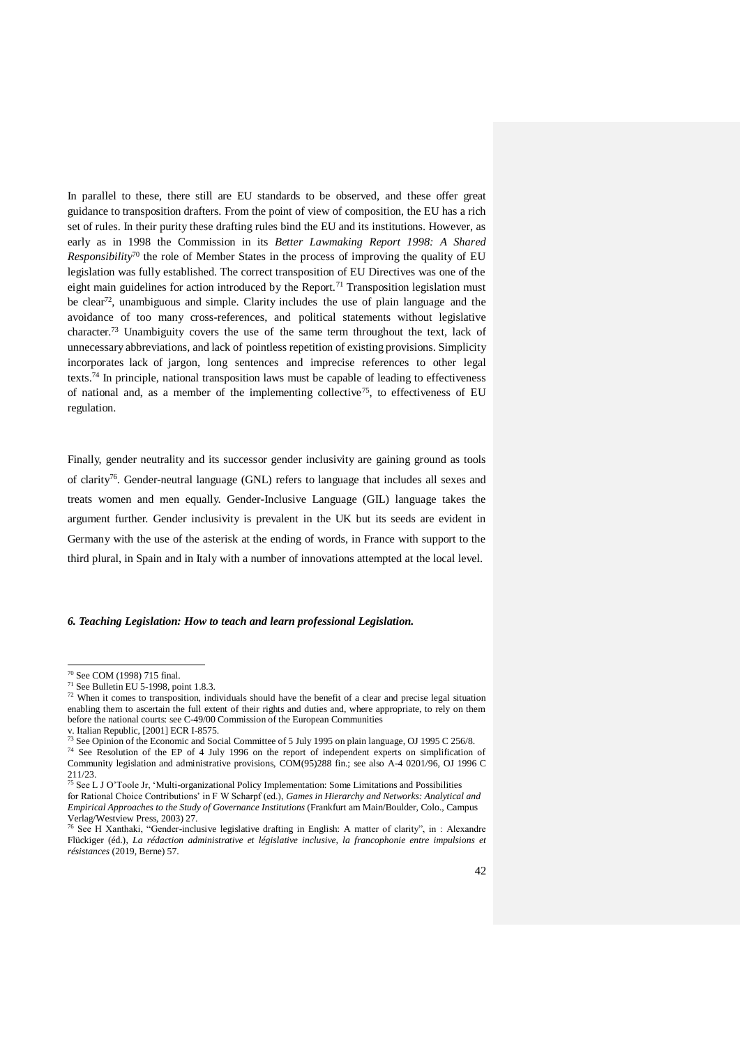In parallel to these, there still are EU standards to be observed, and these offer great guidance to transposition drafters. From the point of view of composition, the EU has a rich set of rules. In their purity these drafting rules bind the EU and its institutions. However, as early as in 1998 the Commission in its *Better Lawmaking Report 1998: A Shared Responsibility*[70] the role of Member States in the process of improving the quality of EU legislation was fully established. The correct transposition of EU Directives was one of the eight main guidelines for action introduced by the Report.[71] Transposition legislation must be clear[72], unambiguous and simple. Clarity includes the use of plain language and the avoidance of too many cross-references, and political statements without legislative character.[73] Unambiguity covers the use of the same term throughout the text, lack of unnecessary abbreviations, and lack of pointless repetition of existing provisions. Simplicity incorporates lack of jargon, long sentences and imprecise references to other legal texts.[74] In principle, national transposition laws must be capable of leading to effectiveness of national and, as a member of the implementing collective[75], to effectiveness of EU regulation.

Finally, gender neutrality and its successor gender inclusivity are gaining ground as tools of clarity[76]. Gender-neutral language (GNL) refers to language that includes all sexes and treats women and men equally. Gender-Inclusive Language (GIL) language takes the argument further. Gender inclusivity is prevalent in the UK but its seeds are evident in Germany with the use of the asterisk at the ending of words, in France with support to the third plural, in Spain and in Italy with a number of innovations attempted at the local level.

### *6. Teaching Legislation: How to teach and learn professional Legislation.*

---

[70] See COM (1998) 715 final.

[71] See Bulletin EU 5-1998, point 1.8.3.

[72] When it comes to transposition, individuals should have the benefit of a clear and precise legal situation enabling them to ascertain the full extent of their rights and duties and, where appropriate, to rely on them before the national courts: see C-49/00 Commission of the European Communities v. Italian Republic, [2001] ECR I-8575.

[73] See Opinion of the Economic and Social Committee of 5 July 1995 on plain language, OJ 1995 C 256/8.

[74] See Resolution of the EP of 4 July 1996 on the report of independent experts on simplification of Community legislation and administrative provisions, COM(95)288 fin.; see also A-4 0201/96, OJ 1996 C 211/23.

[75] See L J O'Toole Jr, 'Multi-organizational Policy Implementation: Some Limitations and Possibilities for Rational Choice Contributions' in F W Scharpf (ed.), *Games in Hierarchy and Networks: Analytical and Empirical Approaches to the Study of Governance Institutions* (Frankfurt am Main/Boulder, Colo., Campus Verlag/Westview Press, 2003) 27.

[76] See H Xanthaki, "Gender-inclusive legislative drafting in English: A matter of clarity", in : Alexandre Flückiger (éd.), *La rédaction administrative et législative inclusive, la francophonie entre impulsions et résistances* (2019, Berne) 57.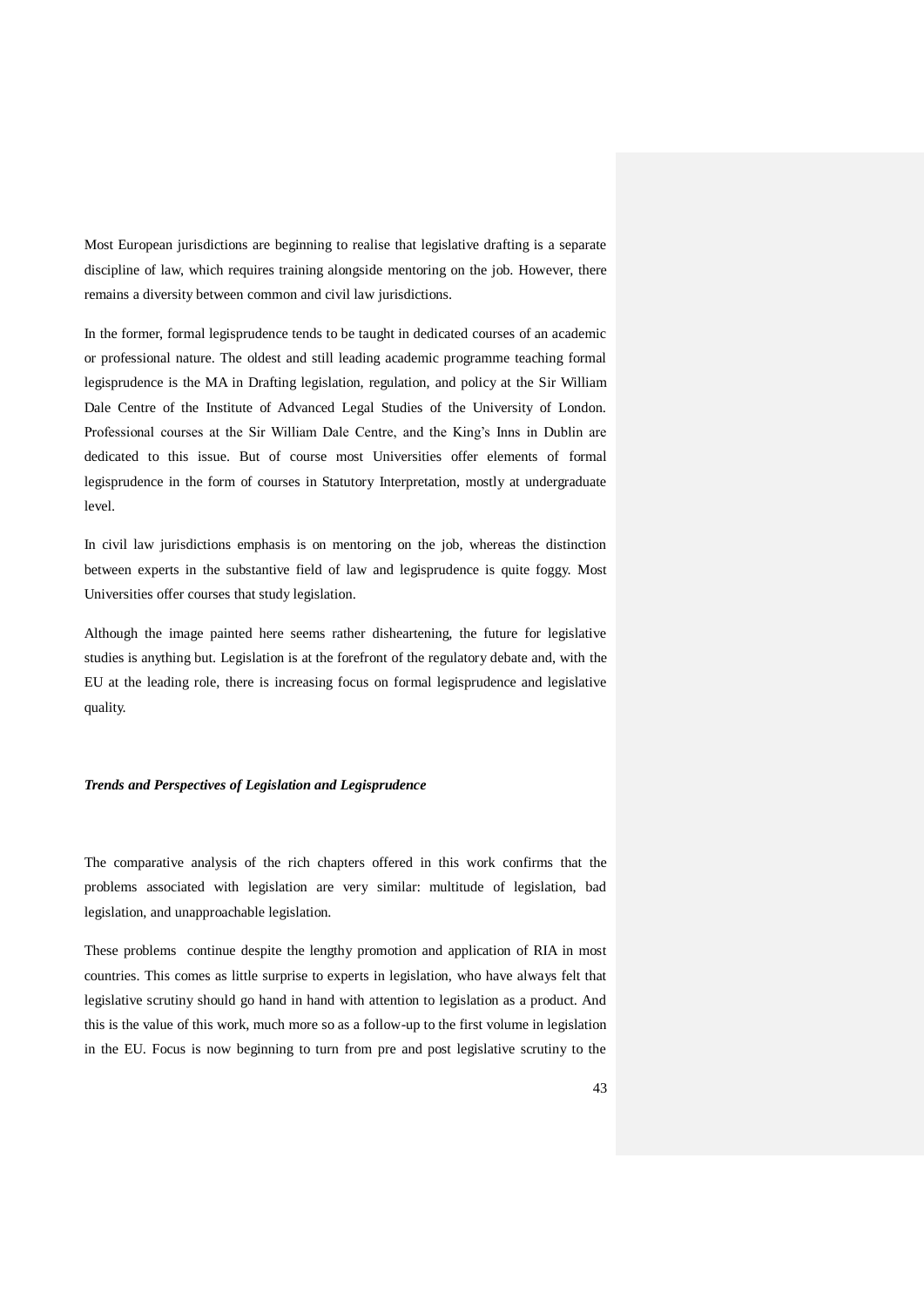Most European jurisdictions are beginning to realise that legislative drafting is a separate discipline of law, which requires training alongside mentoring on the job. However, there remains a diversity between common and civil law jurisdictions.

In the former, formal legisprudence tends to be taught in dedicated courses of an academic or professional nature. The oldest and still leading academic programme teaching formal legisprudence is the MA in Drafting legislation, regulation, and policy at the Sir William Dale Centre of the Institute of Advanced Legal Studies of the University of London. Professional courses at the Sir William Dale Centre, and the King's Inns in Dublin are dedicated to this issue. But of course most Universities offer elements of formal legisprudence in the form of courses in Statutory Interpretation, mostly at undergraduate level.

In civil law jurisdictions emphasis is on mentoring on the job, whereas the distinction between experts in the substantive field of law and legisprudence is quite foggy. Most Universities offer courses that study legislation.

Although the image painted here seems rather disheartening, the future for legislative studies is anything but. Legislation is at the forefront of the regulatory debate and, with the EU at the leading role, there is increasing focus on formal legisprudence and legislative quality.

***Trends and Perspectives of Legislation and Legisprudence***

The comparative analysis of the rich chapters offered in this work confirms that the problems associated with legislation are very similar: multitude of legislation, bad legislation, and unapproachable legislation.

These problems continue despite the lengthy promotion and application of RIA in most countries. This comes as little surprise to experts in legislation, who have always felt that legislative scrutiny should go hand in hand with attention to legislation as a product. And this is the value of this work, much more so as a follow-up to the first volume in legislation in the EU. Focus is now beginning to turn from pre and post legislative scrutiny to the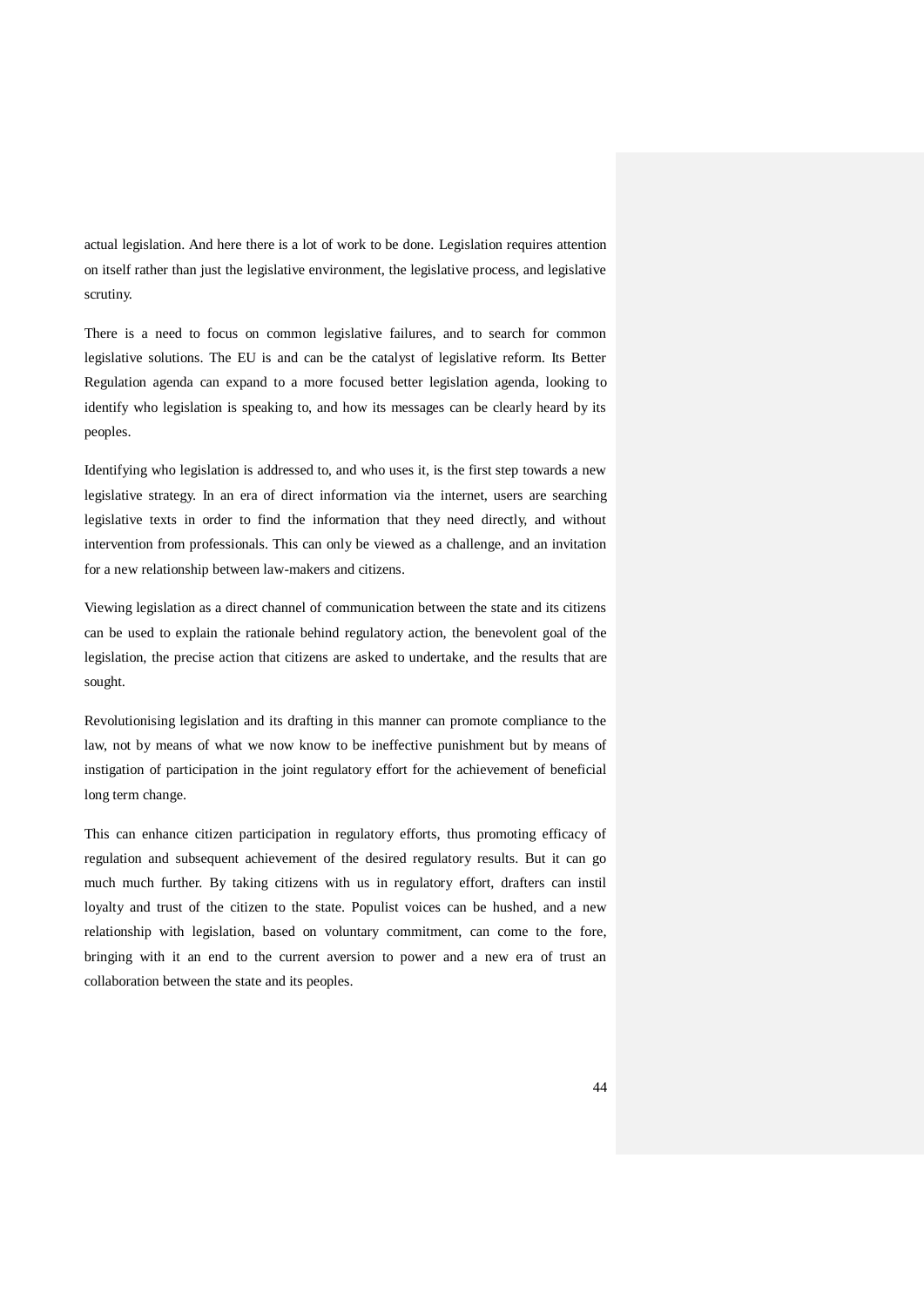actual legislation. And here there is a lot of work to be done. Legislation requires attention on itself rather than just the legislative environment, the legislative process, and legislative scrutiny.

There is a need to focus on common legislative failures, and to search for common legislative solutions. The EU is and can be the catalyst of legislative reform. Its Better Regulation agenda can expand to a more focused better legislation agenda, looking to identify who legislation is speaking to, and how its messages can be clearly heard by its peoples.

Identifying who legislation is addressed to, and who uses it, is the first step towards a new legislative strategy. In an era of direct information via the internet, users are searching legislative texts in order to find the information that they need directly, and without intervention from professionals. This can only be viewed as a challenge, and an invitation for a new relationship between law-makers and citizens.

Viewing legislation as a direct channel of communication between the state and its citizens can be used to explain the rationale behind regulatory action, the benevolent goal of the legislation, the precise action that citizens are asked to undertake, and the results that are sought.

Revolutionising legislation and its drafting in this manner can promote compliance to the law, not by means of what we now know to be ineffective punishment but by means of instigation of participation in the joint regulatory effort for the achievement of beneficial long term change.

This can enhance citizen participation in regulatory efforts, thus promoting efficacy of regulation and subsequent achievement of the desired regulatory results. But it can go much much further. By taking citizens with us in regulatory effort, drafters can instil loyalty and trust of the citizen to the state. Populist voices can be hushed, and a new relationship with legislation, based on voluntary commitment, can come to the fore, bringing with it an end to the current aversion to power and a new era of trust an collaboration between the state and its peoples.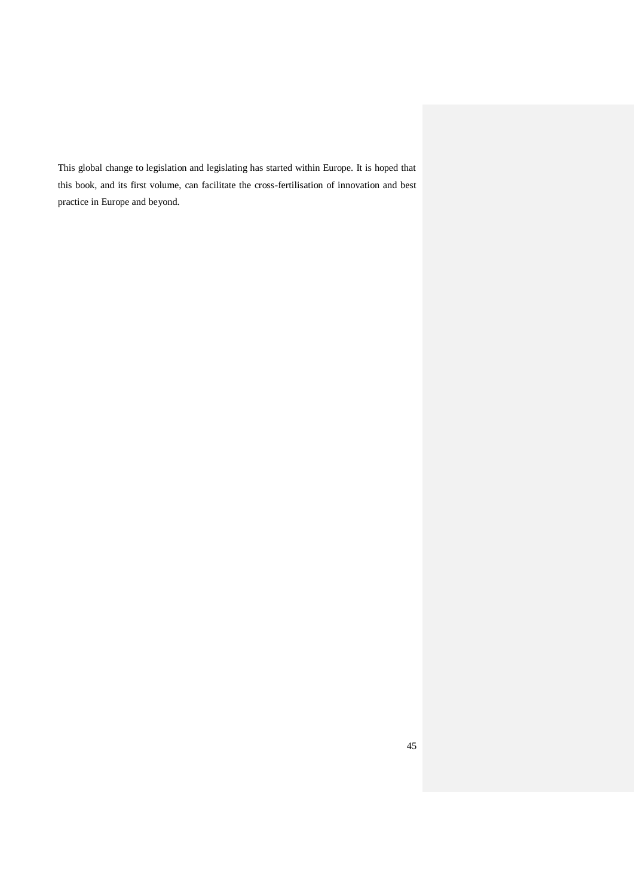This global change to legislation and legislating has started within Europe. It is hoped that this book, and its first volume, can facilitate the cross-fertilisation of innovation and best practice in Europe and beyond.